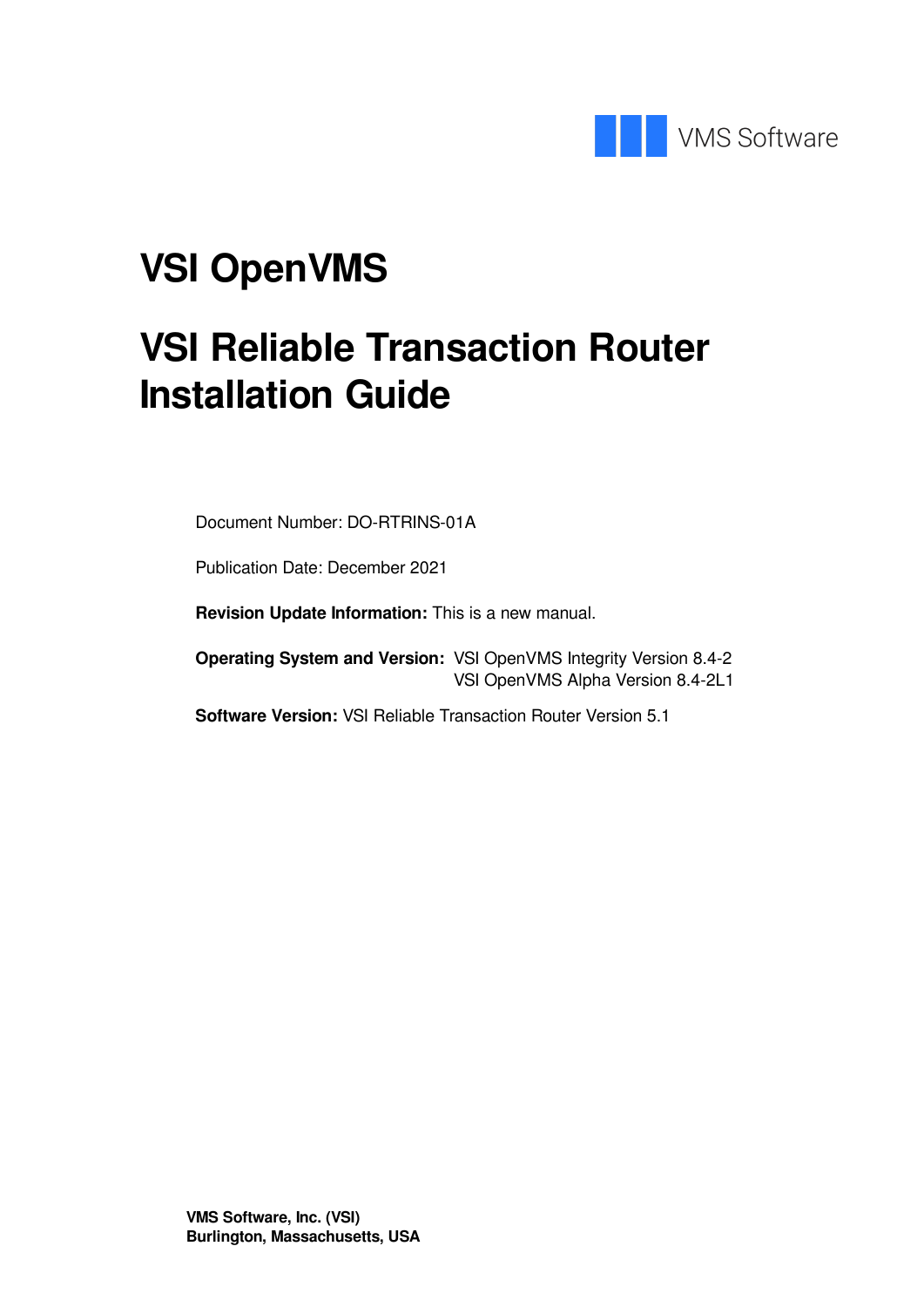VMS Software

# VSI OpenVMS

# VSI Reliable Transaction Router Installation Guide

Document Number: DO-RTRINS-01A

Publication Date: December 2021

**Revision Update Information:** This is a new manual.

**Operating System and Version:** VSI OpenVMS Integrity Version 8.4-2
VSI OpenVMS Alpha Version 8.4-2L1

**Software Version:** VSI Reliable Transaction Router Version 5.1

**VMS Software, Inc. (VSI)**
**Burlington, Massachusetts, USA**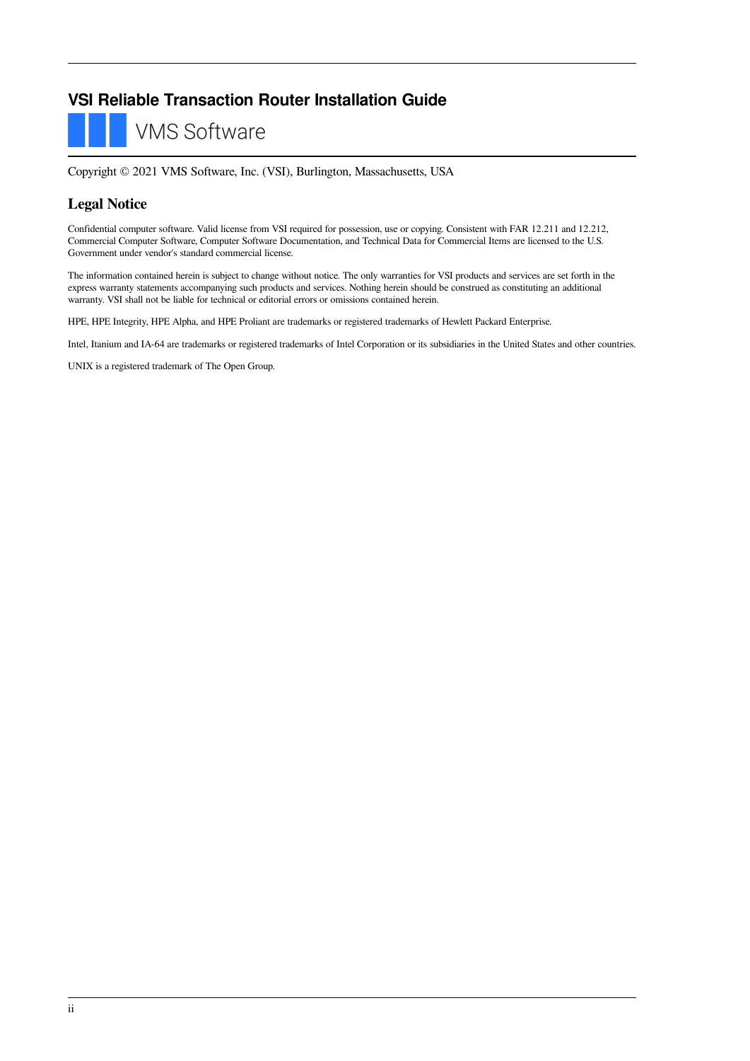# VSI Reliable Transaction Router Installation Guide

VMS Software

Copyright © 2021 VMS Software, Inc. (VSI), Burlington, Massachusetts, USA

## Legal Notice

Confidential computer software. Valid license from VSI required for possession, use or copying. Consistent with FAR 12.211 and 12.212, Commercial Computer Software, Computer Software Documentation, and Technical Data for Commercial Items are licensed to the U.S. Government under vendor's standard commercial license.

The information contained herein is subject to change without notice. The only warranties for VSI products and services are set forth in the express warranty statements accompanying such products and services. Nothing herein should be construed as constituting an additional warranty. VSI shall not be liable for technical or editorial errors or omissions contained herein.

HPE, HPE Integrity, HPE Alpha, and HPE Proliant are trademarks or registered trademarks of Hewlett Packard Enterprise.

Intel, Itanium and IA-64 are trademarks or registered trademarks of Intel Corporation or its subsidiaries in the United States and other countries.

UNIX is a registered trademark of The Open Group.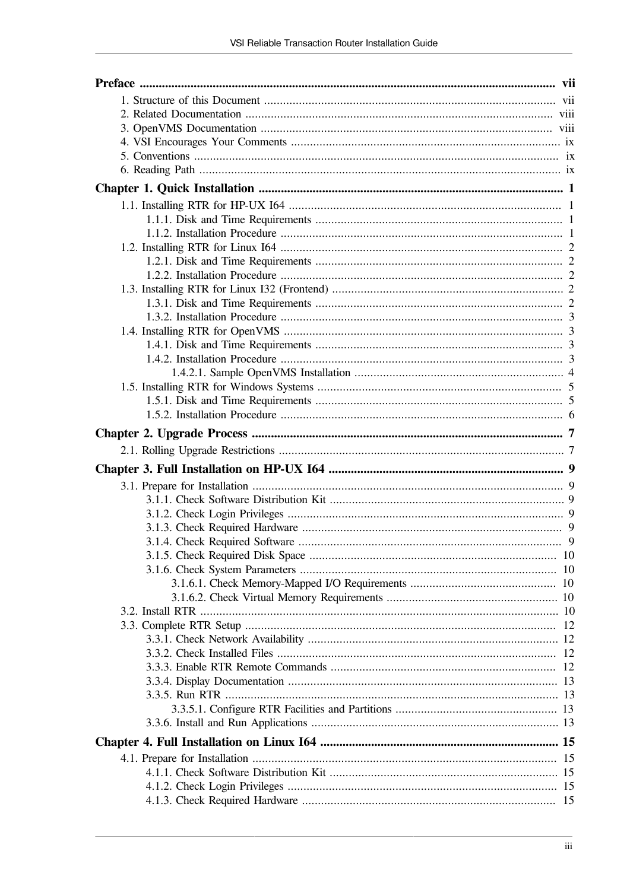Preface ..... vii

- 1. Structure of this Document ..... vii
- 2. Related Documentation ..... viii
- 3. OpenVMS Documentation ..... viii
- 4. VSI Encourages Your Comments ..... ix
- 5. Conventions ..... ix
- 6. Reading Path ..... ix

Chapter 1. Quick Installation ..... 1

- 1.1. Installing RTR for HP-UX I64 ..... 1
  - 1.1.1. Disk and Time Requirements ..... 1
  - 1.1.2. Installation Procedure ..... 1
- 1.2. Installing RTR for Linux I64 ..... 2
  - 1.2.1. Disk and Time Requirements ..... 2
  - 1.2.2. Installation Procedure ..... 2
- 1.3. Installing RTR for Linux I32 (Frontend) ..... 2
  - 1.3.1. Disk and Time Requirements ..... 2
  - 1.3.2. Installation Procedure ..... 3
- 1.4. Installing RTR for OpenVMS ..... 3
  - 1.4.1. Disk and Time Requirements ..... 3
  - 1.4.2. Installation Procedure ..... 3
    - 1.4.2.1. Sample OpenVMS Installation ..... 4
- 1.5. Installing RTR for Windows Systems ..... 5
  - 1.5.1. Disk and Time Requirements ..... 5
  - 1.5.2. Installation Procedure ..... 6

Chapter 2. Upgrade Process ..... 7

- 2.1. Rolling Upgrade Restrictions ..... 7

Chapter 3. Full Installation on HP-UX I64 ..... 9

- 3.1. Prepare for Installation ..... 9
  - 3.1.1. Check Software Distribution Kit ..... 9
  - 3.1.2. Check Login Privileges ..... 9
  - 3.1.3. Check Required Hardware ..... 9
  - 3.1.4. Check Required Software ..... 9
  - 3.1.5. Check Required Disk Space ..... 10
  - 3.1.6. Check System Parameters ..... 10
    - 3.1.6.1. Check Memory-Mapped I/O Requirements ..... 10
    - 3.1.6.2. Check Virtual Memory Requirements ..... 10
- 3.2. Install RTR ..... 10
- 3.3. Complete RTR Setup ..... 12
  - 3.3.1. Check Network Availability ..... 12
  - 3.3.2. Check Installed Files ..... 12
  - 3.3.3. Enable RTR Remote Commands ..... 12
  - 3.3.4. Display Documentation ..... 13
  - 3.3.5. Run RTR ..... 13
    - 3.3.5.1. Configure RTR Facilities and Partitions ..... 13
  - 3.3.6. Install and Run Applications ..... 13

Chapter 4. Full Installation on Linux I64 ..... 15

- 4.1. Prepare for Installation ..... 15
  - 4.1.1. Check Software Distribution Kit ..... 15
  - 4.1.2. Check Login Privileges ..... 15
  - 4.1.3. Check Required Hardware ..... 15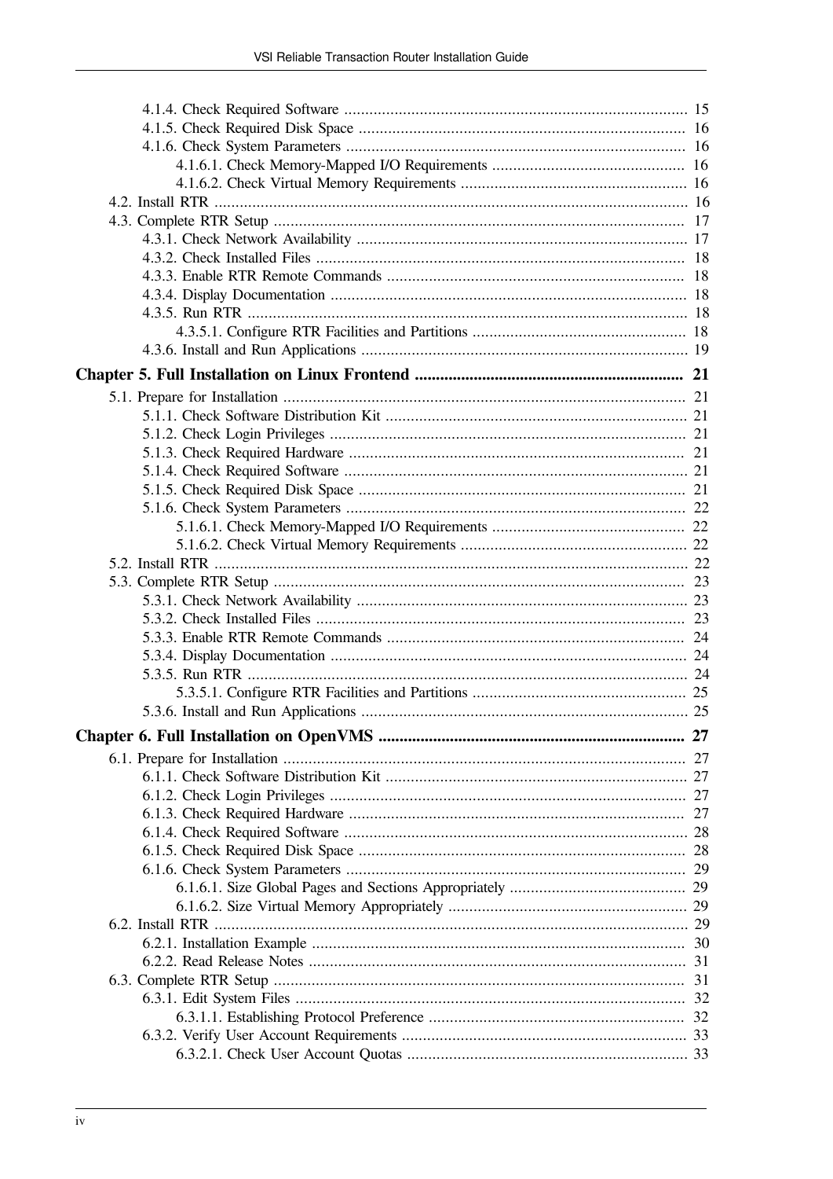- 4.1.4. Check Required Software ..... 15
- 4.1.5. Check Required Disk Space ..... 16
- 4.1.6. Check System Parameters ..... 16
  - 4.1.6.1. Check Memory-Mapped I/O Requirements ..... 16
  - 4.1.6.2. Check Virtual Memory Requirements ..... 16
- 4.2. Install RTR ..... 16
- 4.3. Complete RTR Setup ..... 17
  - 4.3.1. Check Network Availability ..... 17
  - 4.3.2. Check Installed Files ..... 18
  - 4.3.3. Enable RTR Remote Commands ..... 18
  - 4.3.4. Display Documentation ..... 18
  - 4.3.5. Run RTR ..... 18
    - 4.3.5.1. Configure RTR Facilities and Partitions ..... 18
  - 4.3.6. Install and Run Applications ..... 19

**Chapter 5. Full Installation on Linux Frontend ..... 21**

- 5.1. Prepare for Installation ..... 21
  - 5.1.1. Check Software Distribution Kit ..... 21
  - 5.1.2. Check Login Privileges ..... 21
  - 5.1.3. Check Required Hardware ..... 21
  - 5.1.4. Check Required Software ..... 21
  - 5.1.5. Check Required Disk Space ..... 21
  - 5.1.6. Check System Parameters ..... 22
    - 5.1.6.1. Check Memory-Mapped I/O Requirements ..... 22
    - 5.1.6.2. Check Virtual Memory Requirements ..... 22
- 5.2. Install RTR ..... 22
- 5.3. Complete RTR Setup ..... 23
  - 5.3.1. Check Network Availability ..... 23
  - 5.3.2. Check Installed Files ..... 23
  - 5.3.3. Enable RTR Remote Commands ..... 24
  - 5.3.4. Display Documentation ..... 24
  - 5.3.5. Run RTR ..... 24
    - 5.3.5.1. Configure RTR Facilities and Partitions ..... 25
  - 5.3.6. Install and Run Applications ..... 25

**Chapter 6. Full Installation on OpenVMS ..... 27**

- 6.1. Prepare for Installation ..... 27
  - 6.1.1. Check Software Distribution Kit ..... 27
  - 6.1.2. Check Login Privileges ..... 27
  - 6.1.3. Check Required Hardware ..... 27
  - 6.1.4. Check Required Software ..... 28
  - 6.1.5. Check Required Disk Space ..... 28
  - 6.1.6. Check System Parameters ..... 29
    - 6.1.6.1. Size Global Pages and Sections Appropriately ..... 29
    - 6.1.6.2. Size Virtual Memory Appropriately ..... 29
- 6.2. Install RTR ..... 29
  - 6.2.1. Installation Example ..... 30
  - 6.2.2. Read Release Notes ..... 31
- 6.3. Complete RTR Setup ..... 31
  - 6.3.1. Edit System Files ..... 32
    - 6.3.1.1. Establishing Protocol Preference ..... 32
  - 6.3.2. Verify User Account Requirements ..... 33
    - 6.3.2.1. Check User Account Quotas ..... 33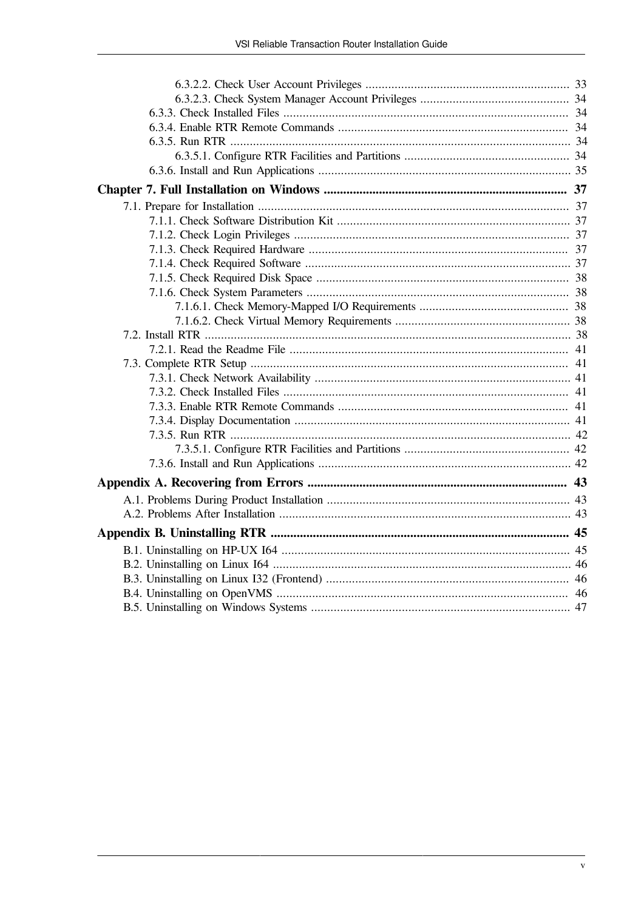6.3.2.2. Check User Account Privileges ............................................................... 33
6.3.2.3. Check System Manager Account Privileges .............................................. 34
6.3.3. Check Installed Files ......................................................................................... 34
6.3.4. Enable RTR Remote Commands ....................................................................... 34
6.3.5. Run RTR ............................................................................................................ 34
6.3.5.1. Configure RTR Facilities and Partitions ................................................... 34
6.3.6. Install and Run Applications .............................................................................. 35

**Chapter 7. Full Installation on Windows ........................................................................... 37**

7.1. Prepare for Installation ................................................................................................ 37
7.1.1. Check Software Distribution Kit ........................................................................ 37
7.1.2. Check Login Privileges ..................................................................................... 37
7.1.3. Check Required Hardware ................................................................................ 37
7.1.4. Check Required Software .................................................................................. 37
7.1.5. Check Required Disk Space .............................................................................. 38
7.1.6. Check System Parameters ................................................................................. 38
7.1.6.1. Check Memory-Mapped I/O Requirements .............................................. 38
7.1.6.2. Check Virtual Memory Requirements ...................................................... 38
7.2. Install RTR ................................................................................................................... 38
7.2.1. Read the Readme File ...................................................................................... 41
7.3. Complete RTR Setup .................................................................................................. 41
7.3.1. Check Network Availability ............................................................................... 41
7.3.2. Check Installed Files ......................................................................................... 41
7.3.3. Enable RTR Remote Commands ....................................................................... 41
7.3.4. Display Documentation ..................................................................................... 41
7.3.5. Run RTR ............................................................................................................ 42
7.3.5.1. Configure RTR Facilities and Partitions ................................................... 42
7.3.6. Install and Run Applications .............................................................................. 42

**Appendix A. Recovering from Errors ................................................................................ 43**

A.1. Problems During Product Installation ........................................................................... 43
A.2. Problems After Installation .......................................................................................... 43

**Appendix B. Uninstalling RTR ............................................................................................ 45**

B.1. Uninstalling on HP-UX I64 ......................................................................................... 45
B.2. Uninstalling on Linux I64 ............................................................................................ 46
B.3. Uninstalling on Linux I32 (Frontend) ........................................................................... 46
B.4. Uninstalling on OpenVMS .......................................................................................... 46
B.5. Uninstalling on Windows Systems ................................................................................ 47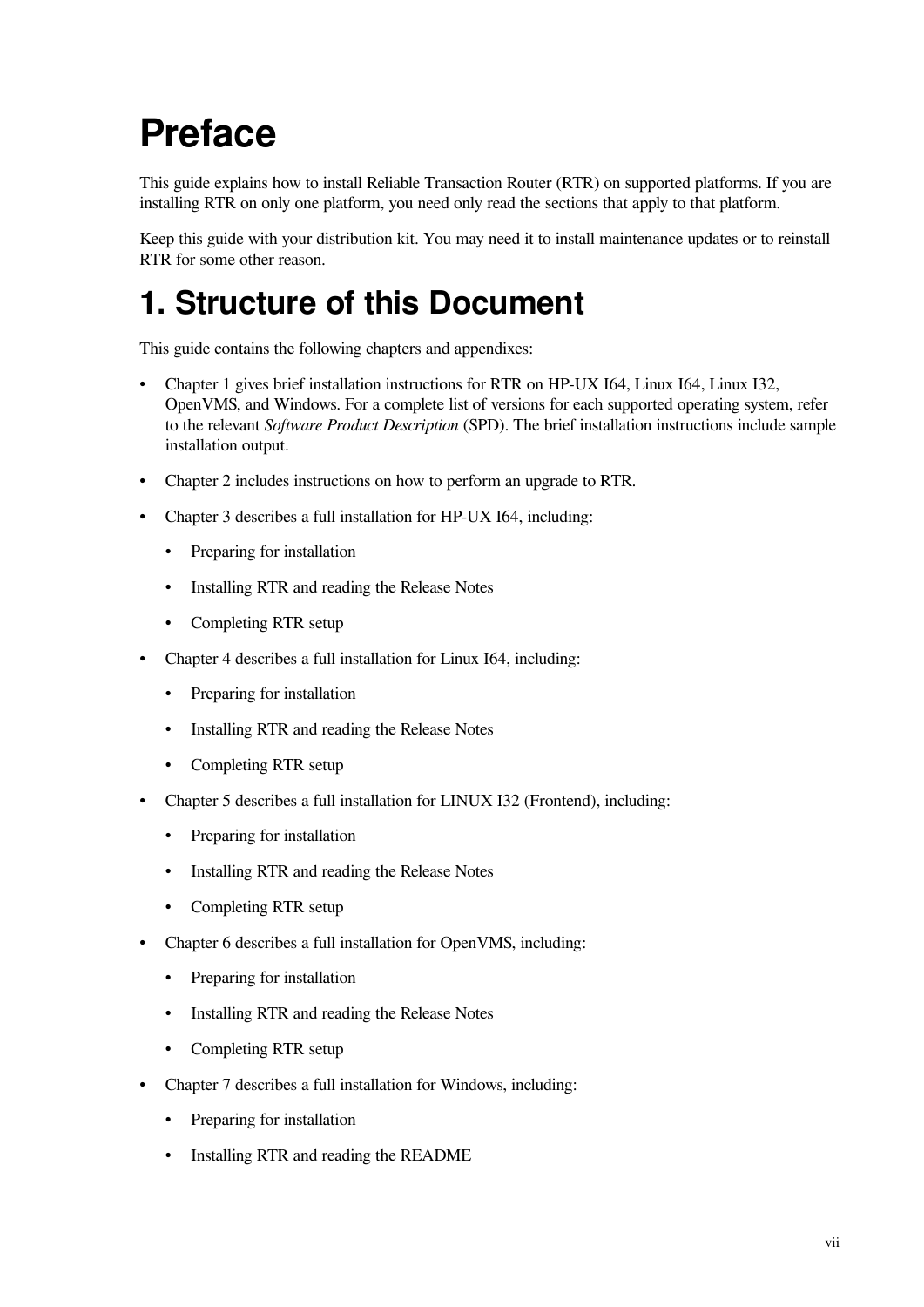# Preface

This guide explains how to install Reliable Transaction Router (RTR) on supported platforms. If you are installing RTR on only one platform, you need only read the sections that apply to that platform.

Keep this guide with your distribution kit. You may need it to install maintenance updates or to reinstall RTR for some other reason.

## 1. Structure of this Document

This guide contains the following chapters and appendixes:

- Chapter 1 gives brief installation instructions for RTR on HP-UX I64, Linux I64, Linux I32, OpenVMS, and Windows. For a complete list of versions for each supported operating system, refer to the relevant *Software Product Description* (SPD). The brief installation instructions include sample installation output.
- Chapter 2 includes instructions on how to perform an upgrade to RTR.
- Chapter 3 describes a full installation for HP-UX I64, including:
    - Preparing for installation
    - Installing RTR and reading the Release Notes
    - Completing RTR setup
- Chapter 4 describes a full installation for Linux I64, including:
    - Preparing for installation
    - Installing RTR and reading the Release Notes
    - Completing RTR setup
- Chapter 5 describes a full installation for LINUX I32 (Frontend), including:
    - Preparing for installation
    - Installing RTR and reading the Release Notes
    - Completing RTR setup
- Chapter 6 describes a full installation for OpenVMS, including:
    - Preparing for installation
    - Installing RTR and reading the Release Notes
    - Completing RTR setup
- Chapter 7 describes a full installation for Windows, including:
    - Preparing for installation
    - Installing RTR and reading the README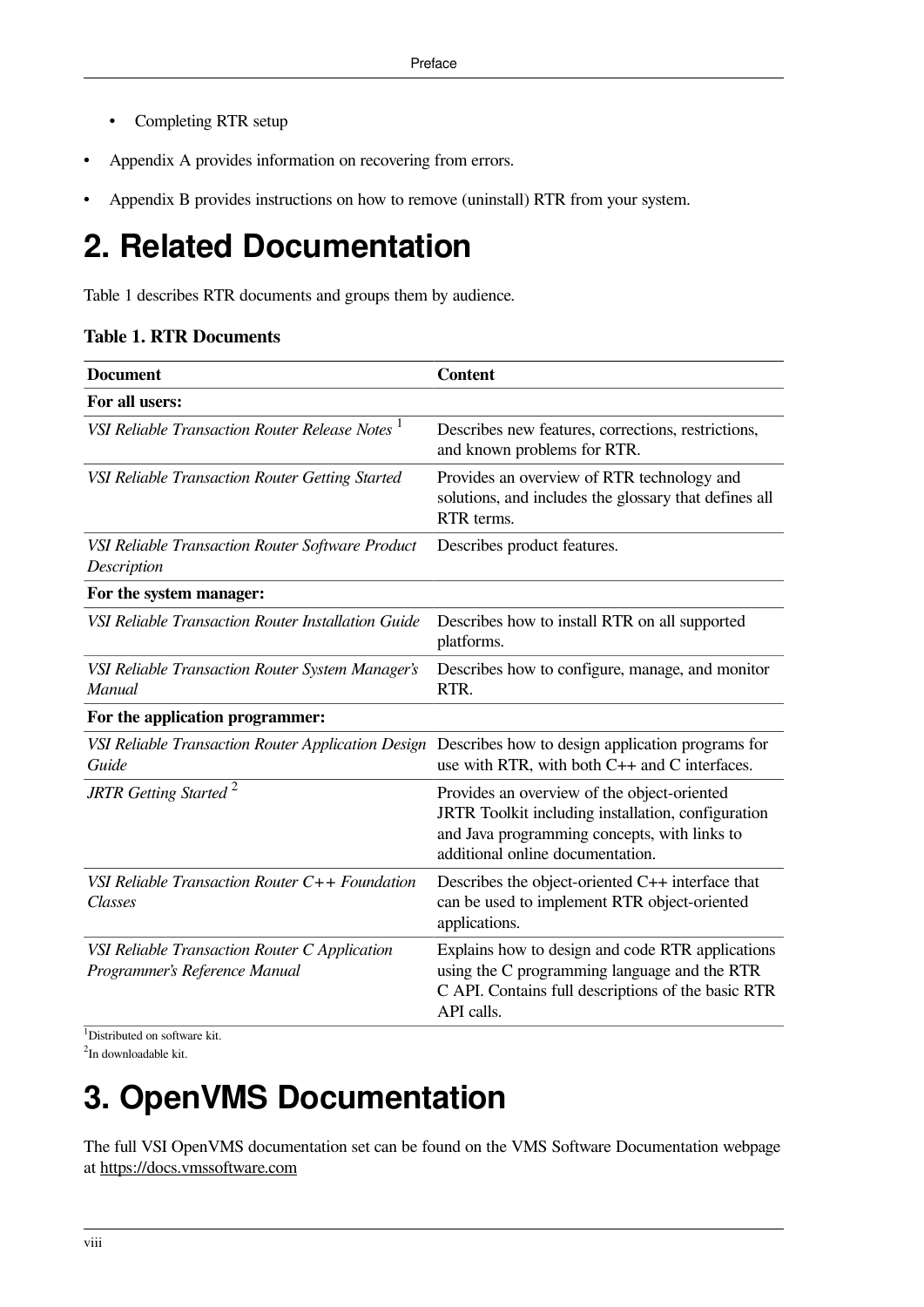- Completing RTR setup

- Appendix A provides information on recovering from errors.
- Appendix B provides instructions on how to remove (uninstall) RTR from your system.

# 2. Related Documentation

Table 1 describes RTR documents and groups them by audience.

**Table 1. RTR Documents**

| Document | Content |
|---|---|
| **For all users:** | |
| *VSI Reliable Transaction Router Release Notes* [1] | Describes new features, corrections, restrictions, and known problems for RTR. |
| *VSI Reliable Transaction Router Getting Started* | Provides an overview of RTR technology and solutions, and includes the glossary that defines all RTR terms. |
| *VSI Reliable Transaction Router Software Product Description* | Describes product features. |
| **For the system manager:** | |
| *VSI Reliable Transaction Router Installation Guide* | Describes how to install RTR on all supported platforms. |
| *VSI Reliable Transaction Router System Manager's Manual* | Describes how to configure, manage, and monitor RTR. |
| **For the application programmer:** | |
| *VSI Reliable Transaction Router Application Design Guide* | Describes how to design application programs for use with RTR, with both C++ and C interfaces. |
| *JRTR Getting Started* [2] | Provides an overview of the object-oriented JRTR Toolkit including installation, configuration and Java programming concepts, with links to additional online documentation. |
| *VSI Reliable Transaction Router C++ Foundation Classes* | Describes the object-oriented C++ interface that can be used to implement RTR object-oriented applications. |
| *VSI Reliable Transaction Router C Application Programmer's Reference Manual* | Explains how to design and code RTR applications using the C programming language and the RTR C API. Contains full descriptions of the basic RTR API calls. |

[1] Distributed on software kit.

[2] In downloadable kit.

# 3. OpenVMS Documentation

The full VSI OpenVMS documentation set can be found on the VMS Software Documentation webpage at https://docs.vmssoftware.com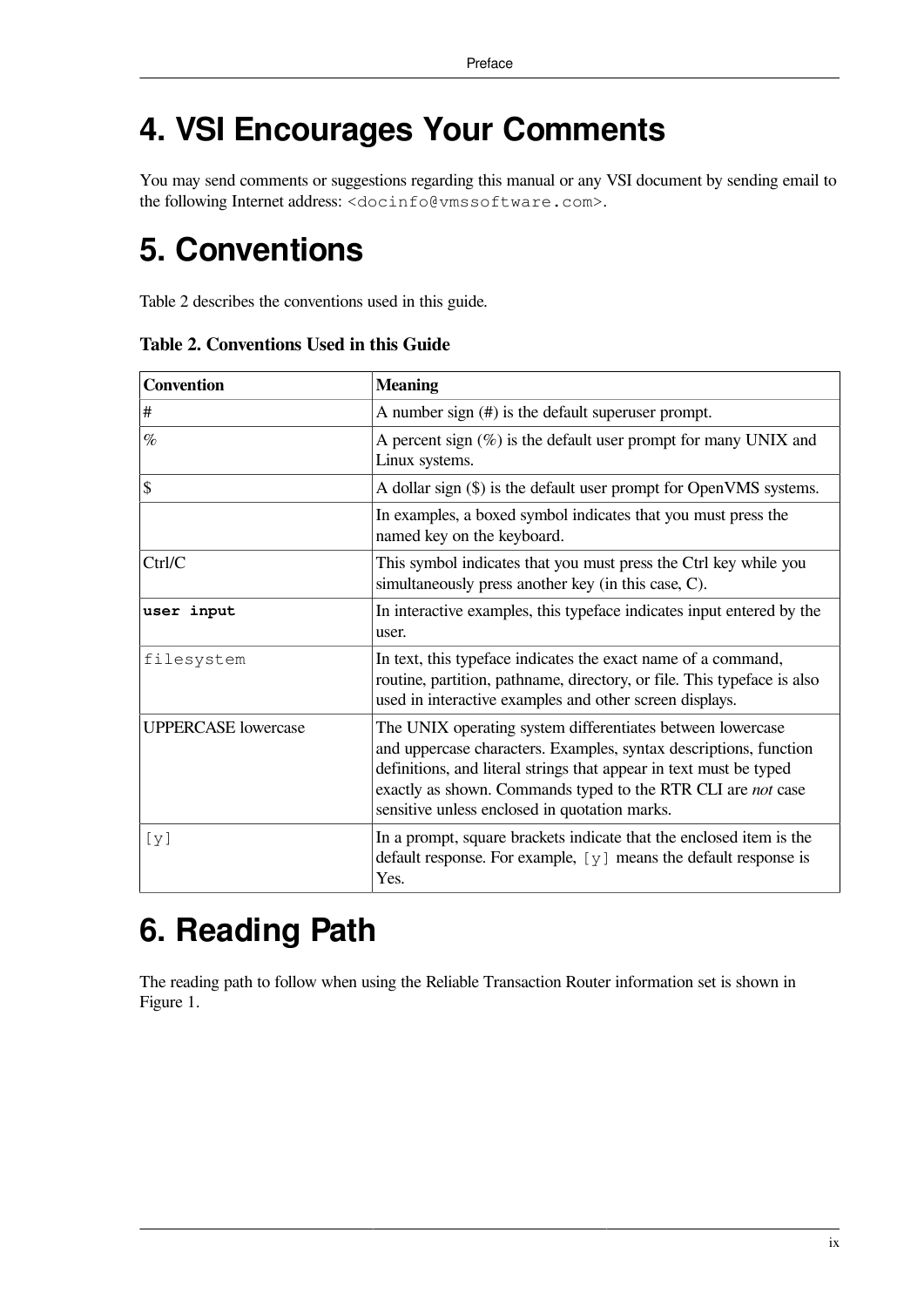# 4. VSI Encourages Your Comments

You may send comments or suggestions regarding this manual or any VSI document by sending email to the following Internet address: `<docinfo@vmssoftware.com>`.

# 5. Conventions

Table 2 describes the conventions used in this guide.

**Table 2. Conventions Used in this Guide**

| Convention | Meaning |
|---|---|
| # | A number sign (#) is the default superuser prompt. |
| % | A percent sign (%) is the default user prompt for many UNIX and Linux systems. |
| $ | A dollar sign ($) is the default user prompt for OpenVMS systems. |
| | In examples, a boxed symbol indicates that you must press the named key on the keyboard. |
| Ctrl/C | This symbol indicates that you must press the Ctrl key while you simultaneously press another key (in this case, C). |
| **`user input`** | In interactive examples, this typeface indicates input entered by the user. |
| `filesystem` | In text, this typeface indicates the exact name of a command, routine, partition, pathname, directory, or file. This typeface is also used in interactive examples and other screen displays. |
| UPPERCASE lowercase | The UNIX operating system differentiates between lowercase and uppercase characters. Examples, syntax descriptions, function definitions, and literal strings that appear in text must be typed exactly as shown. Commands typed to the RTR CLI are *not* case sensitive unless enclosed in quotation marks. |
| `[y]` | In a prompt, square brackets indicate that the enclosed item is the default response. For example, `[y]` means the default response is Yes. |

# 6. Reading Path

The reading path to follow when using the Reliable Transaction Router information set is shown in Figure 1.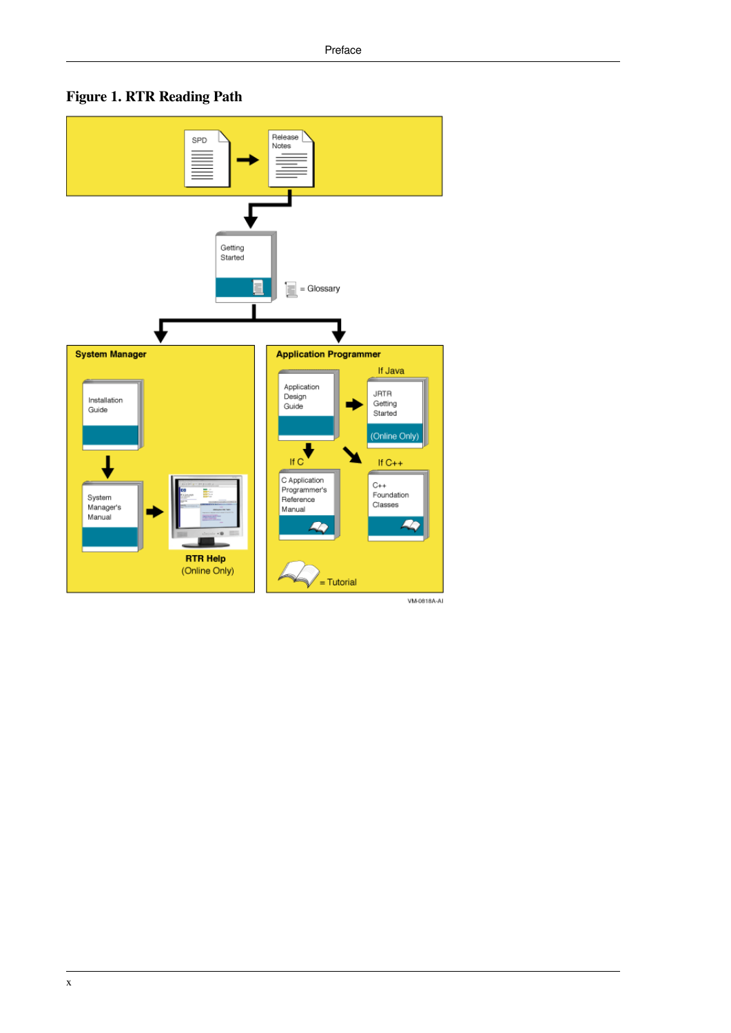# Figure 1. RTR Reading Path

SPD → Release Notes

Getting Started

= Glossary

**System Manager**

Installation Guide

System Manager's Manual

**RTR Help**
(Online Only)

**Application Programmer**

Application Design Guide

If Java

JRTR Getting Started
(Online Only)

If C

C Application Programmer's Reference Manual

If C++

C++ Foundation Classes

= Tutorial

VM-0818A-AI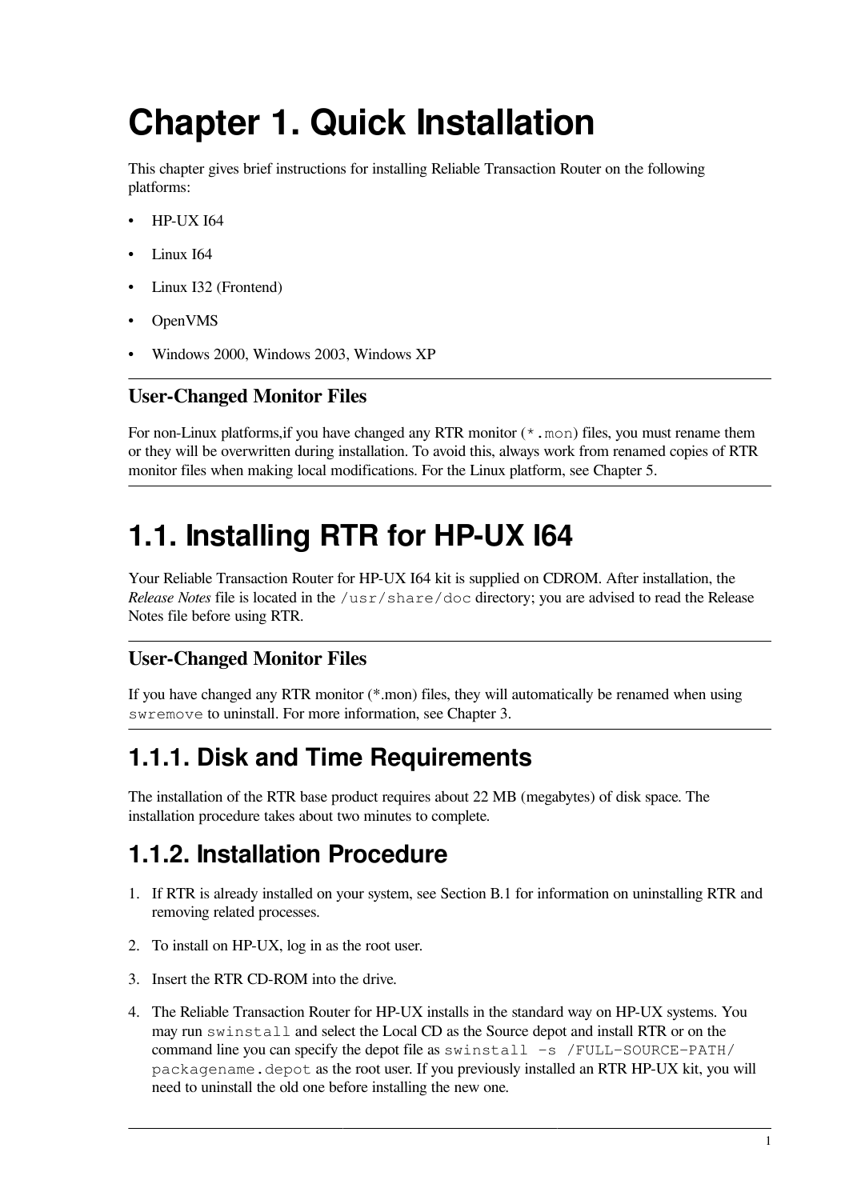# Chapter 1. Quick Installation

This chapter gives brief instructions for installing Reliable Transaction Router on the following platforms:

- HP-UX I64
- Linux I64
- Linux I32 (Frontend)
- OpenVMS
- Windows 2000, Windows 2003, Windows XP

---

### User-Changed Monitor Files

For non-Linux platforms,if you have changed any RTR monitor (`*.mon`) files, you must rename them or they will be overwritten during installation. To avoid this, always work from renamed copies of RTR monitor files when making local modifications. For the Linux platform, see Chapter 5.

---

# 1.1. Installing RTR for HP-UX I64

Your Reliable Transaction Router for HP-UX I64 kit is supplied on CDROM. After installation, the *Release Notes* file is located in the `/usr/share/doc` directory; you are advised to read the Release Notes file before using RTR.

---

### User-Changed Monitor Files

If you have changed any RTR monitor (*.mon) files, they will automatically be renamed when using `swremove` to uninstall. For more information, see Chapter 3.

---

## 1.1.1. Disk and Time Requirements

The installation of the RTR base product requires about 22 MB (megabytes) of disk space. The installation procedure takes about two minutes to complete.

## 1.1.2. Installation Procedure

1. If RTR is already installed on your system, see Section B.1 for information on uninstalling RTR and removing related processes.
2. To install on HP-UX, log in as the root user.
3. Insert the RTR CD-ROM into the drive.
4. The Reliable Transaction Router for HP-UX installs in the standard way on HP-UX systems. You may run `swinstall` and select the Local CD as the Source depot and install RTR or on the command line you can specify the depot file as `swinstall -s /FULL-SOURCE-PATH/packagename.depot` as the root user. If you previously installed an RTR HP-UX kit, you will need to uninstall the old one before installing the new one.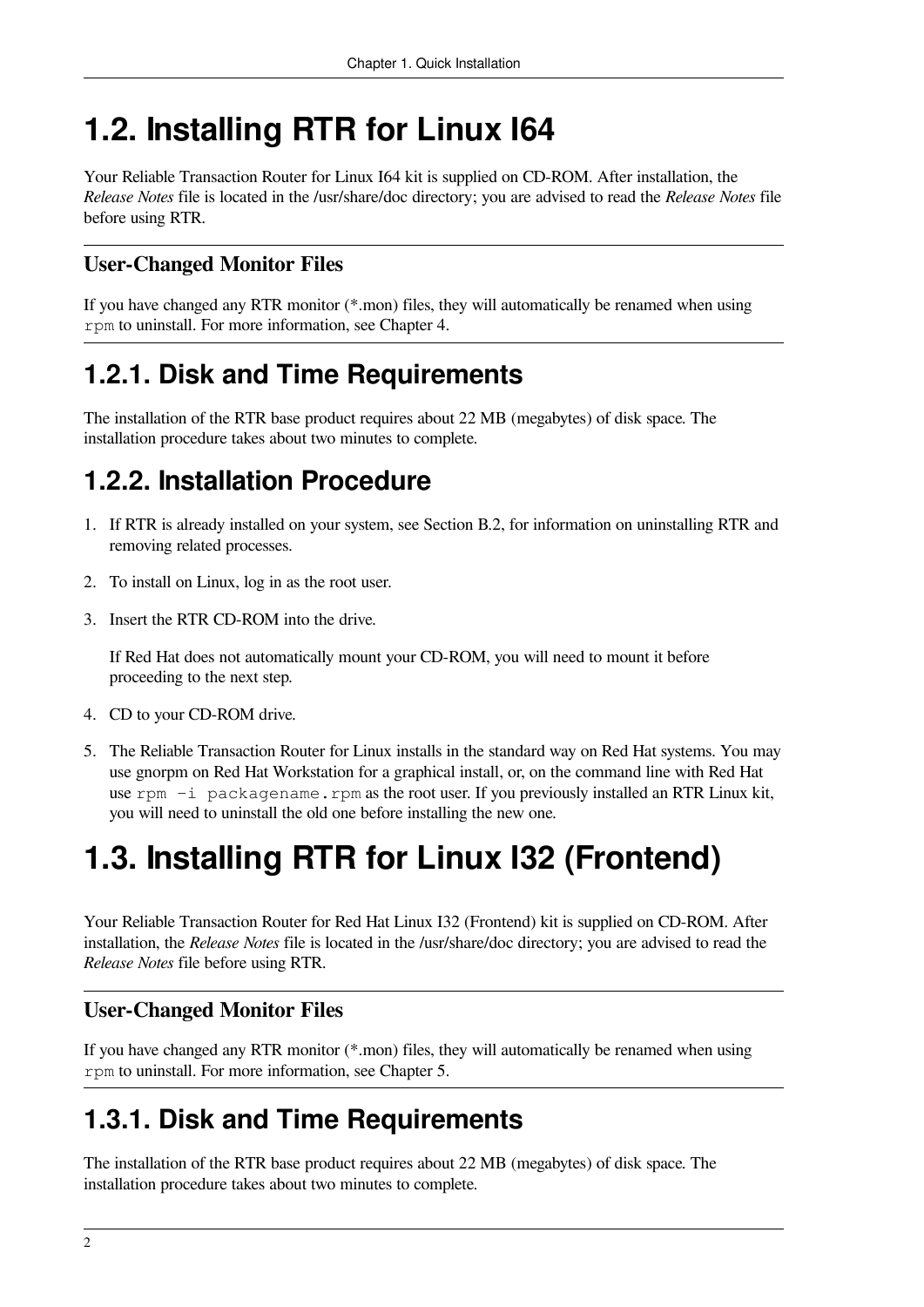# 1.2. Installing RTR for Linux I64

Your Reliable Transaction Router for Linux I64 kit is supplied on CD-ROM. After installation, the *Release Notes* file is located in the /usr/share/doc directory; you are advised to read the *Release Notes* file before using RTR.

### User-Changed Monitor Files

If you have changed any RTR monitor (*.mon) files, they will automatically be renamed when using `rpm` to uninstall. For more information, see Chapter 4.

## 1.2.1. Disk and Time Requirements

The installation of the RTR base product requires about 22 MB (megabytes) of disk space. The installation procedure takes about two minutes to complete.

## 1.2.2. Installation Procedure

1. If RTR is already installed on your system, see Section B.2, for information on uninstalling RTR and removing related processes.
2. To install on Linux, log in as the root user.
3. Insert the RTR CD-ROM into the drive.

   If Red Hat does not automatically mount your CD-ROM, you will need to mount it before proceeding to the next step.
4. CD to your CD-ROM drive.
5. The Reliable Transaction Router for Linux installs in the standard way on Red Hat systems. You may use gnorpm on Red Hat Workstation for a graphical install, or, on the command line with Red Hat use `rpm -i packagename.rpm` as the root user. If you previously installed an RTR Linux kit, you will need to uninstall the old one before installing the new one.

# 1.3. Installing RTR for Linux I32 (Frontend)

Your Reliable Transaction Router for Red Hat Linux I32 (Frontend) kit is supplied on CD-ROM. After installation, the *Release Notes* file is located in the /usr/share/doc directory; you are advised to read the *Release Notes* file before using RTR.

### User-Changed Monitor Files

If you have changed any RTR monitor (*.mon) files, they will automatically be renamed when using `rpm` to uninstall. For more information, see Chapter 5.

## 1.3.1. Disk and Time Requirements

The installation of the RTR base product requires about 22 MB (megabytes) of disk space. The installation procedure takes about two minutes to complete.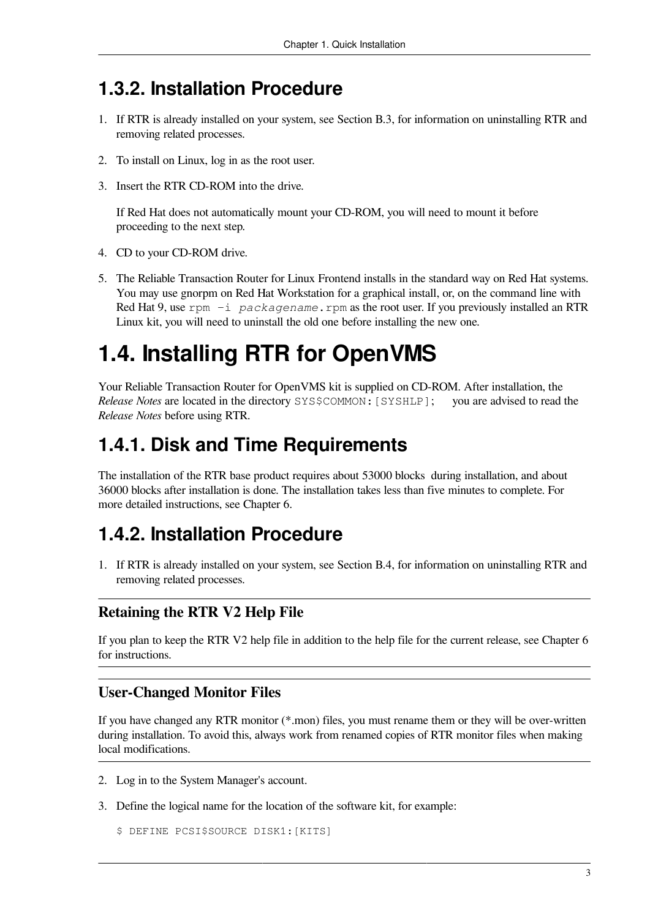## 1.3.2. Installation Procedure

1. If RTR is already installed on your system, see Section B.3, for information on uninstalling RTR and removing related processes.

2. To install on Linux, log in as the root user.

3. Insert the RTR CD-ROM into the drive.

   If Red Hat does not automatically mount your CD-ROM, you will need to mount it before proceeding to the next step.

4. CD to your CD-ROM drive.

5. The Reliable Transaction Router for Linux Frontend installs in the standard way on Red Hat systems. You may use gnorpm on Red Hat Workstation for a graphical install, or, on the command line with Red Hat 9, use `rpm -i packagename.rpm` as the root user. If you previously installed an RTR Linux kit, you will need to uninstall the old one before installing the new one.

# 1.4. Installing RTR for OpenVMS

Your Reliable Transaction Router for OpenVMS kit is supplied on CD-ROM. After installation, the *Release Notes* are located in the directory `SYS$COMMON:[SYSHLP];` you are advised to read the *Release Notes* before using RTR.

## 1.4.1. Disk and Time Requirements

The installation of the RTR base product requires about 53000 blocks during installation, and about 36000 blocks after installation is done. The installation takes less than five minutes to complete. For more detailed instructions, see Chapter 6.

## 1.4.2. Installation Procedure

1. If RTR is already installed on your system, see Section B.4, for information on uninstalling RTR and removing related processes.

---

### Retaining the RTR V2 Help File

If you plan to keep the RTR V2 help file in addition to the help file for the current release, see Chapter 6 for instructions.

---

### User-Changed Monitor Files

If you have changed any RTR monitor (*.mon) files, you must rename them or they will be over-written during installation. To avoid this, always work from renamed copies of RTR monitor files when making local modifications.

---

2. Log in to the System Manager's account.

3. Define the logical name for the location of the software kit, for example:

```
$ DEFINE PCSI$SOURCE DISK1:[KITS]
```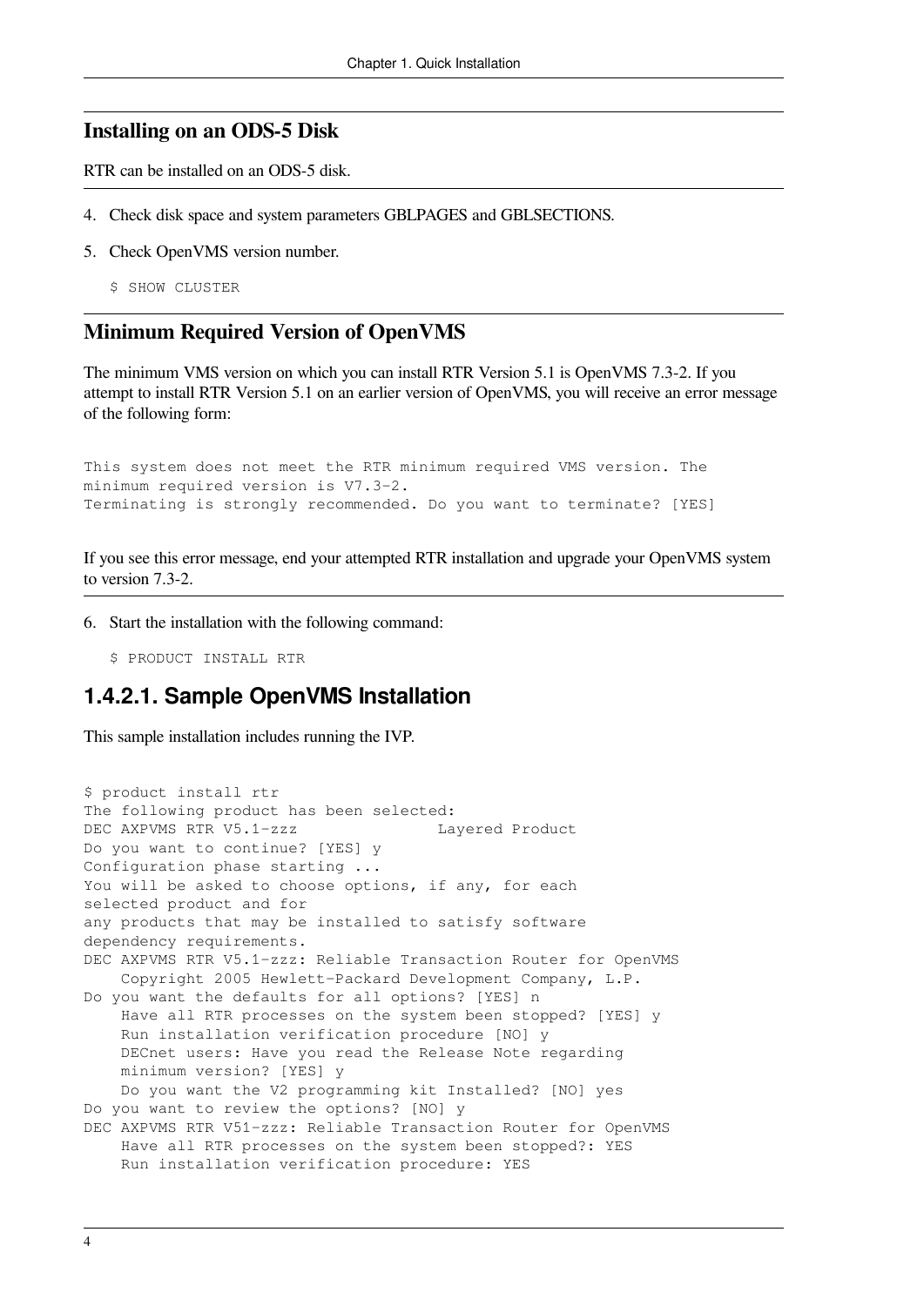## Installing on an ODS-5 Disk

RTR can be installed on an ODS-5 disk.

4. Check disk space and system parameters GBLPAGES and GBLSECTIONS.
5. Check OpenVMS version number.

   ```
   $ SHOW CLUSTER
   ```

## Minimum Required Version of OpenVMS

The minimum VMS version on which you can install RTR Version 5.1 is OpenVMS 7.3-2. If you attempt to install RTR Version 5.1 on an earlier version of OpenVMS, you will receive an error message of the following form:

```
This system does not meet the RTR minimum required VMS version. The
minimum required version is V7.3-2.
Terminating is strongly recommended. Do you want to terminate? [YES]
```

If you see this error message, end your attempted RTR installation and upgrade your OpenVMS system to version 7.3-2.

6. Start the installation with the following command:

   ```
   $ PRODUCT INSTALL RTR
   ```

### 1.4.2.1. Sample OpenVMS Installation

This sample installation includes running the IVP.

```
$ product install rtr
The following product has been selected:
DEC AXPVMS RTR V5.1-zzz              Layered Product
Do you want to continue? [YES] y
Configuration phase starting ...
You will be asked to choose options, if any, for each
selected product and for
any products that may be installed to satisfy software
dependency requirements.
DEC AXPVMS RTR V5.1-zzz: Reliable Transaction Router for OpenVMS
    Copyright 2005 Hewlett-Packard Development Company, L.P.
Do you want the defaults for all options? [YES] n
    Have all RTR processes on the system been stopped? [YES] y
    Run installation verification procedure [NO] y
    DECnet users: Have you read the Release Note regarding
    minimum version? [YES] y
    Do you want the V2 programming kit Installed? [NO] yes
Do you want to review the options? [NO] y
DEC AXPVMS RTR V51-zzz: Reliable Transaction Router for OpenVMS
    Have all RTR processes on the system been stopped?: YES
    Run installation verification procedure: YES
```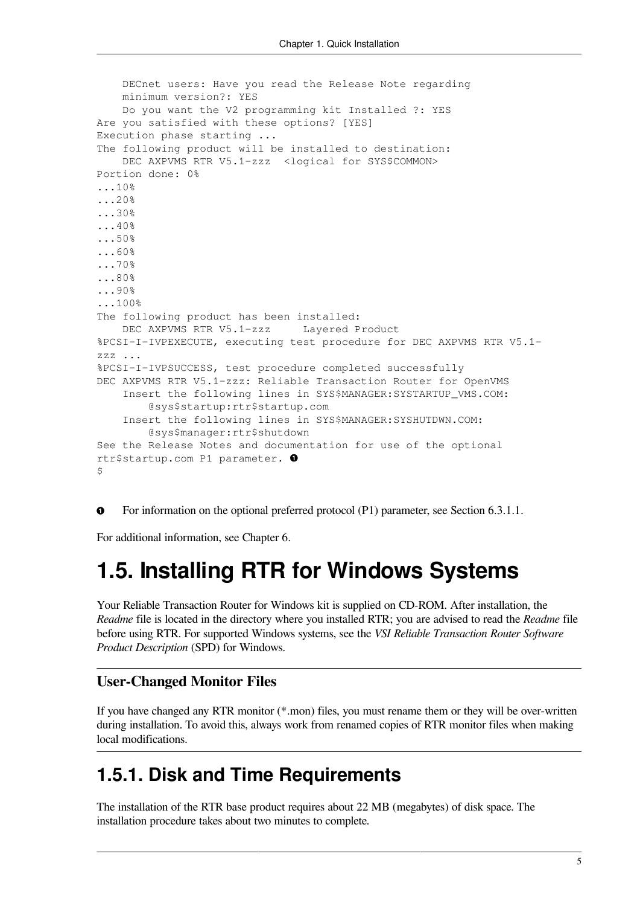```
    DECnet users: Have you read the Release Note regarding
    minimum version?: YES
    Do you want the V2 programming kit Installed ?: YES
Are you satisfied with these options? [YES]
Execution phase starting ...
The following product will be installed to destination:
    DEC AXPVMS RTR V5.1-zzz  <logical for SYS$COMMON>
Portion done: 0%
...10%
...20%
...30%
...40%
...50%
...60%
...70%
...80%
...90%
...100%
The following product has been installed:
    DEC AXPVMS RTR V5.1-zzz     Layered Product
%PCSI-I-IVPEXECUTE, executing test procedure for DEC AXPVMS RTR V5.1-
zzz ...
%PCSI-I-IVPSUCCESS, test procedure completed successfully
DEC AXPVMS RTR V5.1-zzz: Reliable Transaction Router for OpenVMS
    Insert the following lines in SYS$MANAGER:SYSTARTUP_VMS.COM:
        @sys$startup:rtr$startup.com
    Insert the following lines in SYS$MANAGER:SYSHUTDWN.COM:
        @sys$manager:rtr$shutdown
See the Release Notes and documentation for use of the optional
rtr$startup.com P1 parameter. (1)
$
```

(1) For information on the optional preferred protocol (P1) parameter, see Section 6.3.1.1.

For additional information, see Chapter 6.

## 1.5. Installing RTR for Windows Systems

Your Reliable Transaction Router for Windows kit is supplied on CD-ROM. After installation, the *Readme* file is located in the directory where you installed RTR; you are advised to read the *Readme* file before using RTR. For supported Windows systems, see the *VSI Reliable Transaction Router Software Product Description* (SPD) for Windows.

---

**User-Changed Monitor Files**

If you have changed any RTR monitor (*.mon) files, you must rename them or they will be over-written during installation. To avoid this, always work from renamed copies of RTR monitor files when making local modifications.

---

### 1.5.1. Disk and Time Requirements

The installation of the RTR base product requires about 22 MB (megabytes) of disk space. The installation procedure takes about two minutes to complete.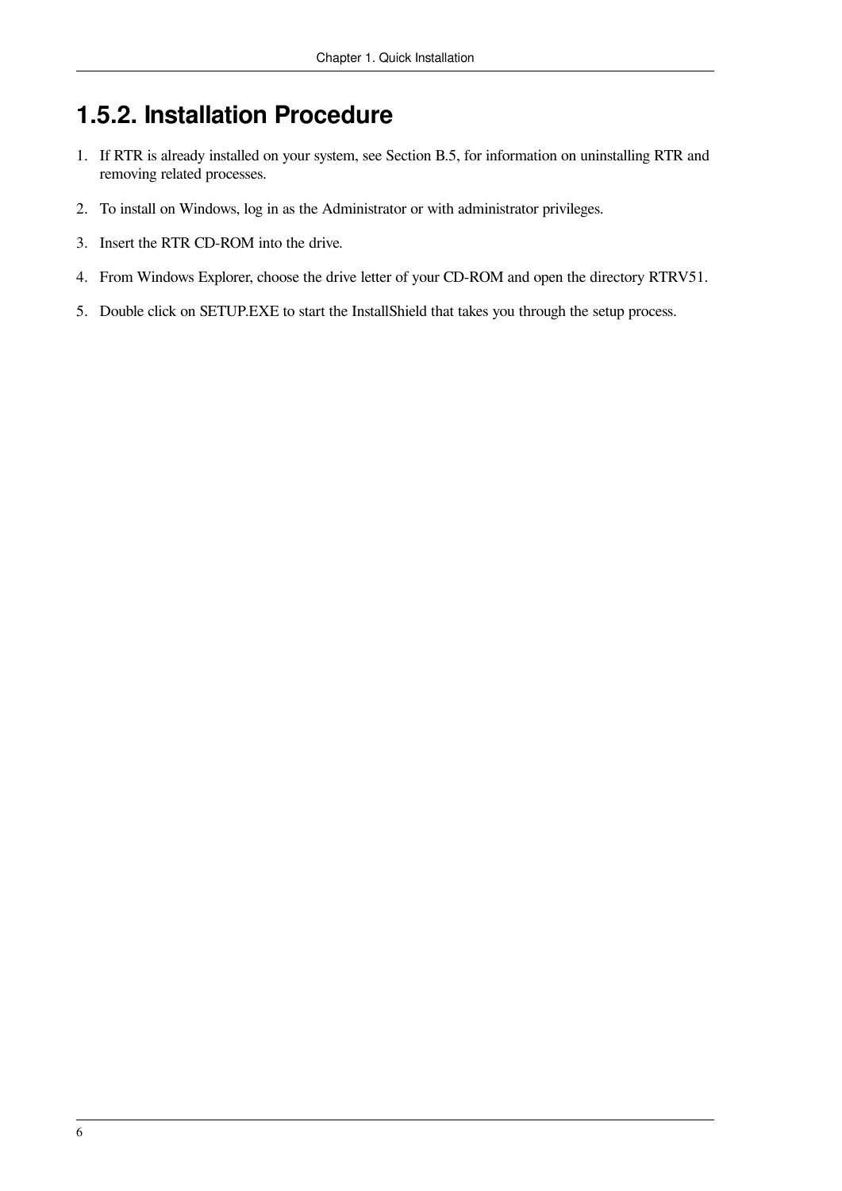### 1.5.2. Installation Procedure

1. If RTR is already installed on your system, see Section B.5, for information on uninstalling RTR and removing related processes.
2. To install on Windows, log in as the Administrator or with administrator privileges.
3. Insert the RTR CD-ROM into the drive.
4. From Windows Explorer, choose the drive letter of your CD-ROM and open the directory RTRV51.
5. Double click on SETUP.EXE to start the InstallShield that takes you through the setup process.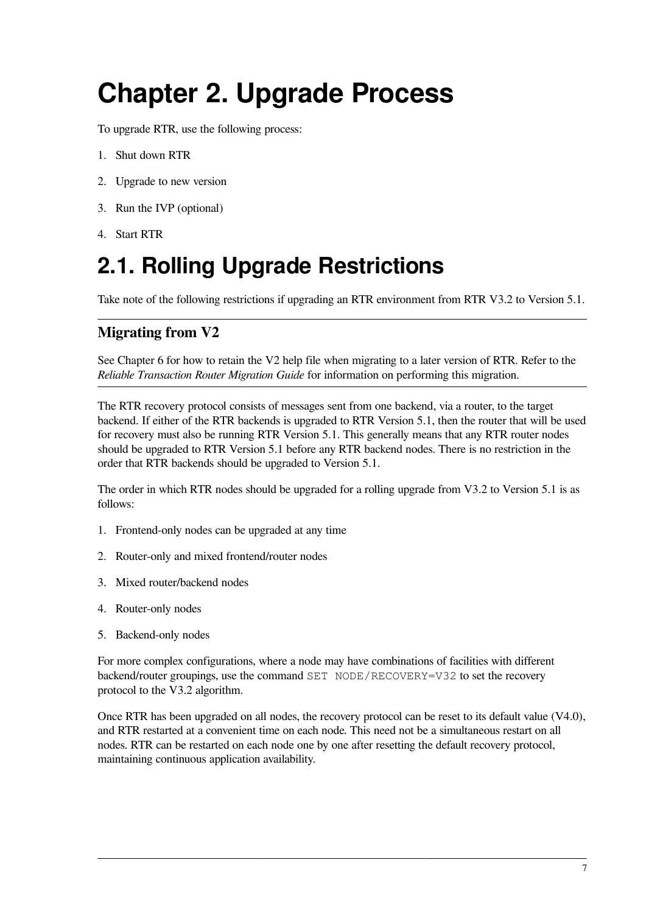# Chapter 2. Upgrade Process

To upgrade RTR, use the following process:

1. Shut down RTR
2. Upgrade to new version
3. Run the IVP (optional)
4. Start RTR

## 2.1. Rolling Upgrade Restrictions

Take note of the following restrictions if upgrading an RTR environment from RTR V3.2 to Version 5.1.

---

### Migrating from V2

See Chapter 6 for how to retain the V2 help file when migrating to a later version of RTR. Refer to the *Reliable Transaction Router Migration Guide* for information on performing this migration.

---

The RTR recovery protocol consists of messages sent from one backend, via a router, to the target backend. If either of the RTR backends is upgraded to RTR Version 5.1, then the router that will be used for recovery must also be running RTR Version 5.1. This generally means that any RTR router nodes should be upgraded to RTR Version 5.1 before any RTR backend nodes. There is no restriction in the order that RTR backends should be upgraded to Version 5.1.

The order in which RTR nodes should be upgraded for a rolling upgrade from V3.2 to Version 5.1 is as follows:

1. Frontend-only nodes can be upgraded at any time
2. Router-only and mixed frontend/router nodes
3. Mixed router/backend nodes
4. Router-only nodes
5. Backend-only nodes

For more complex configurations, where a node may have combinations of facilities with different backend/router groupings, use the command `SET NODE/RECOVERY=V32` to set the recovery protocol to the V3.2 algorithm.

Once RTR has been upgraded on all nodes, the recovery protocol can be reset to its default value (V4.0), and RTR restarted at a convenient time on each node. This need not be a simultaneous restart on all nodes. RTR can be restarted on each node one by one after resetting the default recovery protocol, maintaining continuous application availability.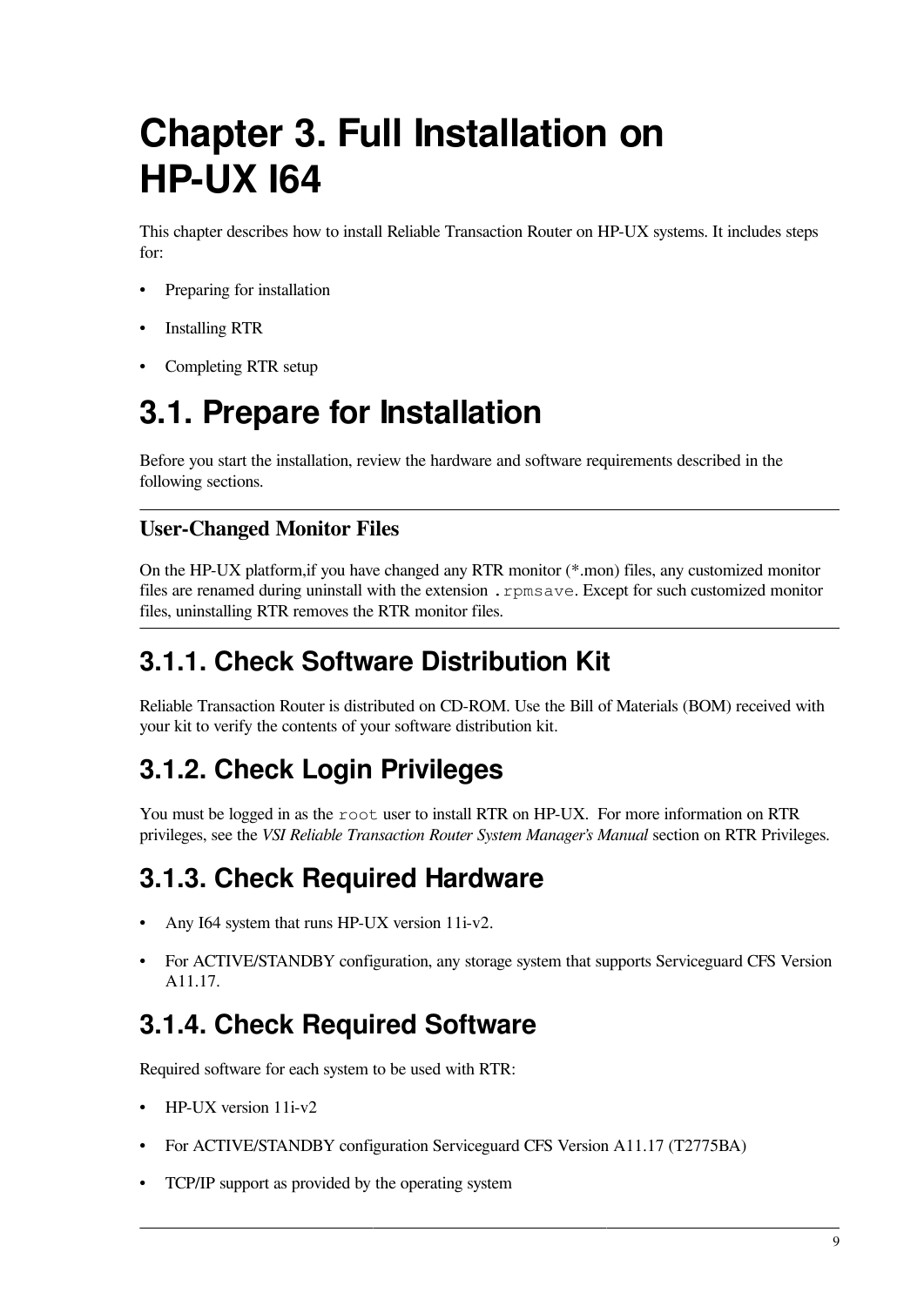# Chapter 3. Full Installation on HP-UX I64

This chapter describes how to install Reliable Transaction Router on HP-UX systems. It includes steps for:

- Preparing for installation
- Installing RTR
- Completing RTR setup

## 3.1. Prepare for Installation

Before you start the installation, review the hardware and software requirements described in the following sections.

---

**User-Changed Monitor Files**

On the HP-UX platform,if you have changed any RTR monitor (*.mon) files, any customized monitor files are renamed during uninstall with the extension `.rpmsave`. Except for such customized monitor files, uninstalling RTR removes the RTR monitor files.

---

### 3.1.1. Check Software Distribution Kit

Reliable Transaction Router is distributed on CD-ROM. Use the Bill of Materials (BOM) received with your kit to verify the contents of your software distribution kit.

### 3.1.2. Check Login Privileges

You must be logged in as the `root` user to install RTR on HP-UX. For more information on RTR privileges, see the *VSI Reliable Transaction Router System Manager's Manual* section on RTR Privileges.

### 3.1.3. Check Required Hardware

- Any I64 system that runs HP-UX version 11i-v2.
- For ACTIVE/STANDBY configuration, any storage system that supports Serviceguard CFS Version A11.17.

### 3.1.4. Check Required Software

Required software for each system to be used with RTR:

- HP-UX version 11i-v2
- For ACTIVE/STANDBY configuration Serviceguard CFS Version A11.17 (T2775BA)
- TCP/IP support as provided by the operating system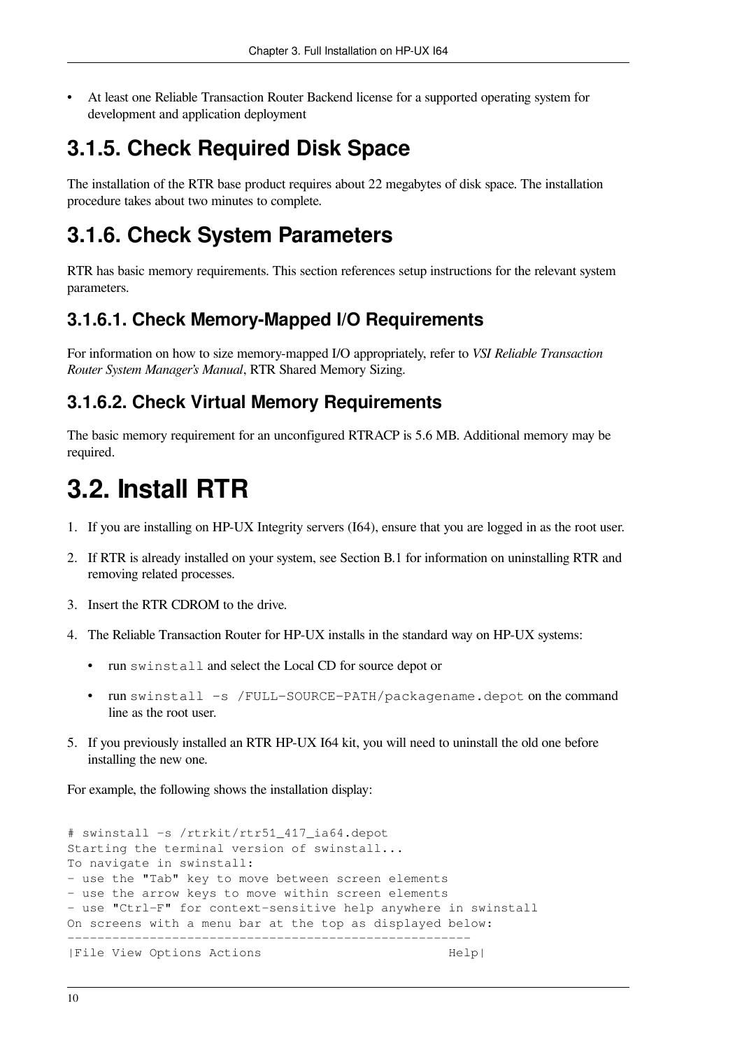- At least one Reliable Transaction Router Backend license for a supported operating system for development and application deployment

## 3.1.5. Check Required Disk Space

The installation of the RTR base product requires about 22 megabytes of disk space. The installation procedure takes about two minutes to complete.

## 3.1.6. Check System Parameters

RTR has basic memory requirements. This section references setup instructions for the relevant system parameters.

### 3.1.6.1. Check Memory-Mapped I/O Requirements

For information on how to size memory-mapped I/O appropriately, refer to *VSI Reliable Transaction Router System Manager's Manual*, RTR Shared Memory Sizing.

### 3.1.6.2. Check Virtual Memory Requirements

The basic memory requirement for an unconfigured RTRACP is 5.6 MB. Additional memory may be required.

# 3.2. Install RTR

1. If you are installing on HP-UX Integrity servers (I64), ensure that you are logged in as the root user.
2. If RTR is already installed on your system, see Section B.1 for information on uninstalling RTR and removing related processes.
3. Insert the RTR CDROM to the drive.
4. The Reliable Transaction Router for HP-UX installs in the standard way on HP-UX systems:
   - run `swinstall` and select the Local CD for source depot or
   - run `swinstall -s /FULL-SOURCE-PATH/packagename.depot` on the command line as the root user.
5. If you previously installed an RTR HP-UX I64 kit, you will need to uninstall the old one before installing the new one.

For example, the following shows the installation display:

```
# swinstall -s /rtrkit/rtr51_417_ia64.depot
Starting the terminal version of swinstall...
To navigate in swinstall:
- use the "Tab" key to move between screen elements
- use the arrow keys to move within screen elements
- use "Ctrl-F" for context-sensitive help anywhere in swinstall
On screens with a menu bar at the top as displayed below:
------------------------------------------------------
|File View Options Actions                         Help|
```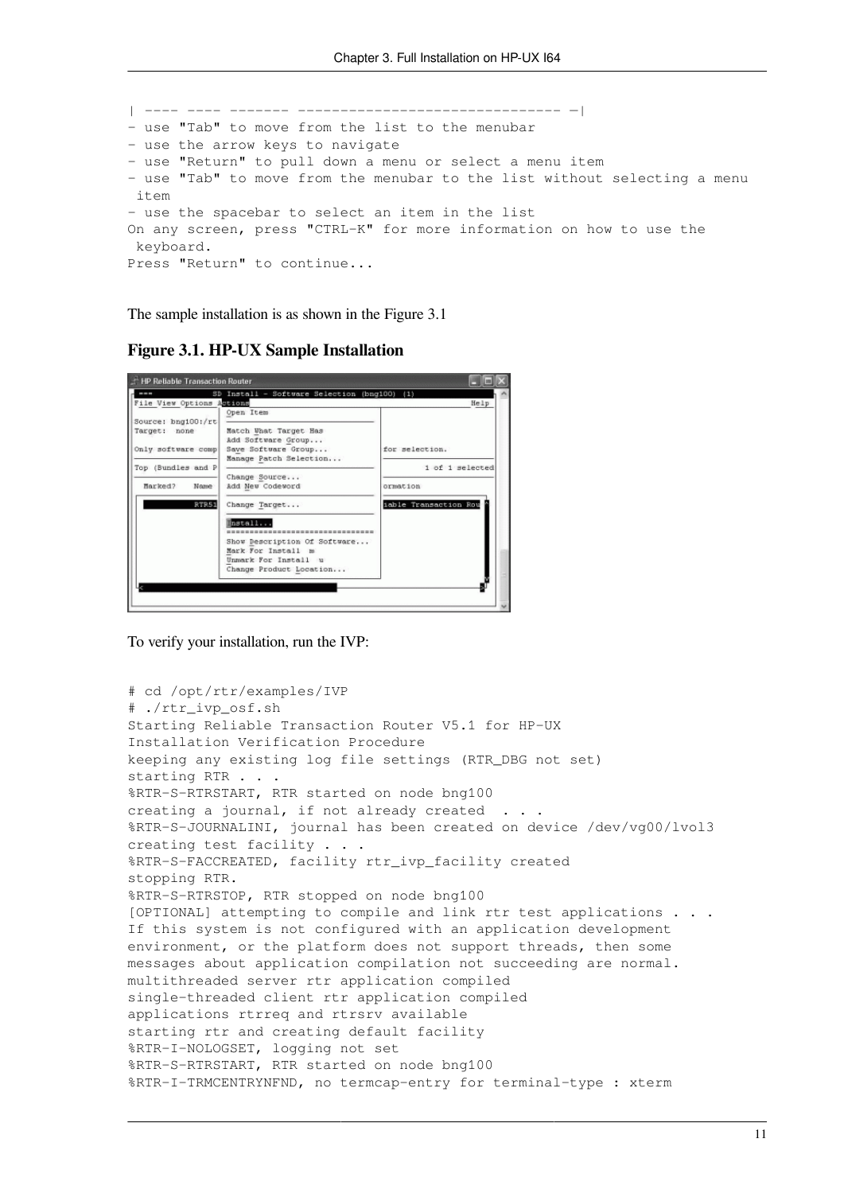```
| ---- ---- ------- ------------------------------ —|
- use "Tab" to move from the list to the menubar
- use the arrow keys to navigate
- use "Return" to pull down a menu or select a menu item
- use "Tab" to move from the menubar to the list without selecting a menu
 item
- use the spacebar to select an item in the list
On any screen, press "CTRL-K" for more information on how to use the
 keyboard.
Press "Return" to continue...
```

The sample installation is as shown in the Figure 3.1

**Figure 3.1. HP-UX Sample Installation**

To verify your installation, run the IVP:

```
# cd /opt/rtr/examples/IVP
# ./rtr_ivp_osf.sh
Starting Reliable Transaction Router V5.1 for HP-UX
Installation Verification Procedure
keeping any existing log file settings (RTR_DBG not set)
starting RTR . . .
%RTR-S-RTRSTART, RTR started on node bng100
creating a journal, if not already created  . . .
%RTR-S-JOURNALINI, journal has been created on device /dev/vg00/lvol3
creating test facility . . .
%RTR-S-FACCREATED, facility rtr_ivp_facility created
stopping RTR.
%RTR-S-RTRSTOP, RTR stopped on node bng100
[OPTIONAL] attempting to compile and link rtr test applications . . .
If this system is not configured with an application development
environment, or the platform does not support threads, then some
messages about application compilation not succeeding are normal.
multithreaded server rtr application compiled
single-threaded client rtr application compiled
applications rtrreq and rtrsrv available
starting rtr and creating default facility
%RTR-I-NOLOGSET, logging not set
%RTR-S-RTRSTART, RTR started on node bng100
%RTR-I-TRMCENTRYNFND, no termcap-entry for terminal-type : xterm
```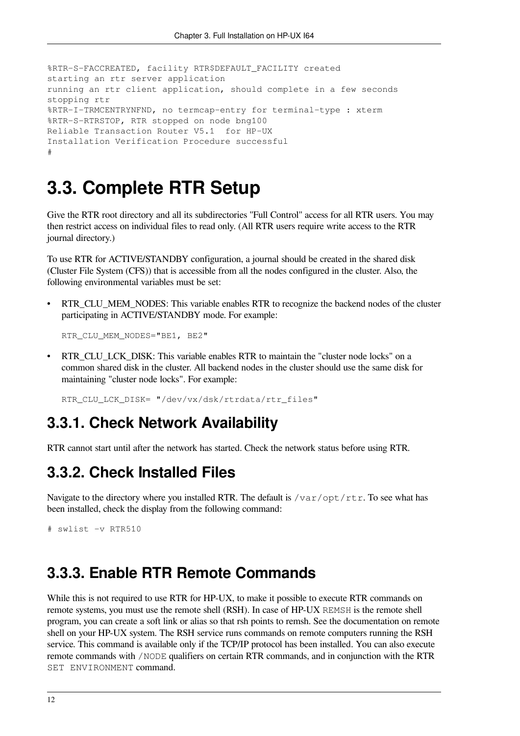```
%RTR-S-FACCREATED, facility RTR$DEFAULT_FACILITY created
starting an rtr server application
running an rtr client application, should complete in a few seconds
stopping rtr
%RTR-I-TRMCENTRYNFND, no termcap-entry for terminal-type : xterm
%RTR-S-RTRSTOP, RTR stopped on node bng100
Reliable Transaction Router V5.1  for HP-UX
Installation Verification Procedure successful
#
```

## 3.3. Complete RTR Setup

Give the RTR root directory and all its subdirectories "Full Control" access for all RTR users. You may then restrict access on individual files to read only. (All RTR users require write access to the RTR journal directory.)

To use RTR for ACTIVE/STANDBY configuration, a journal should be created in the shared disk (Cluster File System (CFS)) that is accessible from all the nodes configured in the cluster. Also, the following environmental variables must be set:

- RTR_CLU_MEM_NODES: This variable enables RTR to recognize the backend nodes of the cluster participating in ACTIVE/STANDBY mode. For example:

  ```
  RTR_CLU_MEM_NODES="BE1, BE2"
  ```

- RTR_CLU_LCK_DISK: This variable enables RTR to maintain the "cluster node locks" on a common shared disk in the cluster. All backend nodes in the cluster should use the same disk for maintaining "cluster node locks". For example:

  ```
  RTR_CLU_LCK_DISK= "/dev/vx/dsk/rtrdata/rtr_files"
  ```

### 3.3.1. Check Network Availability

RTR cannot start until after the network has started. Check the network status before using RTR.

### 3.3.2. Check Installed Files

Navigate to the directory where you installed RTR. The default is `/var/opt/rtr`. To see what has been installed, check the display from the following command:

```
# swlist -v RTR510
```

### 3.3.3. Enable RTR Remote Commands

While this is not required to use RTR for HP-UX, to make it possible to execute RTR commands on remote systems, you must use the remote shell (RSH). In case of HP-UX `REMSH` is the remote shell program, you can create a soft link or alias so that rsh points to remsh. See the documentation on remote shell on your HP-UX system. The RSH service runs commands on remote computers running the RSH service. This command is available only if the TCP/IP protocol has been installed. You can also execute remote commands with `/NODE` qualifiers on certain RTR commands, and in conjunction with the RTR `SET ENVIRONMENT` command.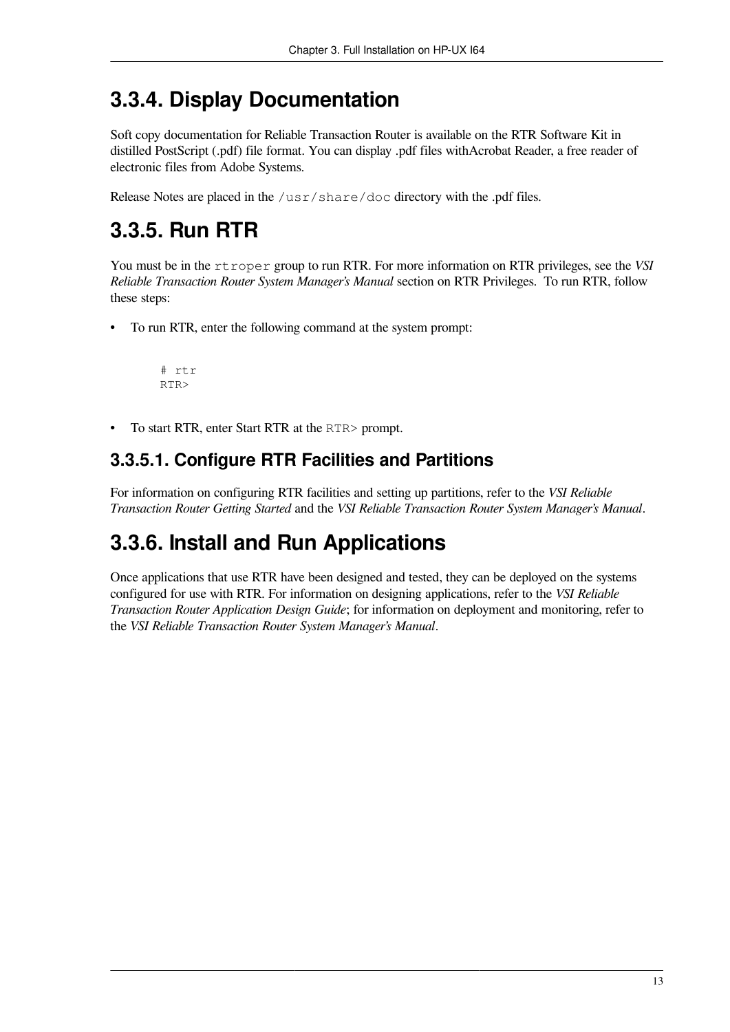## 3.3.4. Display Documentation

Soft copy documentation for Reliable Transaction Router is available on the RTR Software Kit in distilled PostScript (.pdf) file format. You can display .pdf files withAcrobat Reader, a free reader of electronic files from Adobe Systems.

Release Notes are placed in the `/usr/share/doc` directory with the .pdf files.

## 3.3.5. Run RTR

You must be in the `rtroper` group to run RTR. For more information on RTR privileges, see the *VSI Reliable Transaction Router System Manager's Manual* section on RTR Privileges. To run RTR, follow these steps:

- To run RTR, enter the following command at the system prompt:

```
# rtr
RTR>
```

- To start RTR, enter Start RTR at the `RTR>` prompt.

### 3.3.5.1. Configure RTR Facilities and Partitions

For information on configuring RTR facilities and setting up partitions, refer to the *VSI Reliable Transaction Router Getting Started* and the *VSI Reliable Transaction Router System Manager's Manual*.

## 3.3.6. Install and Run Applications

Once applications that use RTR have been designed and tested, they can be deployed on the systems configured for use with RTR. For information on designing applications, refer to the *VSI Reliable Transaction Router Application Design Guide*; for information on deployment and monitoring, refer to the *VSI Reliable Transaction Router System Manager's Manual*.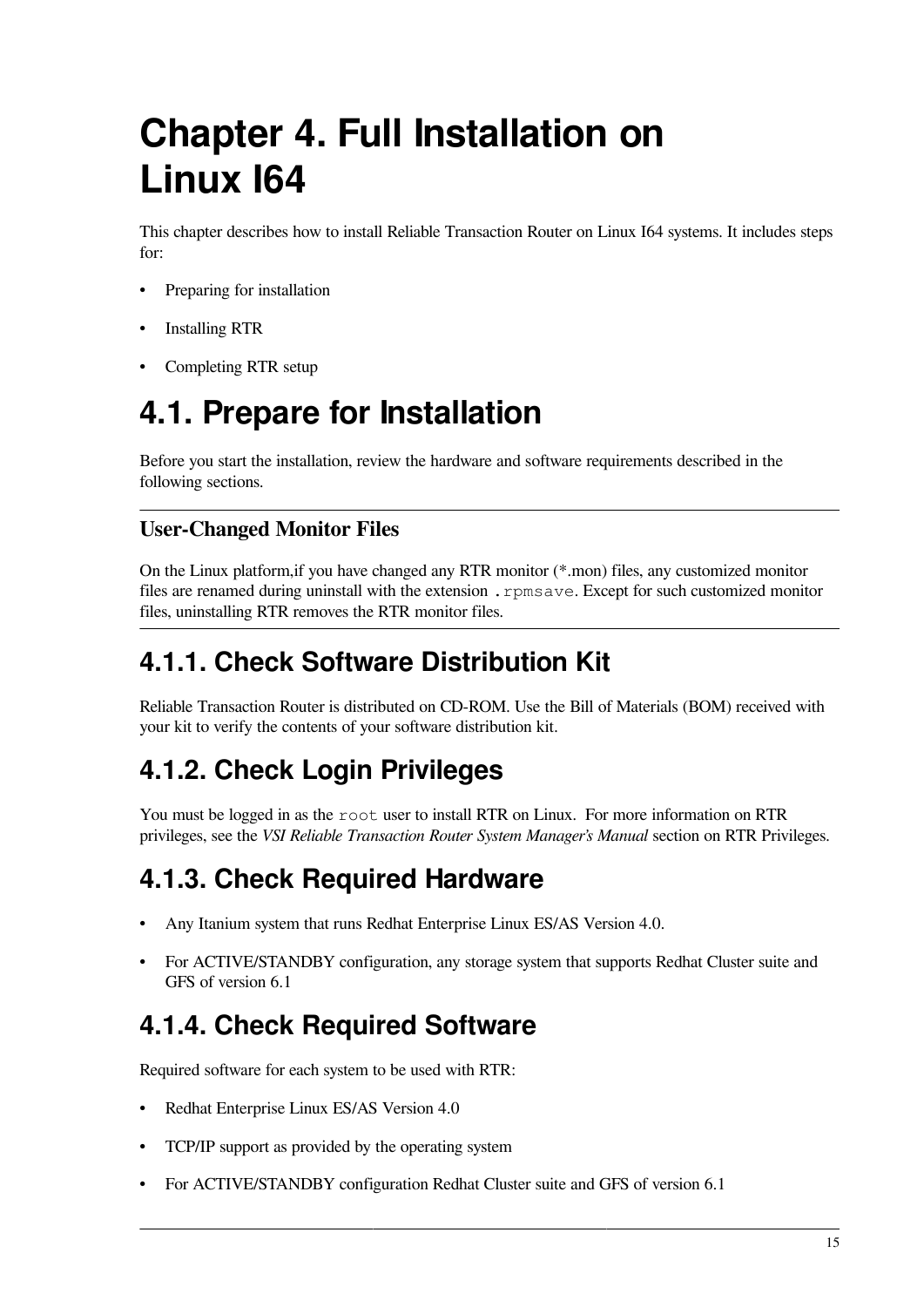# Chapter 4. Full Installation on Linux I64

This chapter describes how to install Reliable Transaction Router on Linux I64 systems. It includes steps for:

- Preparing for installation
- Installing RTR
- Completing RTR setup

## 4.1. Prepare for Installation

Before you start the installation, review the hardware and software requirements described in the following sections.

---

**User-Changed Monitor Files**

On the Linux platform,if you have changed any RTR monitor (*.mon) files, any customized monitor files are renamed during uninstall with the extension `.rpmsave`. Except for such customized monitor files, uninstalling RTR removes the RTR monitor files.

---

### 4.1.1. Check Software Distribution Kit

Reliable Transaction Router is distributed on CD-ROM. Use the Bill of Materials (BOM) received with your kit to verify the contents of your software distribution kit.

### 4.1.2. Check Login Privileges

You must be logged in as the `root` user to install RTR on Linux. For more information on RTR privileges, see the *VSI Reliable Transaction Router System Manager's Manual* section on RTR Privileges.

### 4.1.3. Check Required Hardware

- Any Itanium system that runs Redhat Enterprise Linux ES/AS Version 4.0.
- For ACTIVE/STANDBY configuration, any storage system that supports Redhat Cluster suite and GFS of version 6.1

### 4.1.4. Check Required Software

Required software for each system to be used with RTR:

- Redhat Enterprise Linux ES/AS Version 4.0
- TCP/IP support as provided by the operating system
- For ACTIVE/STANDBY configuration Redhat Cluster suite and GFS of version 6.1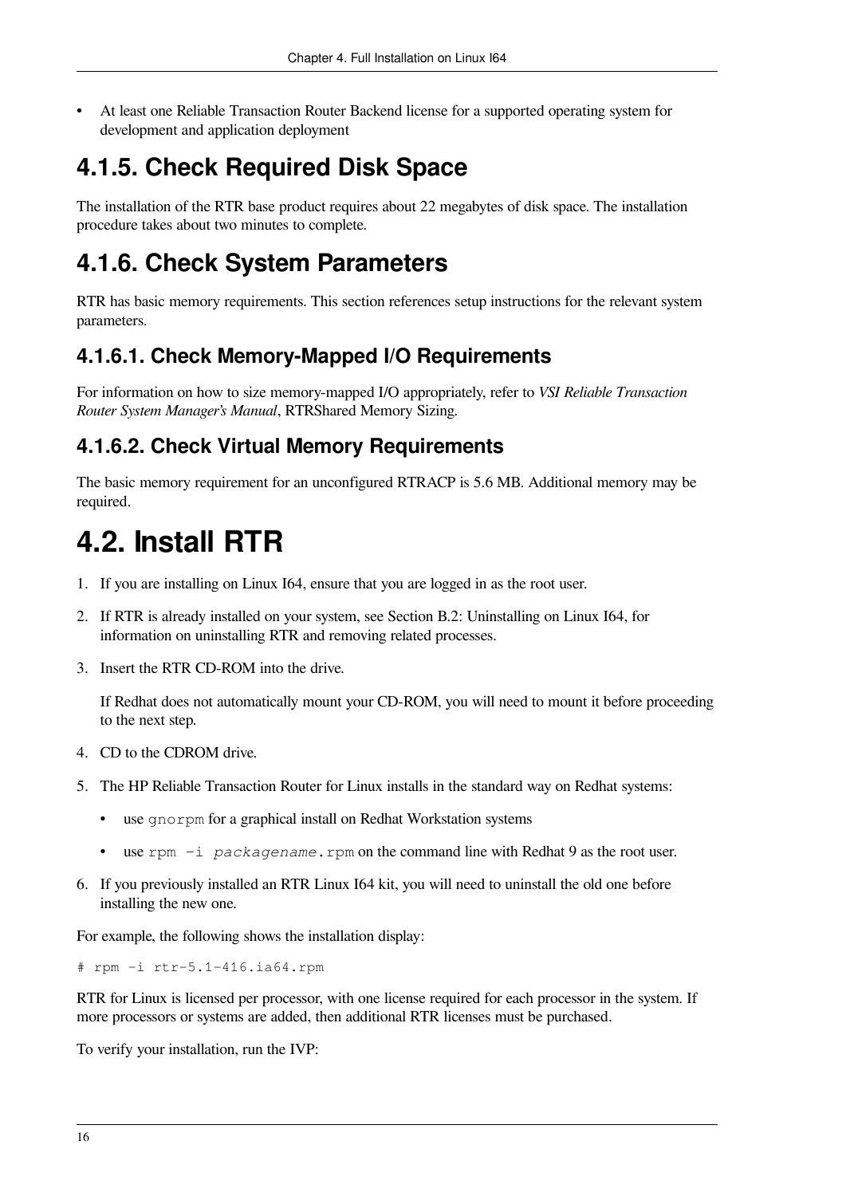- At least one Reliable Transaction Router Backend license for a supported operating system for development and application deployment

## 4.1.5. Check Required Disk Space

The installation of the RTR base product requires about 22 megabytes of disk space. The installation procedure takes about two minutes to complete.

## 4.1.6. Check System Parameters

RTR has basic memory requirements. This section references setup instructions for the relevant system parameters.

### 4.1.6.1. Check Memory-Mapped I/O Requirements

For information on how to size memory-mapped I/O appropriately, refer to *VSI Reliable Transaction Router System Manager's Manual*, RTRShared Memory Sizing.

### 4.1.6.2. Check Virtual Memory Requirements

The basic memory requirement for an unconfigured RTRACP is 5.6 MB. Additional memory may be required.

# 4.2. Install RTR

1. If you are installing on Linux I64, ensure that you are logged in as the root user.
2. If RTR is already installed on your system, see Section B.2: Uninstalling on Linux I64, for information on uninstalling RTR and removing related processes.
3. Insert the RTR CD-ROM into the drive.

   If Redhat does not automatically mount your CD-ROM, you will need to mount it before proceeding to the next step.
4. CD to the CDROM drive.
5. The HP Reliable Transaction Router for Linux installs in the standard way on Redhat systems:
   - use `gnorpm` for a graphical install on Redhat Workstation systems
   - use `rpm -i packagename.rpm` on the command line with Redhat 9 as the root user.
6. If you previously installed an RTR Linux I64 kit, you will need to uninstall the old one before installing the new one.

For example, the following shows the installation display:

```
# rpm -i rtr-5.1-416.ia64.rpm
```

RTR for Linux is licensed per processor, with one license required for each processor in the system. If more processors or systems are added, then additional RTR licenses must be purchased.

To verify your installation, run the IVP: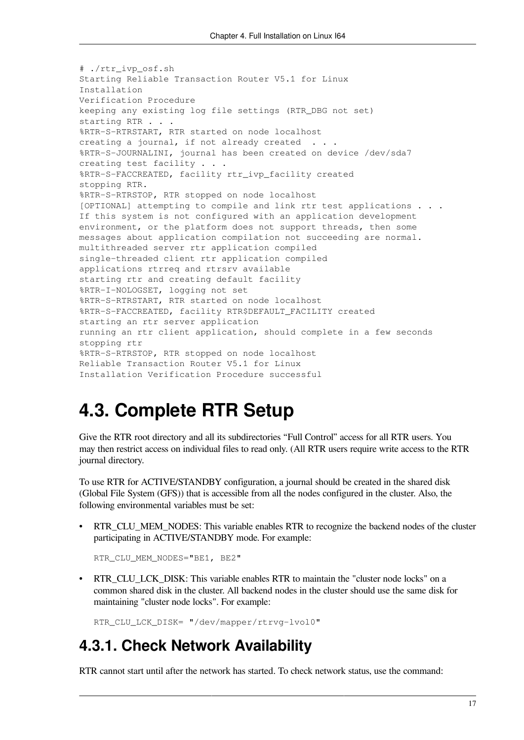```
# ./rtr_ivp_osf.sh
Starting Reliable Transaction Router V5.1 for Linux
Installation
Verification Procedure
keeping any existing log file settings (RTR_DBG not set)
starting RTR . . .
%RTR-S-RTRSTART, RTR started on node localhost
creating a journal, if not already created  . . .
%RTR-S-JOURNALINI, journal has been created on device /dev/sda7
creating test facility . . .
%RTR-S-FACCREATED, facility rtr_ivp_facility created
stopping RTR.
%RTR-S-RTRSTOP, RTR stopped on node localhost
[OPTIONAL] attempting to compile and link rtr test applications . . .
If this system is not configured with an application development
environment, or the platform does not support threads, then some
messages about application compilation not succeeding are normal.
multithreaded server rtr application compiled
single-threaded client rtr application compiled
applications rtrreq and rtrsrv available
starting rtr and creating default facility
%RTR-I-NOLOGSET, logging not set
%RTR-S-RTRSTART, RTR started on node localhost
%RTR-S-FACCREATED, facility RTR$DEFAULT_FACILITY created
starting an rtr server application
running an rtr client application, should complete in a few seconds
stopping rtr
%RTR-S-RTRSTOP, RTR stopped on node localhost
Reliable Transaction Router V5.1 for Linux
Installation Verification Procedure successful
```

## 4.3. Complete RTR Setup

Give the RTR root directory and all its subdirectories “Full Control” access for all RTR users. You may then restrict access on individual files to read only. (All RTR users require write access to the RTR journal directory.

To use RTR for ACTIVE/STANDBY configuration, a journal should be created in the shared disk (Global File System (GFS)) that is accessible from all the nodes configured in the cluster. Also, the following environmental variables must be set:

- RTR_CLU_MEM_NODES: This variable enables RTR to recognize the backend nodes of the cluster participating in ACTIVE/STANDBY mode. For example:

  ```
  RTR_CLU_MEM_NODES="BE1, BE2"
  ```

- RTR_CLU_LCK_DISK: This variable enables RTR to maintain the "cluster node locks" on a common shared disk in the cluster. All backend nodes in the cluster should use the same disk for maintaining "cluster node locks". For example:

  ```
  RTR_CLU_LCK_DISK= "/dev/mapper/rtrvg-lvol0"
  ```

### 4.3.1. Check Network Availability

RTR cannot start until after the network has started. To check network status, use the command: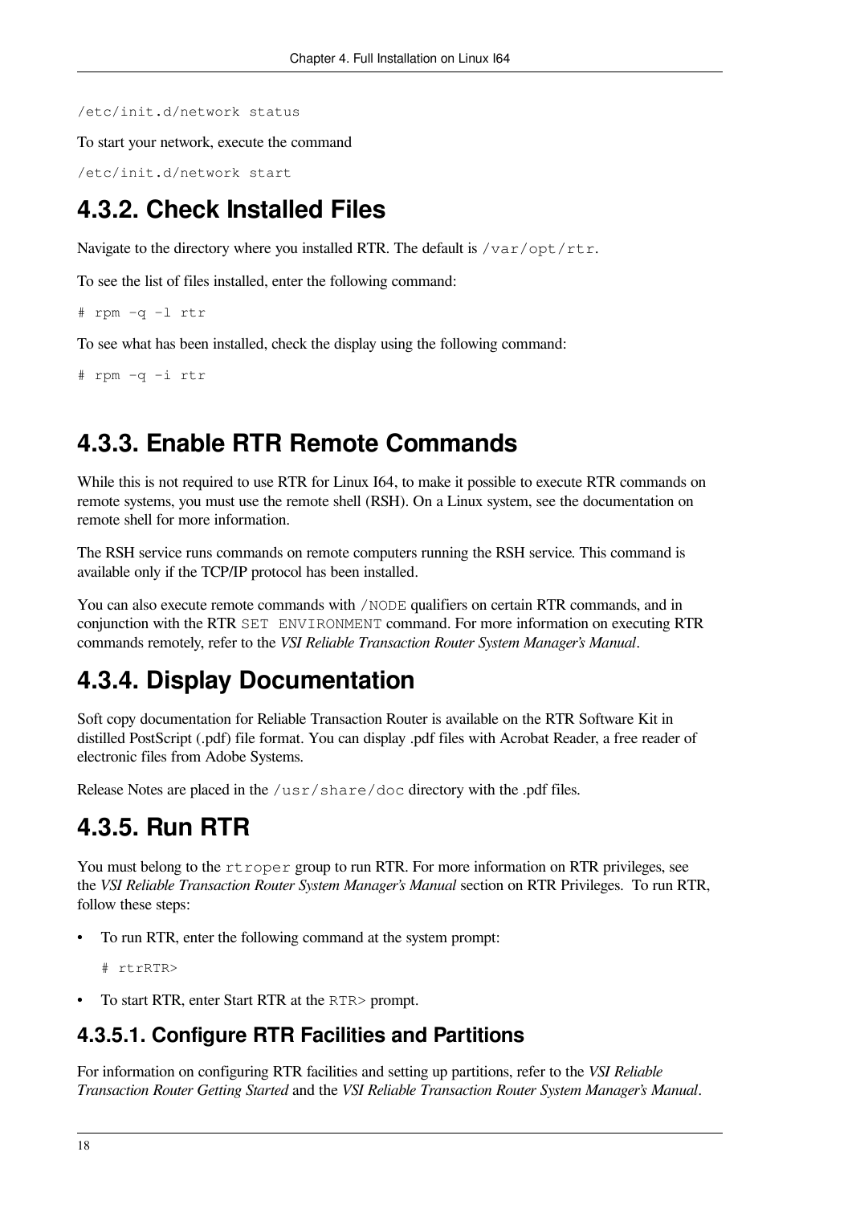```
/etc/init.d/network status
```

To start your network, execute the command

```
/etc/init.d/network start
```

## 4.3.2. Check Installed Files

Navigate to the directory where you installed RTR. The default is `/var/opt/rtr`.

To see the list of files installed, enter the following command:

```
# rpm –q –l rtr
```

To see what has been installed, check the display using the following command:

```
# rpm –q –i rtr
```

## 4.3.3. Enable RTR Remote Commands

While this is not required to use RTR for Linux I64, to make it possible to execute RTR commands on remote systems, you must use the remote shell (RSH). On a Linux system, see the documentation on remote shell for more information.

The RSH service runs commands on remote computers running the RSH service. This command is available only if the TCP/IP protocol has been installed.

You can also execute remote commands with `/NODE` qualifiers on certain RTR commands, and in conjunction with the RTR `SET ENVIRONMENT` command. For more information on executing RTR commands remotely, refer to the *VSI Reliable Transaction Router System Manager's Manual*.

## 4.3.4. Display Documentation

Soft copy documentation for Reliable Transaction Router is available on the RTR Software Kit in distilled PostScript (.pdf) file format. You can display .pdf files with Acrobat Reader, a free reader of electronic files from Adobe Systems.

Release Notes are placed in the `/usr/share/doc` directory with the .pdf files.

## 4.3.5. Run RTR

You must belong to the `rtroper` group to run RTR. For more information on RTR privileges, see the *VSI Reliable Transaction Router System Manager's Manual* section on RTR Privileges. To run RTR, follow these steps:

- To run RTR, enter the following command at the system prompt:

  ```
  # rtrRTR>
  ```

- To start RTR, enter Start RTR at the `RTR>` prompt.

### 4.3.5.1. Configure RTR Facilities and Partitions

For information on configuring RTR facilities and setting up partitions, refer to the *VSI Reliable Transaction Router Getting Started* and the *VSI Reliable Transaction Router System Manager's Manual*.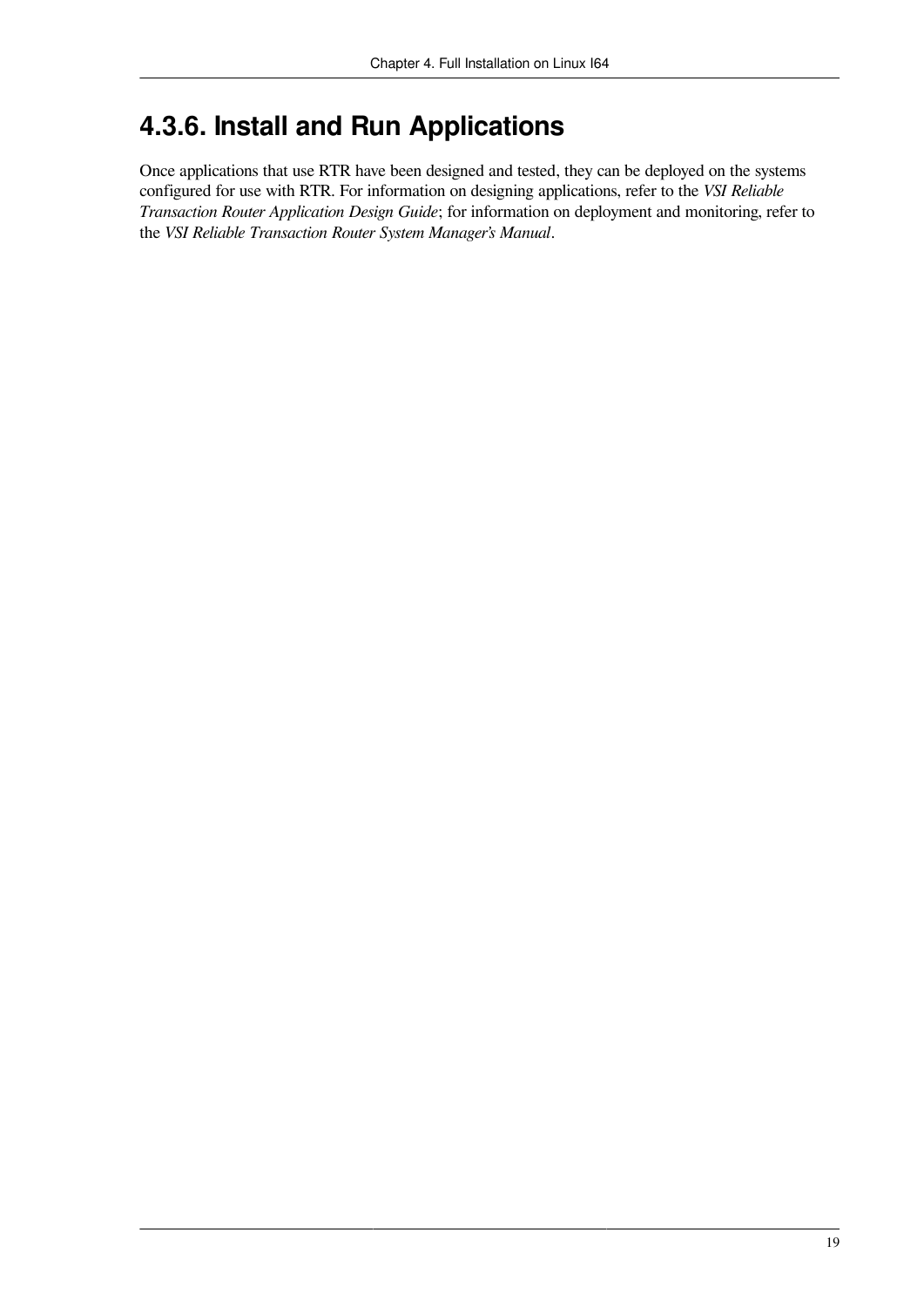### 4.3.6. Install and Run Applications

Once applications that use RTR have been designed and tested, they can be deployed on the systems configured for use with RTR. For information on designing applications, refer to the *VSI Reliable Transaction Router Application Design Guide*; for information on deployment and monitoring, refer to the *VSI Reliable Transaction Router System Manager's Manual*.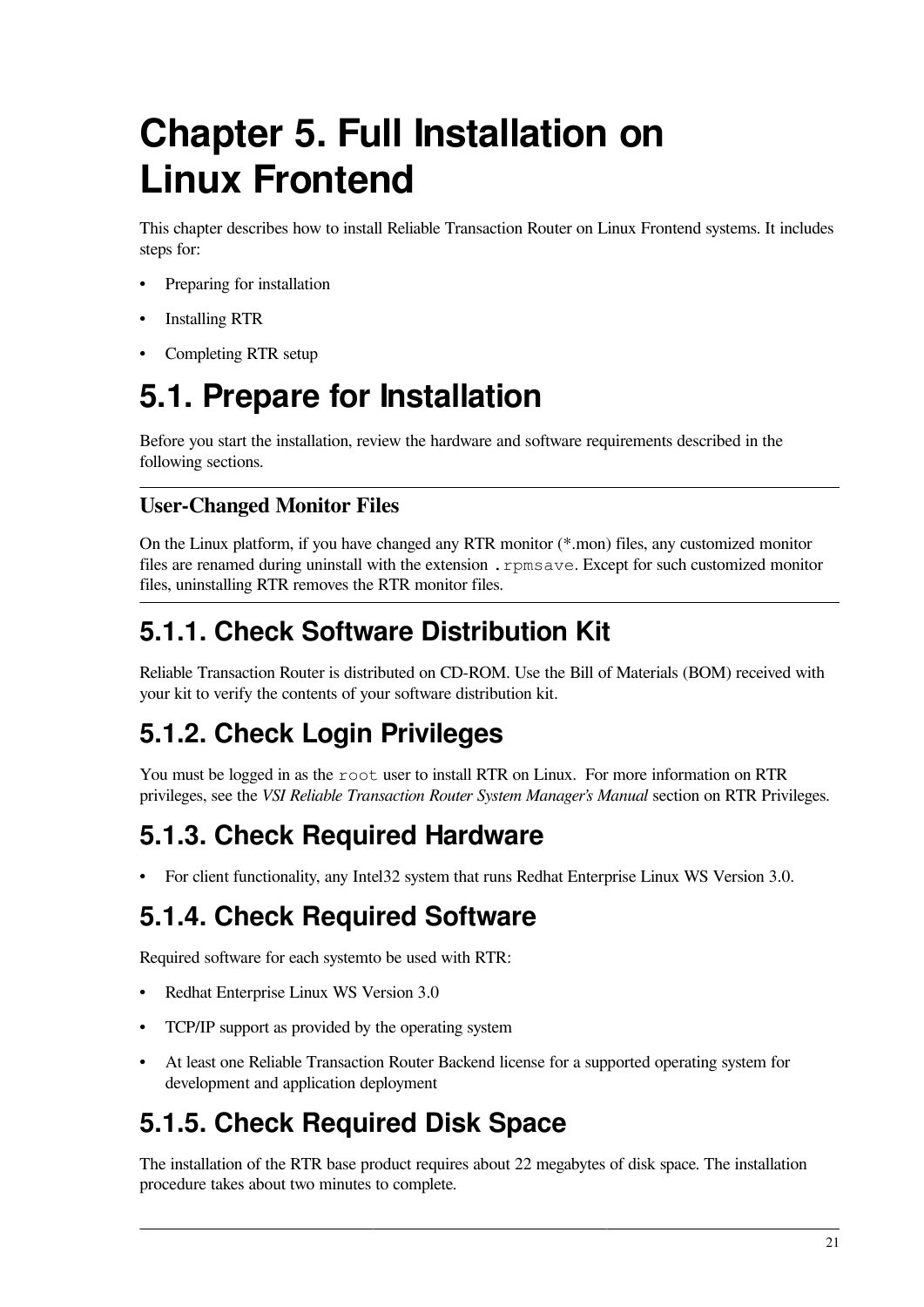# Chapter 5. Full Installation on Linux Frontend

This chapter describes how to install Reliable Transaction Router on Linux Frontend systems. It includes steps for:

- Preparing for installation
- Installing RTR
- Completing RTR setup

## 5.1. Prepare for Installation

Before you start the installation, review the hardware and software requirements described in the following sections.

---

**User-Changed Monitor Files**

On the Linux platform, if you have changed any RTR monitor (*.mon) files, any customized monitor files are renamed during uninstall with the extension `.rpmsave`. Except for such customized monitor files, uninstalling RTR removes the RTR monitor files.

---

### 5.1.1. Check Software Distribution Kit

Reliable Transaction Router is distributed on CD-ROM. Use the Bill of Materials (BOM) received with your kit to verify the contents of your software distribution kit.

### 5.1.2. Check Login Privileges

You must be logged in as the `root` user to install RTR on Linux. For more information on RTR privileges, see the *VSI Reliable Transaction Router System Manager's Manual* section on RTR Privileges.

### 5.1.3. Check Required Hardware

- For client functionality, any Intel32 system that runs Redhat Enterprise Linux WS Version 3.0.

### 5.1.4. Check Required Software

Required software for each systemto be used with RTR:

- Redhat Enterprise Linux WS Version 3.0
- TCP/IP support as provided by the operating system
- At least one Reliable Transaction Router Backend license for a supported operating system for development and application deployment

### 5.1.5. Check Required Disk Space

The installation of the RTR base product requires about 22 megabytes of disk space. The installation procedure takes about two minutes to complete.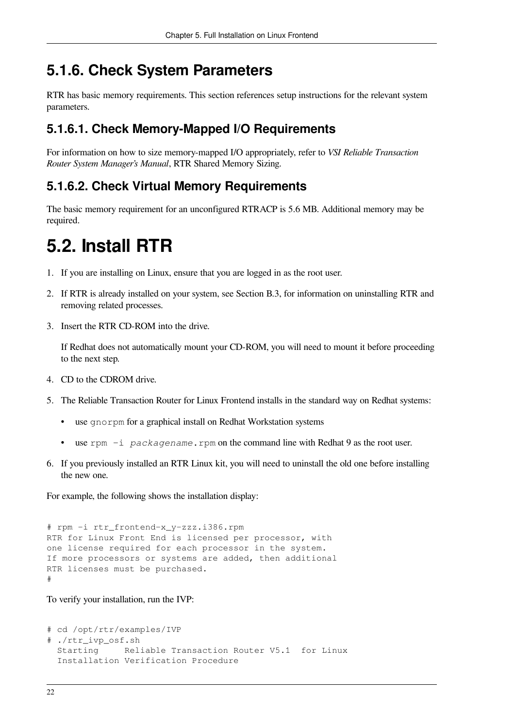### 5.1.6. Check System Parameters

RTR has basic memory requirements. This section references setup instructions for the relevant system parameters.

#### 5.1.6.1. Check Memory-Mapped I/O Requirements

For information on how to size memory-mapped I/O appropriately, refer to *VSI Reliable Transaction Router System Manager's Manual*, RTR Shared Memory Sizing.

#### 5.1.6.2. Check Virtual Memory Requirements

The basic memory requirement for an unconfigured RTRACP is 5.6 MB. Additional memory may be required.

## 5.2. Install RTR

1. If you are installing on Linux, ensure that you are logged in as the root user.
2. If RTR is already installed on your system, see Section B.3, for information on uninstalling RTR and removing related processes.
3. Insert the RTR CD-ROM into the drive.

   If Redhat does not automatically mount your CD-ROM, you will need to mount it before proceeding to the next step.
4. CD to the CDROM drive.
5. The Reliable Transaction Router for Linux Frontend installs in the standard way on Redhat systems:
   - use `gnorpm` for a graphical install on Redhat Workstation systems
   - use `rpm -i` *`packagename`*`.rpm` on the command line with Redhat 9 as the root user.
6. If you previously installed an RTR Linux kit, you will need to uninstall the old one before installing the new one.

For example, the following shows the installation display:

```
# rpm -i rtr_frontend-x_y-zzz.i386.rpm
RTR for Linux Front End is licensed per processor, with
one license required for each processor in the system.
If more processors or systems are added, then additional
RTR licenses must be purchased.
#
```

To verify your installation, run the IVP:

```
# cd /opt/rtr/examples/IVP
# ./rtr_ivp_osf.sh
  Starting     Reliable Transaction Router V5.1  for Linux
  Installation Verification Procedure
```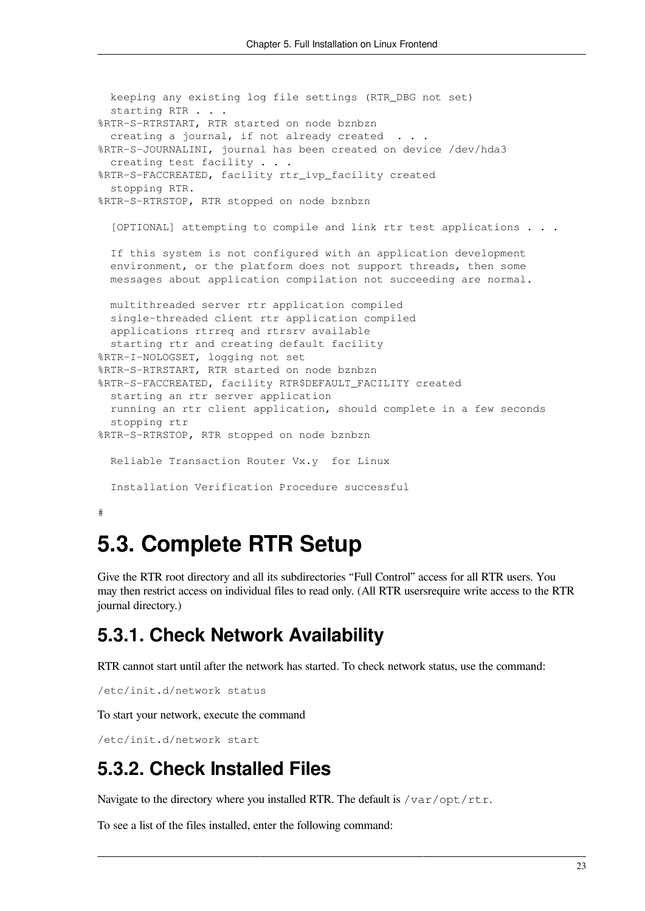```
  keeping any existing log file settings (RTR_DBG not set)
  starting RTR . . .
%RTR-S-RTRSTART, RTR started on node bznbzn
  creating a journal, if not already created  . . .
%RTR-S-JOURNALINI, journal has been created on device /dev/hda3
  creating test facility . . .
%RTR-S-FACCREATED, facility rtr_ivp_facility created
  stopping RTR.
%RTR-S-RTRSTOP, RTR stopped on node bznbzn

  [OPTIONAL] attempting to compile and link rtr test applications . . .

  If this system is not configured with an application development
  environment, or the platform does not support threads, then some
  messages about application compilation not succeeding are normal.

  multithreaded server rtr application compiled
  single-threaded client rtr application compiled
  applications rtrreq and rtrsrv available
  starting rtr and creating default facility
%RTR-I-NOLOGSET, logging not set
%RTR-S-RTRSTART, RTR started on node bznbzn
%RTR-S-FACCREATED, facility RTR$DEFAULT_FACILITY created
  starting an rtr server application
  running an rtr client application, should complete in a few seconds
  stopping rtr
%RTR-S-RTRSTOP, RTR stopped on node bznbzn

  Reliable Transaction Router Vx.y  for Linux

  Installation Verification Procedure successful

#
```

# 5.3. Complete RTR Setup

Give the RTR root directory and all its subdirectories "Full Control" access for all RTR users. You may then restrict access on individual files to read only. (All RTR usersrequire write access to the RTR journal directory.)

## 5.3.1. Check Network Availability

RTR cannot start until after the network has started. To check network status, use the command:

```
/etc/init.d/network status
```

To start your network, execute the command

```
/etc/init.d/network start
```

## 5.3.2. Check Installed Files

Navigate to the directory where you installed RTR. The default is `/var/opt/rtr`.

To see a list of the files installed, enter the following command: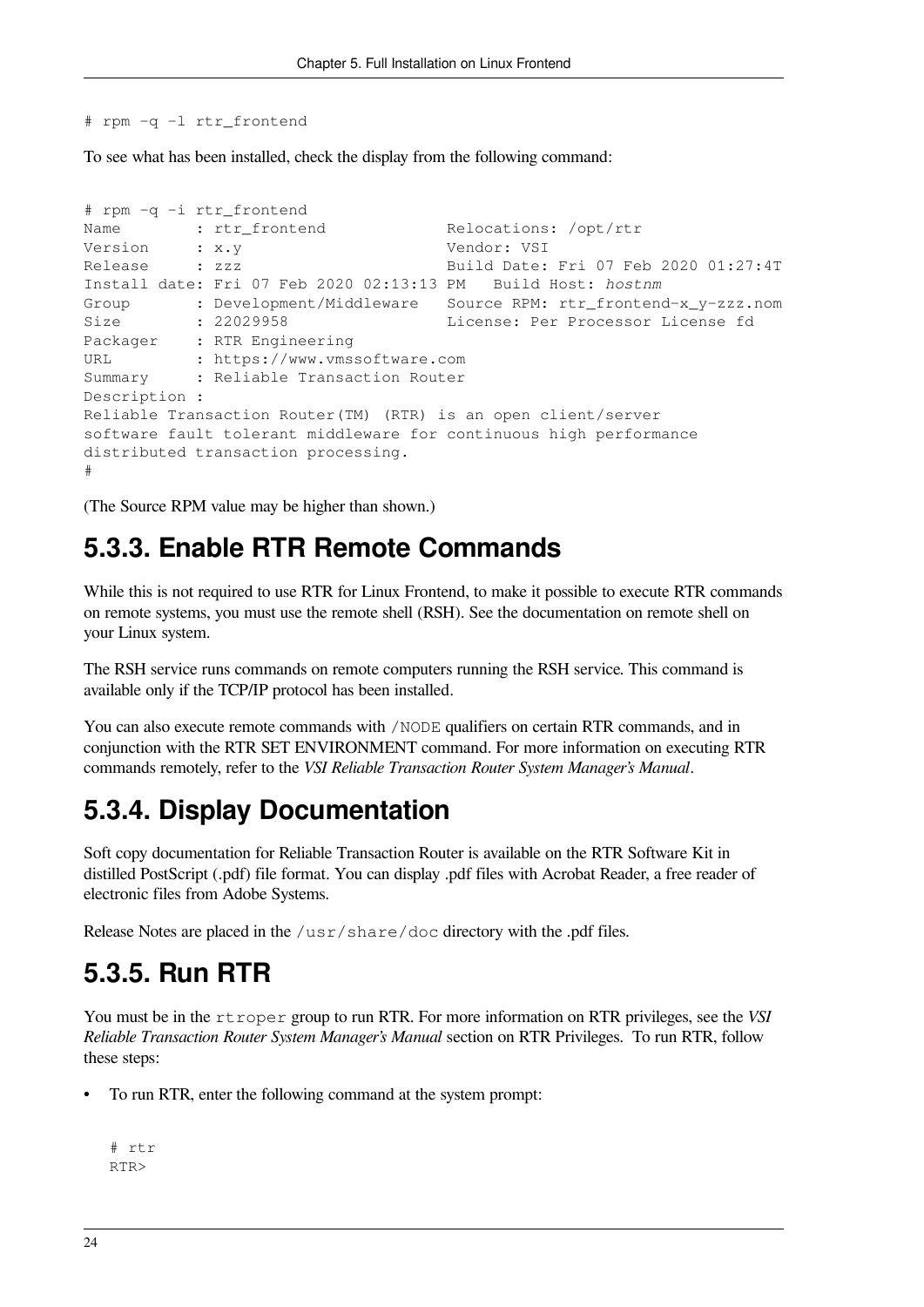```
# rpm -q -l rtr_frontend
```

To see what has been installed, check the display from the following command:

```
# rpm -q -i rtr_frontend
Name        : rtr_frontend            Relocations: /opt/rtr
Version     : x.y                     Vendor: VSI
Release     : zzz                     Build Date: Fri 07 Feb 2020 01:27:4T
Install date: Fri 07 Feb 2020 02:13:13 PM   Build Host: hostnm
Group       : Development/Middleware   Source RPM: rtr_frontend-x_y-zzz.nom
Size        : 22029958                License: Per Processor License fd
Packager    : RTR Engineering
URL         : https://www.vmssoftware.com
Summary     : Reliable Transaction Router
Description :
Reliable Transaction Router(TM) (RTR) is an open client/server
software fault tolerant middleware for continuous high performance
distributed transaction processing.
#
```

(The Source RPM value may be higher than shown.)

## 5.3.3. Enable RTR Remote Commands

While this is not required to use RTR for Linux Frontend, to make it possible to execute RTR commands on remote systems, you must use the remote shell (RSH). See the documentation on remote shell on your Linux system.

The RSH service runs commands on remote computers running the RSH service. This command is available only if the TCP/IP protocol has been installed.

You can also execute remote commands with `/NODE` qualifiers on certain RTR commands, and in conjunction with the RTR SET ENVIRONMENT command. For more information on executing RTR commands remotely, refer to the *VSI Reliable Transaction Router System Manager's Manual*.

## 5.3.4. Display Documentation

Soft copy documentation for Reliable Transaction Router is available on the RTR Software Kit in distilled PostScript (.pdf) file format. You can display .pdf files with Acrobat Reader, a free reader of electronic files from Adobe Systems.

Release Notes are placed in the `/usr/share/doc` directory with the .pdf files.

## 5.3.5. Run RTR

You must be in the `rtroper` group to run RTR. For more information on RTR privileges, see the *VSI Reliable Transaction Router System Manager's Manual* section on RTR Privileges. To run RTR, follow these steps:

- To run RTR, enter the following command at the system prompt:

  ```
  # rtr
  RTR>
  ```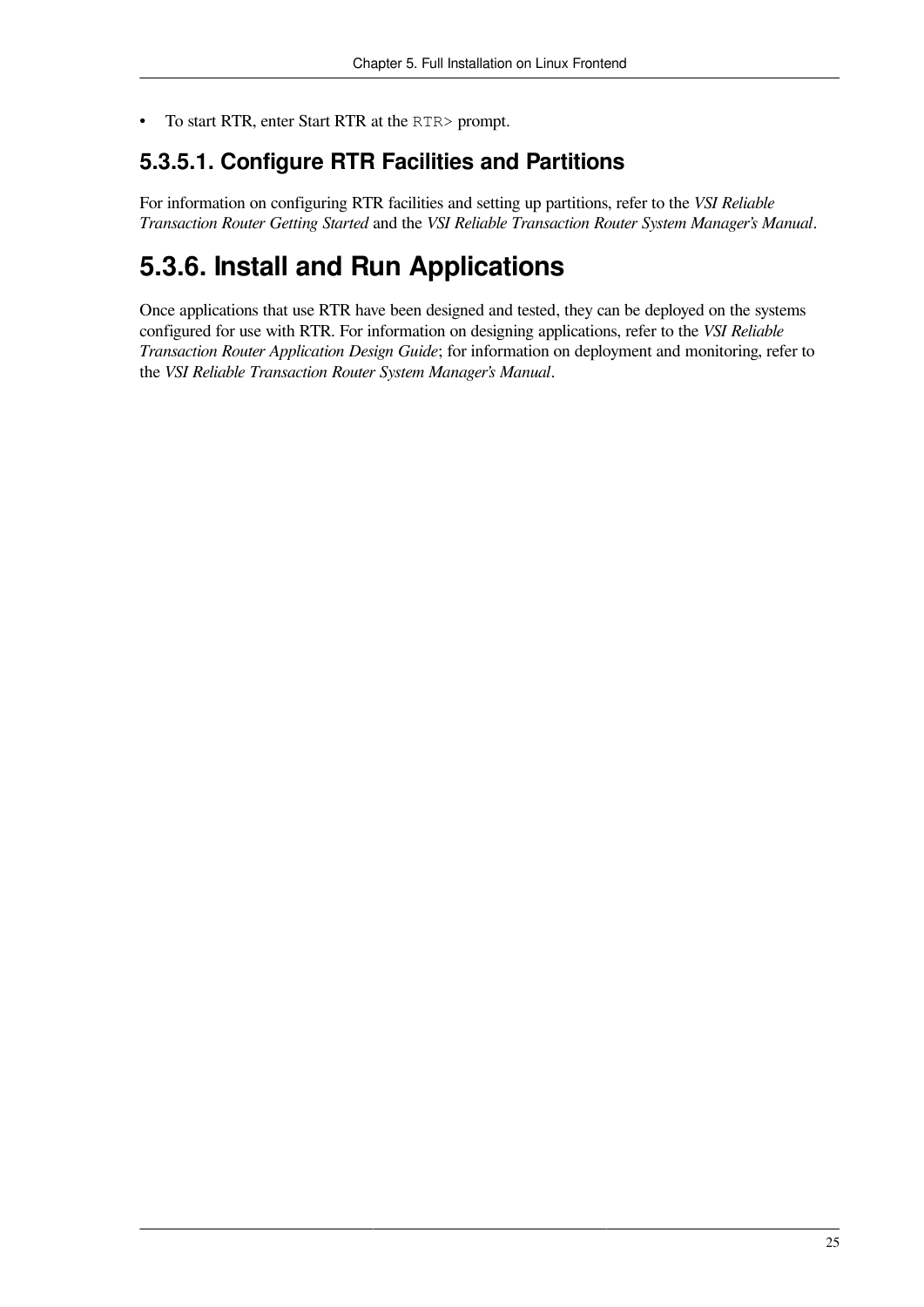- To start RTR, enter Start RTR at the `RTR>` prompt.

#### 5.3.5.1. Configure RTR Facilities and Partitions

For information on configuring RTR facilities and setting up partitions, refer to the *VSI Reliable Transaction Router Getting Started* and the *VSI Reliable Transaction Router System Manager's Manual*.

### 5.3.6. Install and Run Applications

Once applications that use RTR have been designed and tested, they can be deployed on the systems configured for use with RTR. For information on designing applications, refer to the *VSI Reliable Transaction Router Application Design Guide*; for information on deployment and monitoring, refer to the *VSI Reliable Transaction Router System Manager's Manual*.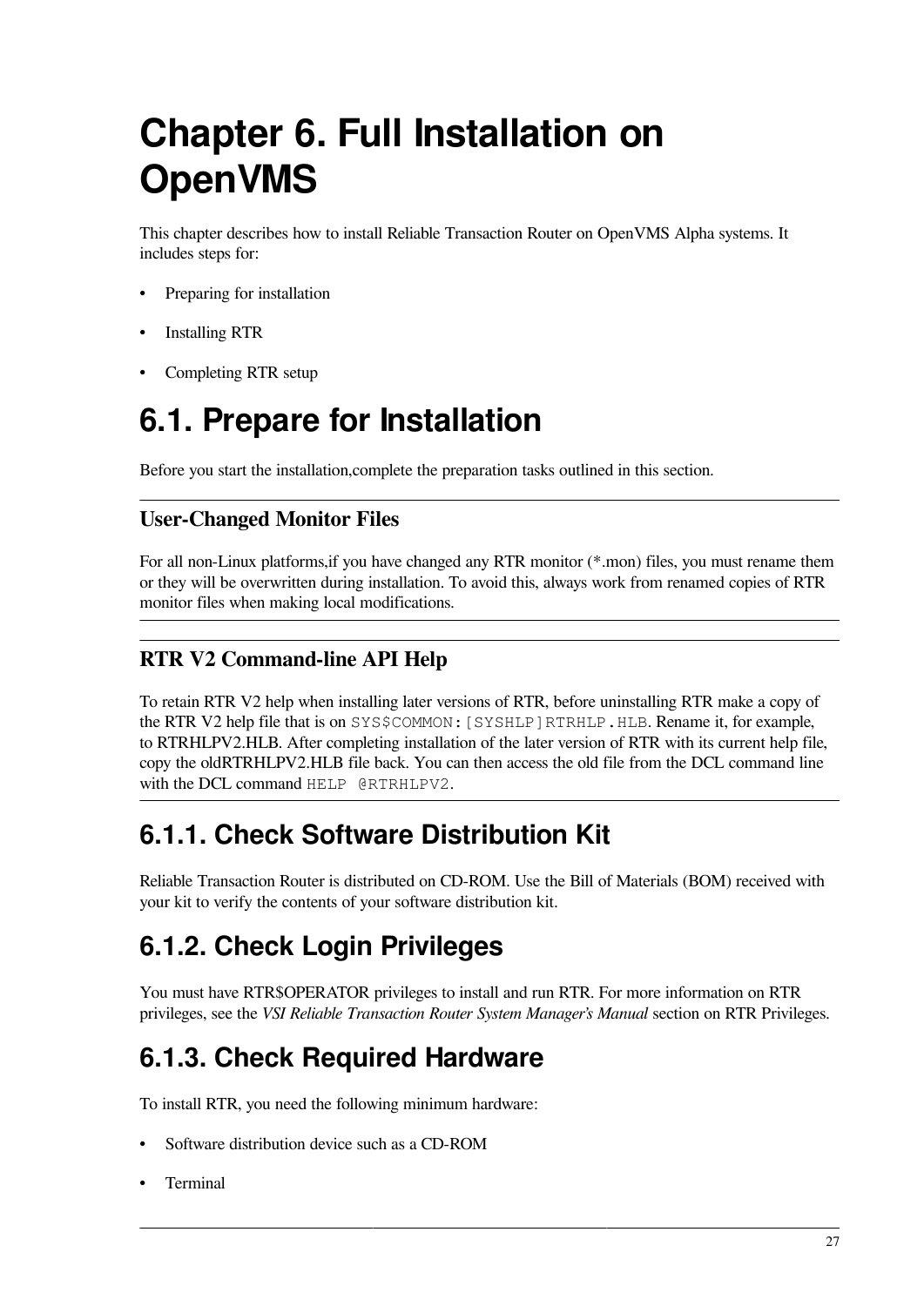# Chapter 6. Full Installation on OpenVMS

This chapter describes how to install Reliable Transaction Router on OpenVMS Alpha systems. It includes steps for:

- Preparing for installation
- Installing RTR
- Completing RTR setup

## 6.1. Prepare for Installation

Before you start the installation,complete the preparation tasks outlined in this section.

---

**User-Changed Monitor Files**

For all non-Linux platforms,if you have changed any RTR monitor (*.mon) files, you must rename them or they will be overwritten during installation. To avoid this, always work from renamed copies of RTR monitor files when making local modifications.

---

---

**RTR V2 Command-line API Help**

To retain RTR V2 help when installing later versions of RTR, before uninstalling RTR make a copy of the RTR V2 help file that is on `SYS$COMMON:[SYSHLP]RTRHLP.HLB`. Rename it, for example, to RTRHLPV2.HLB. After completing installation of the later version of RTR with its current help file, copy the oldRTRHLPV2.HLB file back. You can then access the old file from the DCL command line with the DCL command `HELP @RTRHLPV2`.

---

### 6.1.1. Check Software Distribution Kit

Reliable Transaction Router is distributed on CD-ROM. Use the Bill of Materials (BOM) received with your kit to verify the contents of your software distribution kit.

### 6.1.2. Check Login Privileges

You must have RTR$OPERATOR privileges to install and run RTR. For more information on RTR privileges, see the *VSI Reliable Transaction Router System Manager's Manual* section on RTR Privileges.

### 6.1.3. Check Required Hardware

To install RTR, you need the following minimum hardware:

- Software distribution device such as a CD-ROM
- Terminal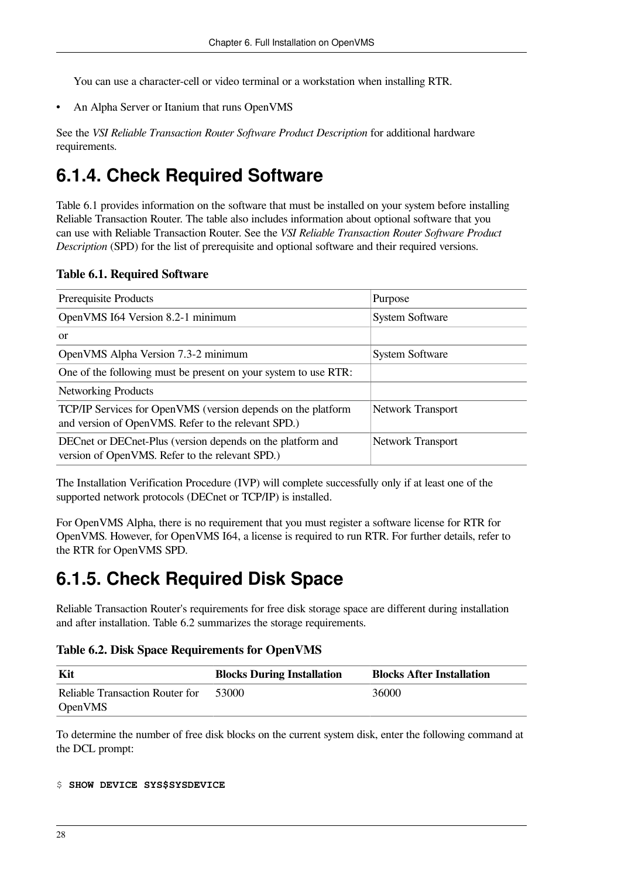You can use a character-cell or video terminal or a workstation when installing RTR.

- An Alpha Server or Itanium that runs OpenVMS

See the *VSI Reliable Transaction Router Software Product Description* for additional hardware requirements.

## 6.1.4. Check Required Software

Table 6.1 provides information on the software that must be installed on your system before installing Reliable Transaction Router. The table also includes information about optional software that you can use with Reliable Transaction Router. See the *VSI Reliable Transaction Router Software Product Description* (SPD) for the list of prerequisite and optional software and their required versions.

**Table 6.1. Required Software**

| Prerequisite Products | Purpose |
| --- | --- |
| OpenVMS I64 Version 8.2-1 minimum | System Software |
| or | |
| OpenVMS Alpha Version 7.3-2 minimum | System Software |
| One of the following must be present on your system to use RTR: | |
| Networking Products | |
| TCP/IP Services for OpenVMS (version depends on the platform and version of OpenVMS. Refer to the relevant SPD.) | Network Transport |
| DECnet or DECnet-Plus (version depends on the platform and version of OpenVMS. Refer to the relevant SPD.) | Network Transport |

The Installation Verification Procedure (IVP) will complete successfully only if at least one of the supported network protocols (DECnet or TCP/IP) is installed.

For OpenVMS Alpha, there is no requirement that you must register a software license for RTR for OpenVMS. However, for OpenVMS I64, a license is required to run RTR. For further details, refer to the RTR for OpenVMS SPD.

## 6.1.5. Check Required Disk Space

Reliable Transaction Router's requirements for free disk storage space are different during installation and after installation. Table 6.2 summarizes the storage requirements.

**Table 6.2. Disk Space Requirements for OpenVMS**

| Kit | Blocks During Installation | Blocks After Installation |
| --- | --- | --- |
| Reliable Transaction Router for OpenVMS | 53000 | 36000 |

To determine the number of free disk blocks on the current system disk, enter the following command at the DCL prompt:

```
$ SHOW DEVICE SYS$SYSDEVICE
```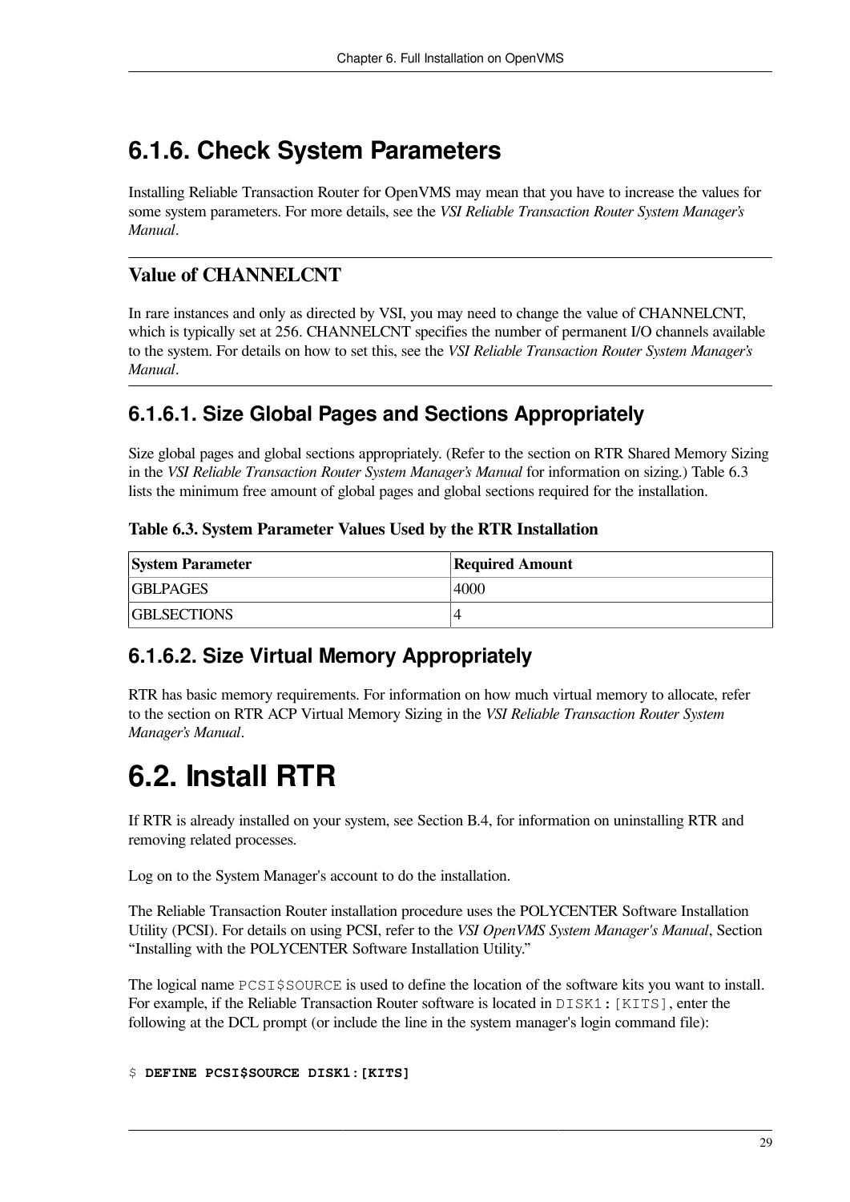## 6.1.6. Check System Parameters

Installing Reliable Transaction Router for OpenVMS may mean that you have to increase the values for some system parameters. For more details, see the *VSI Reliable Transaction Router System Manager's Manual*.

---

### Value of CHANNELCNT

In rare instances and only as directed by VSI, you may need to change the value of CHANNELCNT, which is typically set at 256. CHANNELCNT specifies the number of permanent I/O channels available to the system. For details on how to set this, see the *VSI Reliable Transaction Router System Manager's Manual*.

---

### 6.1.6.1. Size Global Pages and Sections Appropriately

Size global pages and global sections appropriately. (Refer to the section on RTR Shared Memory Sizing in the *VSI Reliable Transaction Router System Manager's Manual* for information on sizing.) Table 6.3 lists the minimum free amount of global pages and global sections required for the installation.

**Table 6.3. System Parameter Values Used by the RTR Installation**

| System Parameter | Required Amount |
|---|---|
| GBLPAGES | 4000 |
| GBLSECTIONS | 4 |

### 6.1.6.2. Size Virtual Memory Appropriately

RTR has basic memory requirements. For information on how much virtual memory to allocate, refer to the section on RTR ACP Virtual Memory Sizing in the *VSI Reliable Transaction Router System Manager's Manual*.

# 6.2. Install RTR

If RTR is already installed on your system, see Section B.4, for information on uninstalling RTR and removing related processes.

Log on to the System Manager's account to do the installation.

The Reliable Transaction Router installation procedure uses the POLYCENTER Software Installation Utility (PCSI). For details on using PCSI, refer to the *VSI OpenVMS System Manager's Manual*, Section "Installing with the POLYCENTER Software Installation Utility."

The logical name `PCSI$SOURCE` is used to define the location of the software kits you want to install. For example, if the Reliable Transaction Router software is located in `DISK1:[KITS]`, enter the following at the DCL prompt (or include the line in the system manager's login command file):

```
$ DEFINE PCSI$SOURCE DISK1:[KITS]
```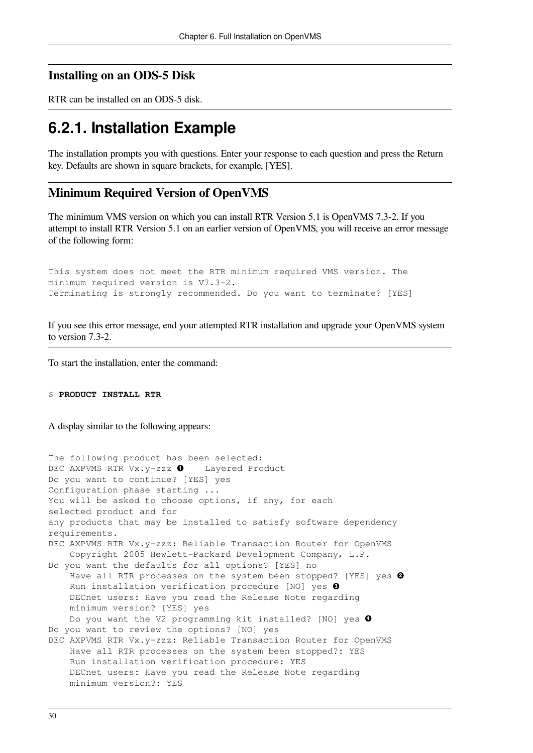### Installing on an ODS-5 Disk

RTR can be installed on an ODS-5 disk.

## 6.2.1. Installation Example

The installation prompts you with questions. Enter your response to each question and press the Return key. Defaults are shown in square brackets, for example, [YES].

### Minimum Required Version of OpenVMS

The minimum VMS version on which you can install RTR Version 5.1 is OpenVMS 7.3-2. If you attempt to install RTR Version 5.1 on an earlier version of OpenVMS, you will receive an error message of the following form:

```
This system does not meet the RTR minimum required VMS version. The
minimum required version is V7.3-2.
Terminating is strongly recommended. Do you want to terminate? [YES]
```

If you see this error message, end your attempted RTR installation and upgrade your OpenVMS system to version 7.3-2.

To start the installation, enter the command:

```
$ PRODUCT INSTALL RTR
```

A display similar to the following appears:

```
The following product has been selected:
DEC AXPVMS RTR Vx.y-zzz ❶    Layered Product
Do you want to continue? [YES] yes
Configuration phase starting ...
You will be asked to choose options, if any, for each
selected product and for
any products that may be installed to satisfy software dependency
requirements.
DEC AXPVMS RTR Vx.y-zzz: Reliable Transaction Router for OpenVMS
    Copyright 2005 Hewlett-Packard Development Company, L.P.
Do you want the defaults for all options? [YES] no
    Have all RTR processes on the system been stopped? [YES] yes ❷
    Run installation verification procedure [NO] yes ❸
    DECnet users: Have you read the Release Note regarding
    minimum version? [YES] yes
    Do you want the V2 programming kit installed? [NO] yes ❹
Do you want to review the options? [NO] yes
DEC AXPVMS RTR Vx.y-zzz: Reliable Transaction Router for OpenVMS
    Have all RTR processes on the system been stopped?: YES
    Run installation verification procedure: YES
    DECnet users: Have you read the Release Note regarding
    minimum version?: YES
```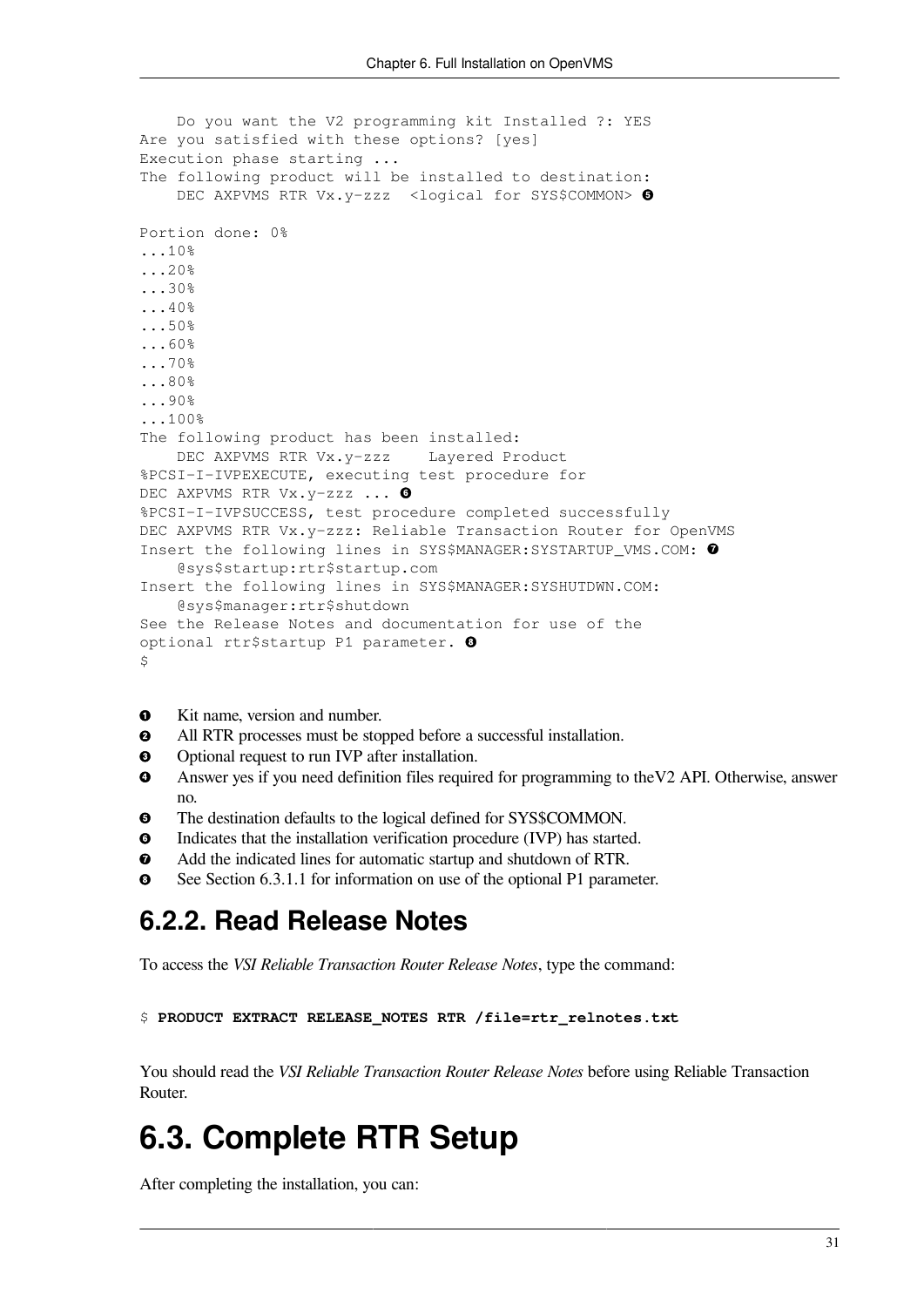```
    Do you want the V2 programming kit Installed ?: YES
Are you satisfied with these options? [yes]
Execution phase starting ...
The following product will be installed to destination:
    DEC AXPVMS RTR Vx.y-zzz  <logical for SYS$COMMON> ❺

Portion done: 0%
...10%
...20%
...30%
...40%
...50%
...60%
...70%
...80%
...90%
...100%
The following product has been installed:
    DEC AXPVMS RTR Vx.y-zzz    Layered Product
%PCSI-I-IVPEXECUTE, executing test procedure for
DEC AXPVMS RTR Vx.y-zzz ... ❻
%PCSI-I-IVPSUCCESS, test procedure completed successfully
DEC AXPVMS RTR Vx.y-zzz: Reliable Transaction Router for OpenVMS
Insert the following lines in SYS$MANAGER:SYSTARTUP_VMS.COM: ❼
    @sys$startup:rtr$startup.com
Insert the following lines in SYS$MANAGER:SYSHUTDWN.COM:
    @sys$manager:rtr$shutdown
See the Release Notes and documentation for use of the
optional rtr$startup P1 parameter. ❽
$
```

❶ Kit name, version and number.
❷ All RTR processes must be stopped before a successful installation.
❸ Optional request to run IVP after installation.
❹ Answer yes if you need definition files required for programming to theV2 API. Otherwise, answer no.
❺ The destination defaults to the logical defined for SYS$COMMON.
❻ Indicates that the installation verification procedure (IVP) has started.
❼ Add the indicated lines for automatic startup and shutdown of RTR.
❽ See Section 6.3.1.1 for information on use of the optional P1 parameter.

### 6.2.2. Read Release Notes

To access the *VSI Reliable Transaction Router Release Notes*, type the command:

```
$ PRODUCT EXTRACT RELEASE_NOTES RTR /file=rtr_relnotes.txt
```

You should read the *VSI Reliable Transaction Router Release Notes* before using Reliable Transaction Router.

## 6.3. Complete RTR Setup

After completing the installation, you can: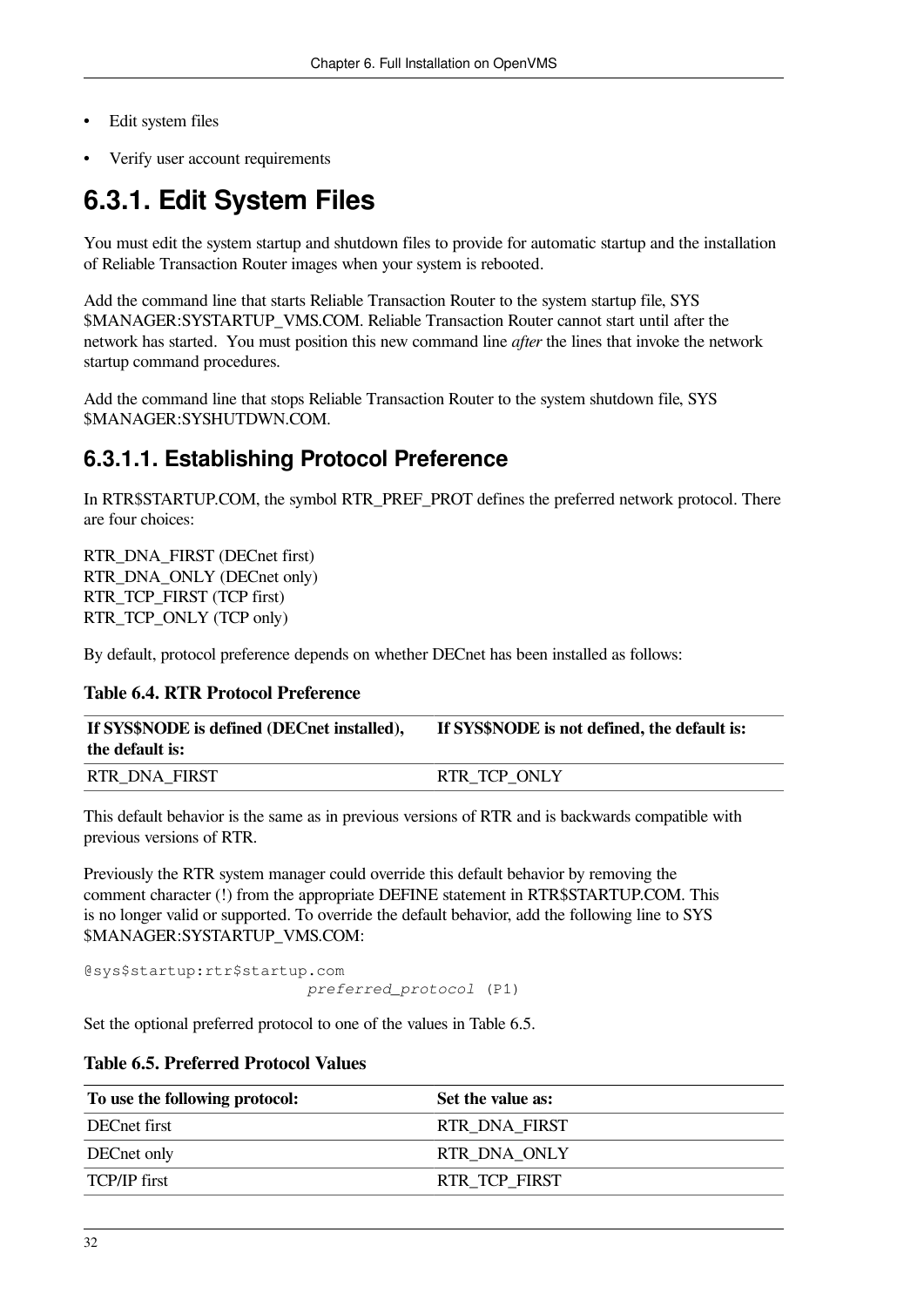- Edit system files
- Verify user account requirements

## 6.3.1. Edit System Files

You must edit the system startup and shutdown files to provide for automatic startup and the installation of Reliable Transaction Router images when your system is rebooted.

Add the command line that starts Reliable Transaction Router to the system startup file, SYS$MANAGER:SYSTARTUP_VMS.COM. Reliable Transaction Router cannot start until after the network has started. You must position this new command line *after* the lines that invoke the network startup command procedures.

Add the command line that stops Reliable Transaction Router to the system shutdown file, SYS$MANAGER:SYSHUTDWN.COM.

### 6.3.1.1. Establishing Protocol Preference

In RTR$STARTUP.COM, the symbol RTR_PREF_PROT defines the preferred network protocol. There are four choices:

RTR_DNA_FIRST (DECnet first)
RTR_DNA_ONLY (DECnet only)
RTR_TCP_FIRST (TCP first)
RTR_TCP_ONLY (TCP only)

By default, protocol preference depends on whether DECnet has been installed as follows:

**Table 6.4. RTR Protocol Preference**

| If SYS$NODE is defined (DECnet installed), the default is: | If SYS$NODE is not defined, the default is: |
|---|---|
| RTR_DNA_FIRST | RTR_TCP_ONLY |

This default behavior is the same as in previous versions of RTR and is backwards compatible with previous versions of RTR.

Previously the RTR system manager could override this default behavior by removing the comment character (!) from the appropriate DEFINE statement in RTR$STARTUP.COM. This is no longer valid or supported. To override the default behavior, add the following line to SYS$MANAGER:SYSTARTUP_VMS.COM:

```
@sys$startup:rtr$startup.com
                          preferred_protocol (P1)
```

Set the optional preferred protocol to one of the values in Table 6.5.

**Table 6.5. Preferred Protocol Values**

| To use the following protocol: | Set the value as: |
|---|---|
| DECnet first | RTR_DNA_FIRST |
| DECnet only | RTR_DNA_ONLY |
| TCP/IP first | RTR_TCP_FIRST |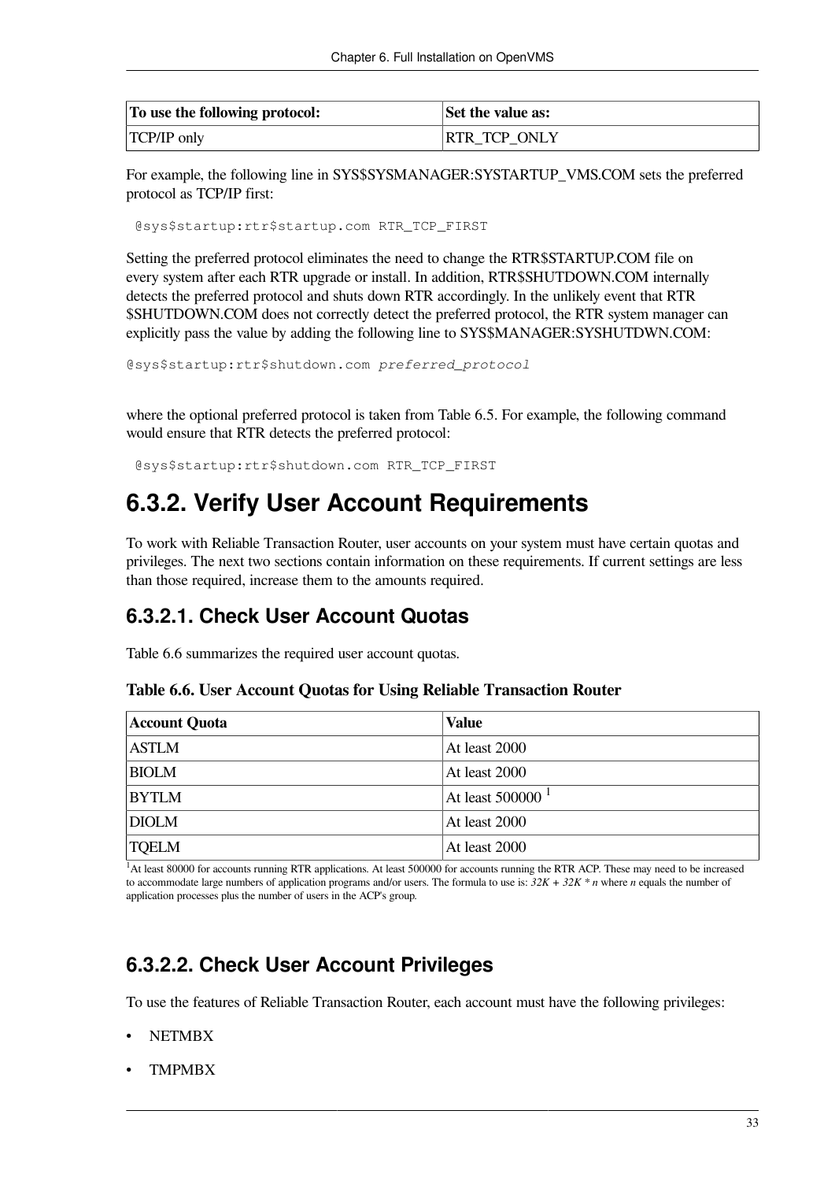| To use the following protocol: | Set the value as: |
| --- | --- |
| TCP/IP only | RTR_TCP_ONLY |

For example, the following line in SYS$SYSMANAGER:SYSTARTUP_VMS.COM sets the preferred protocol as TCP/IP first:

```
@sys$startup:rtr$startup.com RTR_TCP_FIRST
```

Setting the preferred protocol eliminates the need to change the RTR$STARTUP.COM file on every system after each RTR upgrade or install. In addition, RTR$SHUTDOWN.COM internally detects the preferred protocol and shuts down RTR accordingly. In the unlikely event that RTR $SHUTDOWN.COM does not correctly detect the preferred protocol, the RTR system manager can explicitly pass the value by adding the following line to SYS$MANAGER:SYSHUTDWN.COM:

```
@sys$startup:rtr$shutdown.com preferred_protocol
```

where the optional preferred protocol is taken from Table 6.5. For example, the following command would ensure that RTR detects the preferred protocol:

```
@sys$startup:rtr$shutdown.com RTR_TCP_FIRST
```

## 6.3.2. Verify User Account Requirements

To work with Reliable Transaction Router, user accounts on your system must have certain quotas and privileges. The next two sections contain information on these requirements. If current settings are less than those required, increase them to the amounts required.

### 6.3.2.1. Check User Account Quotas

Table 6.6 summarizes the required user account quotas.

**Table 6.6. User Account Quotas for Using Reliable Transaction Router**

| Account Quota | Value |
| --- | --- |
| ASTLM | At least 2000 |
| BIOLM | At least 2000 |
| BYTLM | At least 500000 [1] |
| DIOLM | At least 2000 |
| TQELM | At least 2000 |

[1]At least 80000 for accounts running RTR applications. At least 500000 for accounts running the RTR ACP. These may need to be increased to accommodate large numbers of application programs and/or users. The formula to use is: *32K + 32K * n* where *n* equals the number of application processes plus the number of users in the ACP's group.

### 6.3.2.2. Check User Account Privileges

To use the features of Reliable Transaction Router, each account must have the following privileges:

- NETMBX
- TMPMBX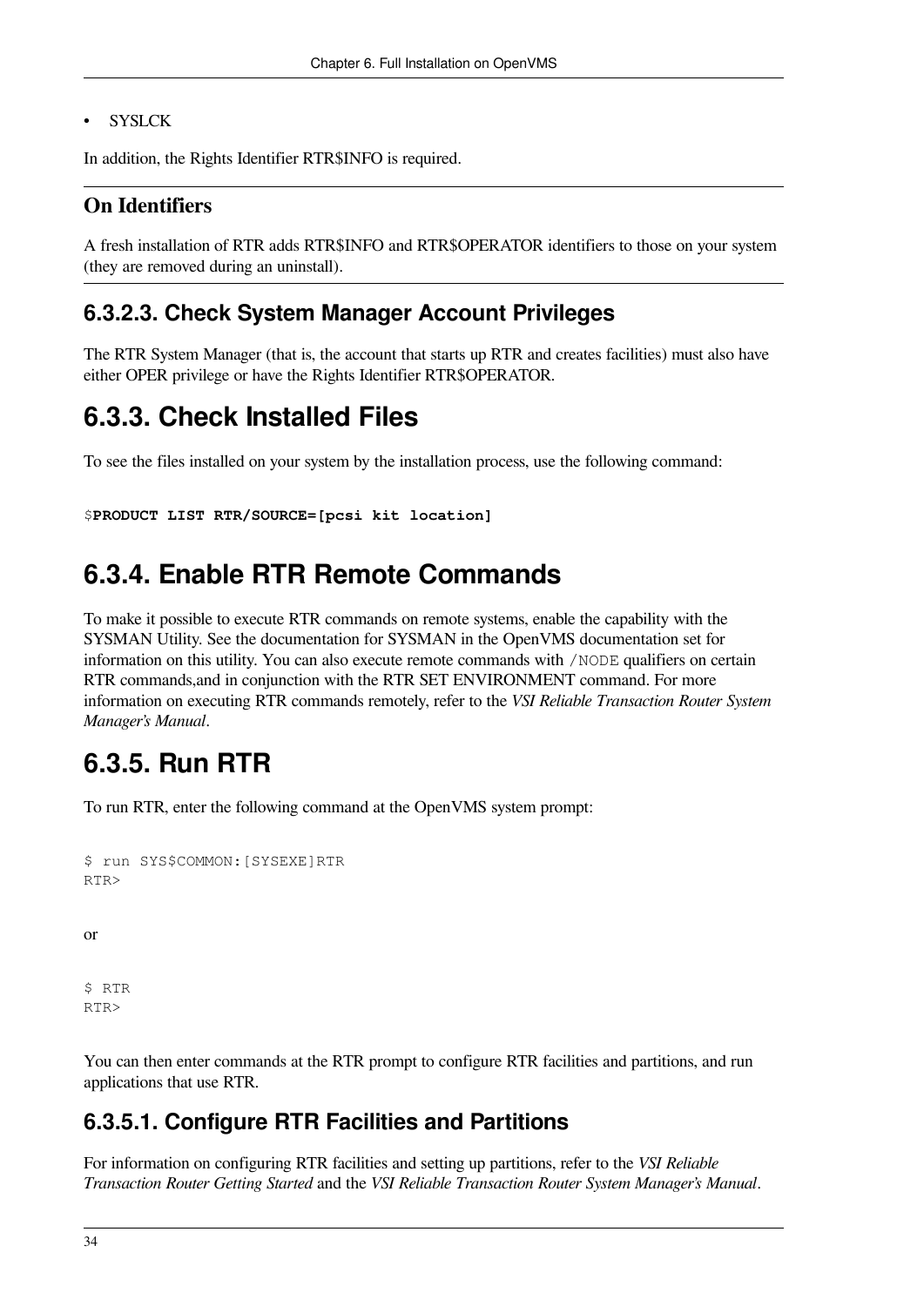- SYSLCK

In addition, the Rights Identifier RTR$INFO is required.

**On Identifiers**

A fresh installation of RTR adds RTR$INFO and RTR$OPERATOR identifiers to those on your system (they are removed during an uninstall).

### 6.3.2.3. Check System Manager Account Privileges

The RTR System Manager (that is, the account that starts up RTR and creates facilities) must also have either OPER privilege or have the Rights Identifier RTR$OPERATOR.

## 6.3.3. Check Installed Files

To see the files installed on your system by the installation process, use the following command:

```
$PRODUCT LIST RTR/SOURCE=[pcsi kit location]
```

## 6.3.4. Enable RTR Remote Commands

To make it possible to execute RTR commands on remote systems, enable the capability with the SYSMAN Utility. See the documentation for SYSMAN in the OpenVMS documentation set for information on this utility. You can also execute remote commands with `/NODE` qualifiers on certain RTR commands,and in conjunction with the RTR SET ENVIRONMENT command. For more information on executing RTR commands remotely, refer to the *VSI Reliable Transaction Router System Manager's Manual*.

## 6.3.5. Run RTR

To run RTR, enter the following command at the OpenVMS system prompt:

```
$ run SYS$COMMON:[SYSEXE]RTR
RTR>
```

or

```
$ RTR
RTR>
```

You can then enter commands at the RTR prompt to configure RTR facilities and partitions, and run applications that use RTR.

### 6.3.5.1. Configure RTR Facilities and Partitions

For information on configuring RTR facilities and setting up partitions, refer to the *VSI Reliable Transaction Router Getting Started* and the *VSI Reliable Transaction Router System Manager's Manual*.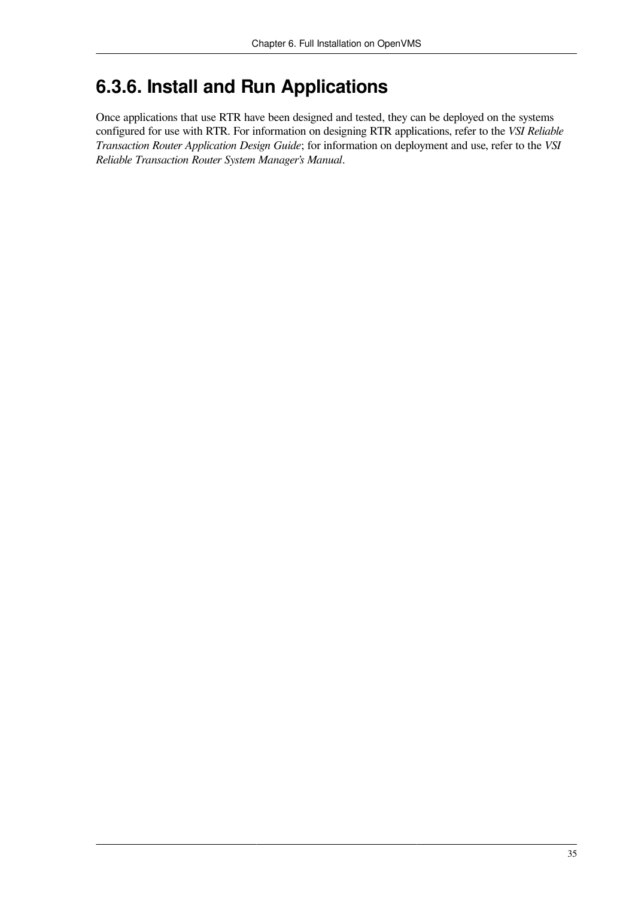## 6.3.6. Install and Run Applications

Once applications that use RTR have been designed and tested, they can be deployed on the systems configured for use with RTR. For information on designing RTR applications, refer to the *VSI Reliable Transaction Router Application Design Guide*; for information on deployment and use, refer to the *VSI Reliable Transaction Router System Manager's Manual*.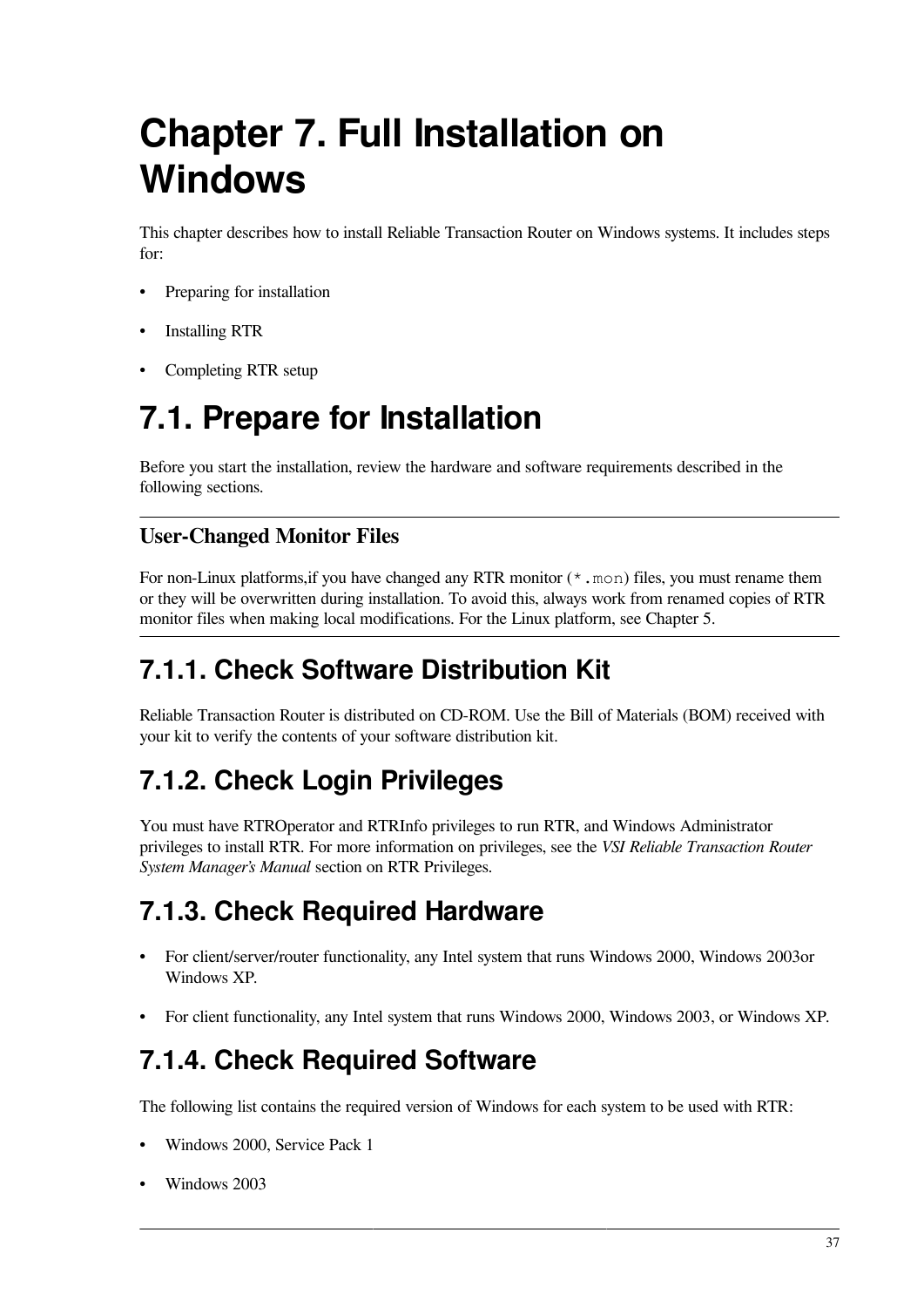# Chapter 7. Full Installation on Windows

This chapter describes how to install Reliable Transaction Router on Windows systems. It includes steps for:

- Preparing for installation
- Installing RTR
- Completing RTR setup

## 7.1. Prepare for Installation

Before you start the installation, review the hardware and software requirements described in the following sections.

---

**User-Changed Monitor Files**

For non-Linux platforms,if you have changed any RTR monitor (`*.mon`) files, you must rename them or they will be overwritten during installation. To avoid this, always work from renamed copies of RTR monitor files when making local modifications. For the Linux platform, see Chapter 5.

---

### 7.1.1. Check Software Distribution Kit

Reliable Transaction Router is distributed on CD-ROM. Use the Bill of Materials (BOM) received with your kit to verify the contents of your software distribution kit.

### 7.1.2. Check Login Privileges

You must have RTROperator and RTRInfo privileges to run RTR, and Windows Administrator privileges to install RTR. For more information on privileges, see the *VSI Reliable Transaction Router System Manager's Manual* section on RTR Privileges.

### 7.1.3. Check Required Hardware

- For client/server/router functionality, any Intel system that runs Windows 2000, Windows 2003or Windows XP.
- For client functionality, any Intel system that runs Windows 2000, Windows 2003, or Windows XP.

### 7.1.4. Check Required Software

The following list contains the required version of Windows for each system to be used with RTR:

- Windows 2000, Service Pack 1
- Windows 2003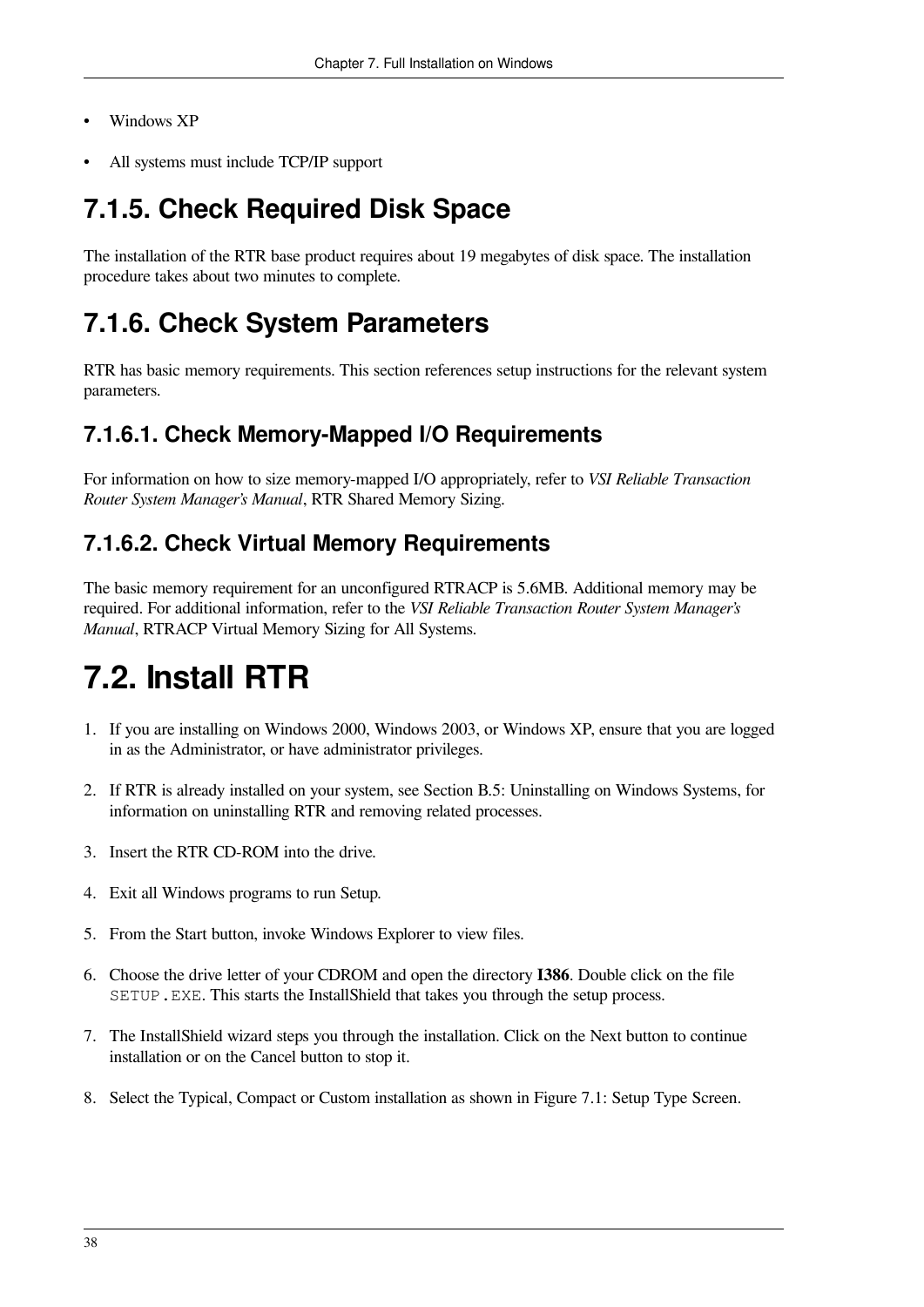- Windows XP
- All systems must include TCP/IP support

### 7.1.5. Check Required Disk Space

The installation of the RTR base product requires about 19 megabytes of disk space. The installation procedure takes about two minutes to complete.

### 7.1.6. Check System Parameters

RTR has basic memory requirements. This section references setup instructions for the relevant system parameters.

#### 7.1.6.1. Check Memory-Mapped I/O Requirements

For information on how to size memory-mapped I/O appropriately, refer to *VSI Reliable Transaction Router System Manager's Manual*, RTR Shared Memory Sizing.

#### 7.1.6.2. Check Virtual Memory Requirements

The basic memory requirement for an unconfigured RTRACP is 5.6MB. Additional memory may be required. For additional information, refer to the *VSI Reliable Transaction Router System Manager's Manual*, RTRACP Virtual Memory Sizing for All Systems.

## 7.2. Install RTR

1. If you are installing on Windows 2000, Windows 2003, or Windows XP, ensure that you are logged in as the Administrator, or have administrator privileges.
2. If RTR is already installed on your system, see Section B.5: Uninstalling on Windows Systems, for information on uninstalling RTR and removing related processes.
3. Insert the RTR CD-ROM into the drive.
4. Exit all Windows programs to run Setup.
5. From the Start button, invoke Windows Explorer to view files.
6. Choose the drive letter of your CDROM and open the directory **I386**. Double click on the file `SETUP.EXE`. This starts the InstallShield that takes you through the setup process.
7. The InstallShield wizard steps you through the installation. Click on the Next button to continue installation or on the Cancel button to stop it.
8. Select the Typical, Compact or Custom installation as shown in Figure 7.1: Setup Type Screen.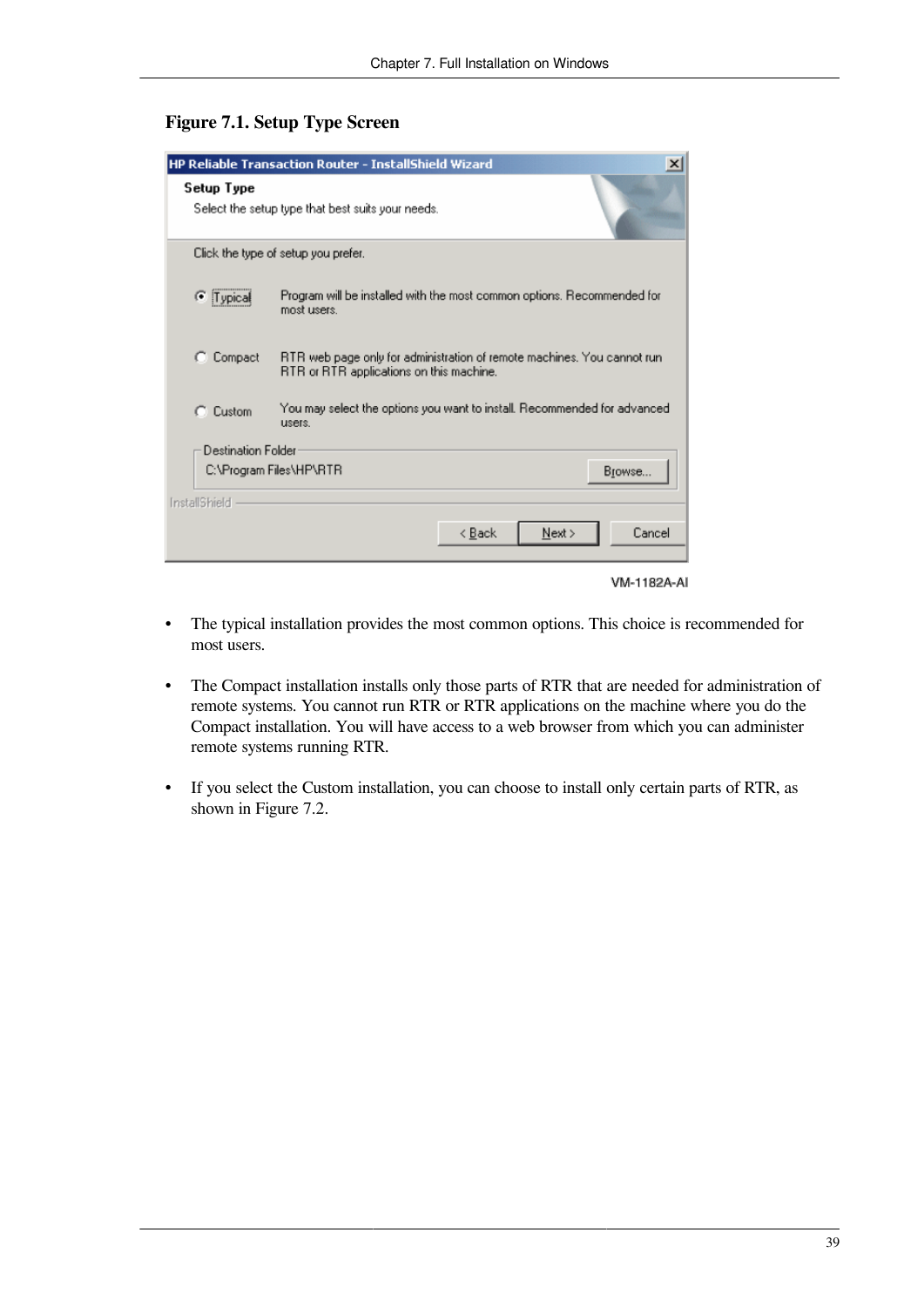**Figure 7.1. Setup Type Screen**

VM-1182A-AI

- The typical installation provides the most common options. This choice is recommended for most users.
- The Compact installation installs only those parts of RTR that are needed for administration of remote systems. You cannot run RTR or RTR applications on the machine where you do the Compact installation. You will have access to a web browser from which you can administer remote systems running RTR.
- If you select the Custom installation, you can choose to install only certain parts of RTR, as shown in Figure 7.2.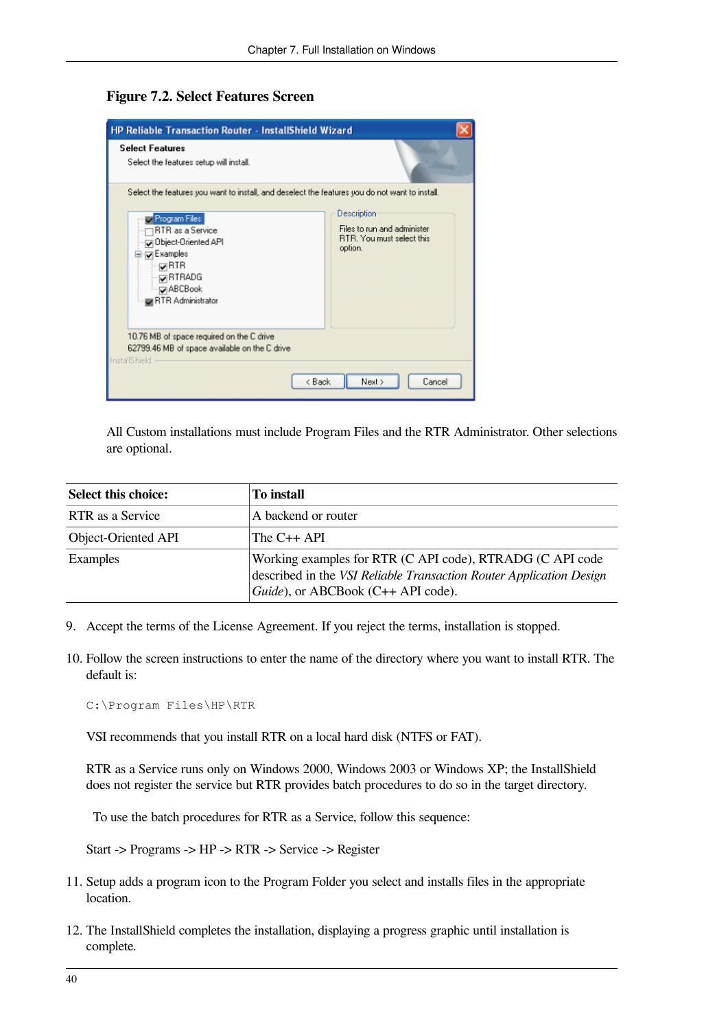**Figure 7.2. Select Features Screen**

All Custom installations must include Program Files and the RTR Administrator. Other selections are optional.

| Select this choice: | To install |
|---|---|
| RTR as a Service | A backend or router |
| Object-Oriented API | The C++ API |
| Examples | Working examples for RTR (C API code), RTRADG (C API code described in the *VSI Reliable Transaction Router Application Design Guide*), or ABCBook (C++ API code). |

9. Accept the terms of the License Agreement. If you reject the terms, installation is stopped.

10. Follow the screen instructions to enter the name of the directory where you want to install RTR. The default is:

    ```
    C:\Program Files\HP\RTR
    ```

    VSI recommends that you install RTR on a local hard disk (NTFS or FAT).

    RTR as a Service runs only on Windows 2000, Windows 2003 or Windows XP; the InstallShield does not register the service but RTR provides batch procedures to do so in the target directory.

    To use the batch procedures for RTR as a Service, follow this sequence:

    Start -> Programs -> HP -> RTR -> Service -> Register

11. Setup adds a program icon to the Program Folder you select and installs files in the appropriate location.

12. The InstallShield completes the installation, displaying a progress graphic until installation is complete.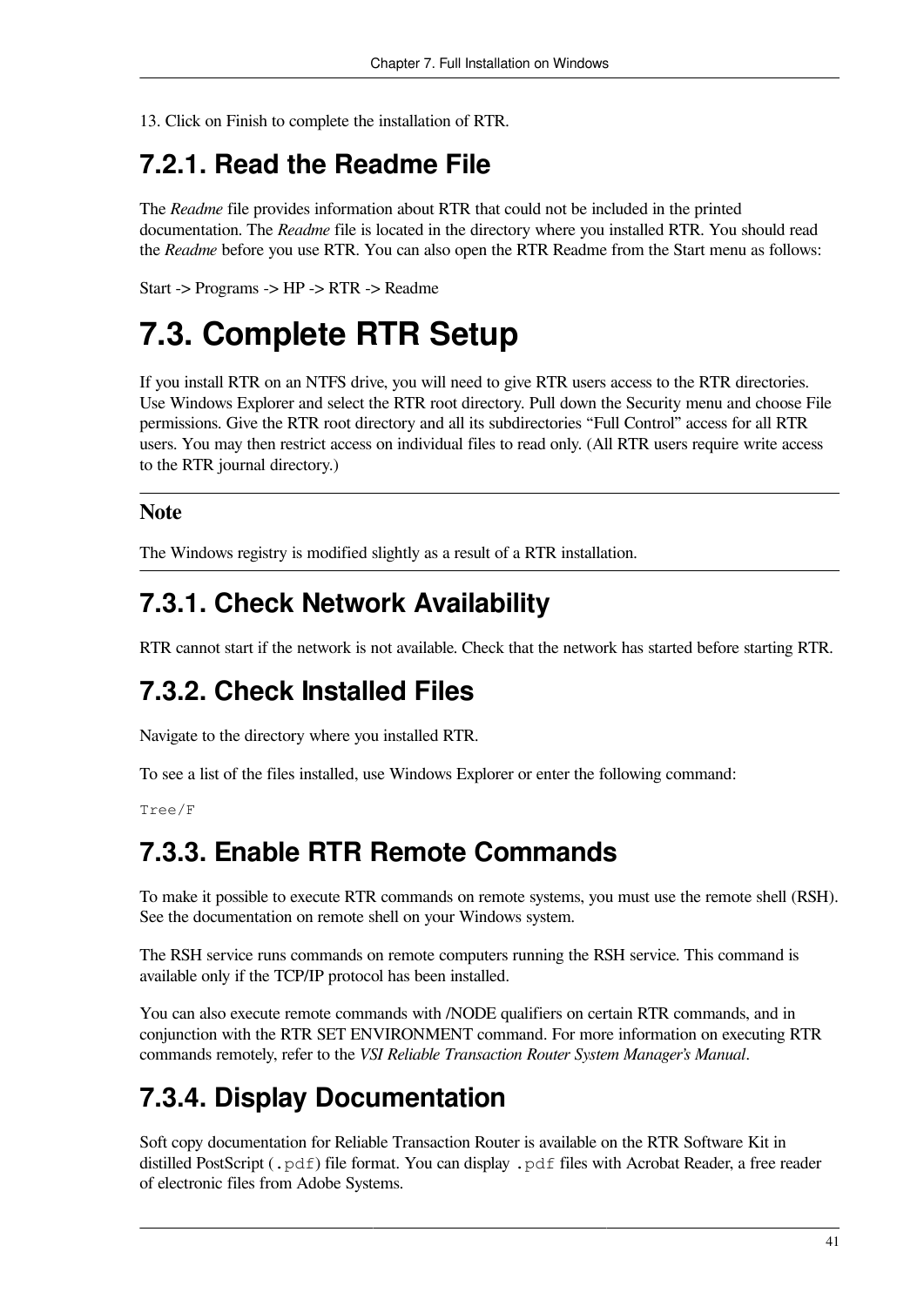13. Click on Finish to complete the installation of RTR.

### 7.2.1. Read the Readme File

The *Readme* file provides information about RTR that could not be included in the printed documentation. The *Readme* file is located in the directory where you installed RTR. You should read the *Readme* before you use RTR. You can also open the RTR Readme from the Start menu as follows:

Start -> Programs -> HP -> RTR -> Readme

## 7.3. Complete RTR Setup

If you install RTR on an NTFS drive, you will need to give RTR users access to the RTR directories. Use Windows Explorer and select the RTR root directory. Pull down the Security menu and choose File permissions. Give the RTR root directory and all its subdirectories "Full Control" access for all RTR users. You may then restrict access on individual files to read only. (All RTR users require write access to the RTR journal directory.)

---

**Note**

The Windows registry is modified slightly as a result of a RTR installation.

---

### 7.3.1. Check Network Availability

RTR cannot start if the network is not available. Check that the network has started before starting RTR.

### 7.3.2. Check Installed Files

Navigate to the directory where you installed RTR.

To see a list of the files installed, use Windows Explorer or enter the following command:

```
Tree/F
```

### 7.3.3. Enable RTR Remote Commands

To make it possible to execute RTR commands on remote systems, you must use the remote shell (RSH). See the documentation on remote shell on your Windows system.

The RSH service runs commands on remote computers running the RSH service. This command is available only if the TCP/IP protocol has been installed.

You can also execute remote commands with /NODE qualifiers on certain RTR commands, and in conjunction with the RTR SET ENVIRONMENT command. For more information on executing RTR commands remotely, refer to the *VSI Reliable Transaction Router System Manager's Manual*.

### 7.3.4. Display Documentation

Soft copy documentation for Reliable Transaction Router is available on the RTR Software Kit in distilled PostScript (`.pdf`) file format. You can display `.pdf` files with Acrobat Reader, a free reader of electronic files from Adobe Systems.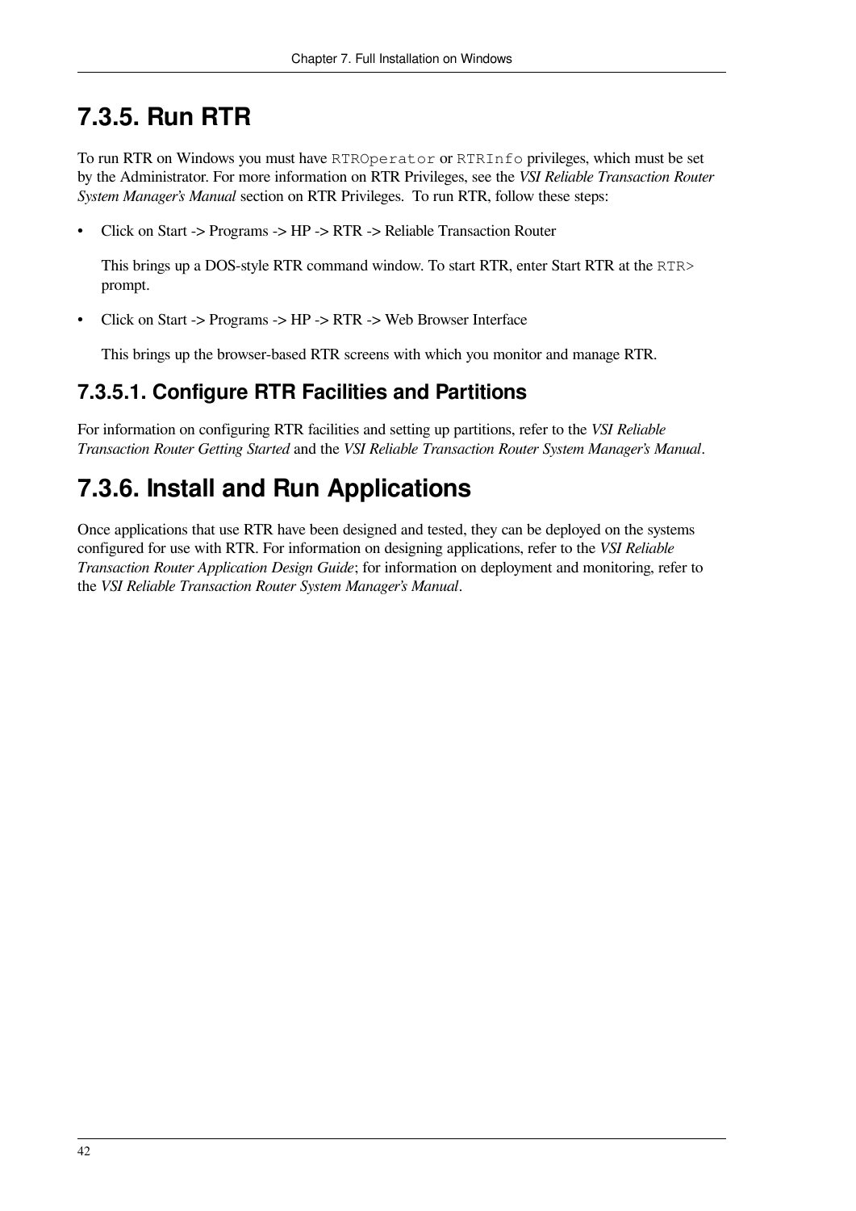## 7.3.5. Run RTR

To run RTR on Windows you must have `RTROperator` or `RTRInfo` privileges, which must be set by the Administrator. For more information on RTR Privileges, see the *VSI Reliable Transaction Router System Manager's Manual* section on RTR Privileges. To run RTR, follow these steps:

- Click on Start -> Programs -> HP -> RTR -> Reliable Transaction Router

  This brings up a DOS-style RTR command window. To start RTR, enter Start RTR at the `RTR>` prompt.

- Click on Start -> Programs -> HP -> RTR -> Web Browser Interface

  This brings up the browser-based RTR screens with which you monitor and manage RTR.

### 7.3.5.1. Configure RTR Facilities and Partitions

For information on configuring RTR facilities and setting up partitions, refer to the *VSI Reliable Transaction Router Getting Started* and the *VSI Reliable Transaction Router System Manager's Manual*.

## 7.3.6. Install and Run Applications

Once applications that use RTR have been designed and tested, they can be deployed on the systems configured for use with RTR. For information on designing applications, refer to the *VSI Reliable Transaction Router Application Design Guide*; for information on deployment and monitoring, refer to the *VSI Reliable Transaction Router System Manager's Manual*.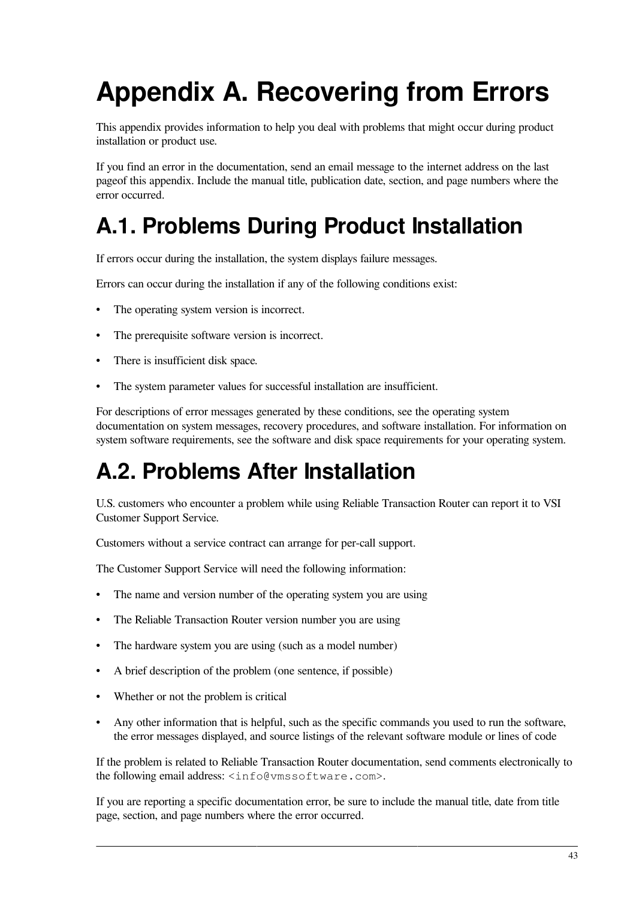# Appendix A. Recovering from Errors

This appendix provides information to help you deal with problems that might occur during product installation or product use.

If you find an error in the documentation, send an email message to the internet address on the last pageof this appendix. Include the manual title, publication date, section, and page numbers where the error occurred.

## A.1. Problems During Product Installation

If errors occur during the installation, the system displays failure messages.

Errors can occur during the installation if any of the following conditions exist:

- The operating system version is incorrect.
- The prerequisite software version is incorrect.
- There is insufficient disk space.
- The system parameter values for successful installation are insufficient.

For descriptions of error messages generated by these conditions, see the operating system documentation on system messages, recovery procedures, and software installation. For information on system software requirements, see the software and disk space requirements for your operating system.

## A.2. Problems After Installation

U.S. customers who encounter a problem while using Reliable Transaction Router can report it to VSI Customer Support Service.

Customers without a service contract can arrange for per-call support.

The Customer Support Service will need the following information:

- The name and version number of the operating system you are using
- The Reliable Transaction Router version number you are using
- The hardware system you are using (such as a model number)
- A brief description of the problem (one sentence, if possible)
- Whether or not the problem is critical
- Any other information that is helpful, such as the specific commands you used to run the software, the error messages displayed, and source listings of the relevant software module or lines of code

If the problem is related to Reliable Transaction Router documentation, send comments electronically to the following email address: `<info@vmssoftware.com>`.

If you are reporting a specific documentation error, be sure to include the manual title, date from title page, section, and page numbers where the error occurred.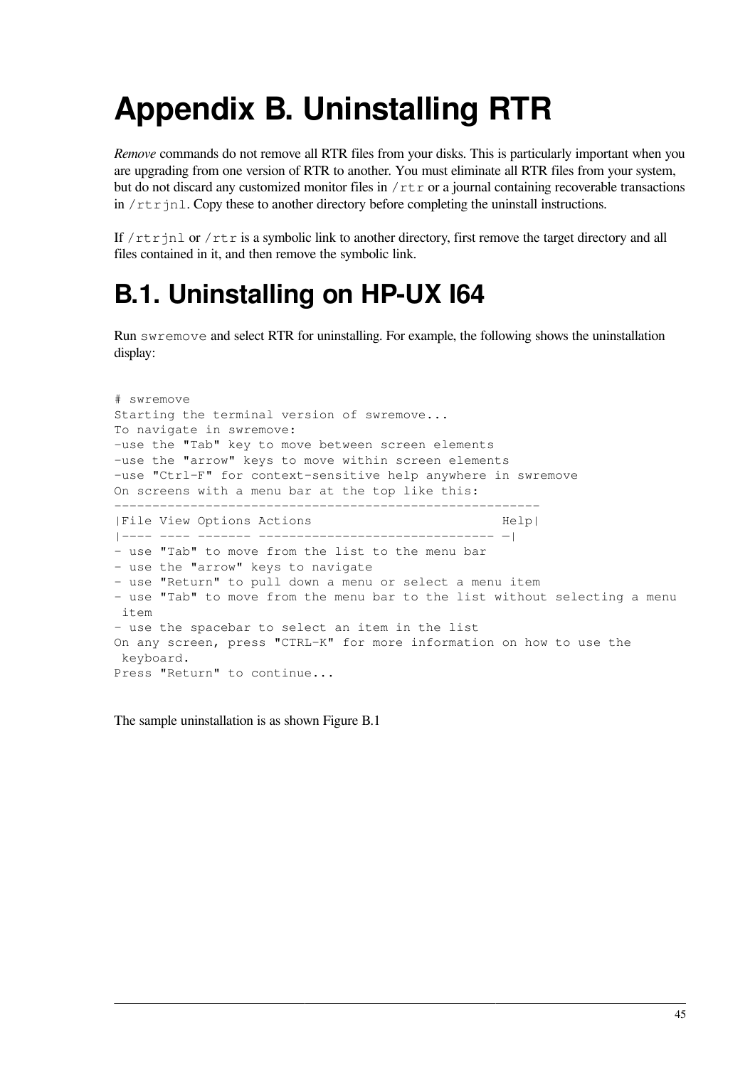# Appendix B. Uninstalling RTR

*Remove* commands do not remove all RTR files from your disks. This is particularly important when you are upgrading from one version of RTR to another. You must eliminate all RTR files from your system, but do not discard any customized monitor files in `/rtr` or a journal containing recoverable transactions in `/rtrjnl`. Copy these to another directory before completing the uninstall instructions.

If `/rtrjnl` or `/rtr` is a symbolic link to another directory, first remove the target directory and all files contained in it, and then remove the symbolic link.

## B.1. Uninstalling on HP-UX I64

Run `swremove` and select RTR for uninstalling. For example, the following shows the uninstallation display:

```
# swremove
Starting the terminal version of swremove...
To navigate in swremove:
-use the "Tab" key to move between screen elements
-use the "arrow" keys to move within screen elements
-use "Ctrl-F" for context-sensitive help anywhere in swremove
On screens with a menu bar at the top like this:
-------------------------------------------------------
|File View Options Actions                        Help|
|---- ---- ------- ------------------------------- -|
- use "Tab" to move from the list to the menu bar
- use the "arrow" keys to navigate
- use "Return" to pull down a menu or select a menu item
- use "Tab" to move from the menu bar to the list without selecting a menu
 item
- use the spacebar to select an item in the list
On any screen, press "CTRL-K" for more information on how to use the
 keyboard.
Press "Return" to continue...
```

The sample uninstallation is as shown Figure B.1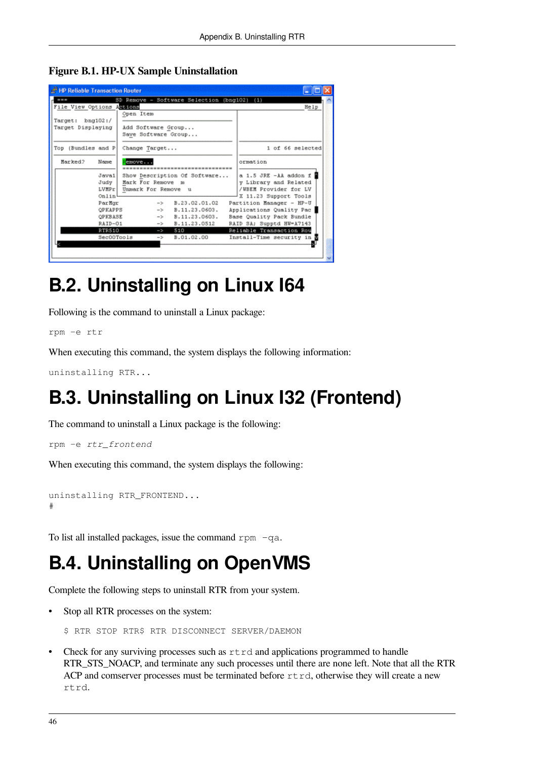**Figure B.1. HP-UX Sample Uninstallation**

## B.2. Uninstalling on Linux I64

Following is the command to uninstall a Linux package:

```
rpm -e rtr
```

When executing this command, the system displays the following information:

```
uninstalling RTR...
```

## B.3. Uninstalling on Linux I32 (Frontend)

The command to uninstall a Linux package is the following:

```
rpm -e rtr_frontend
```

When executing this command, the system displays the following:

```
uninstalling RTR_FRONTEND...
#
```

To list all installed packages, issue the command `rpm -qa`.

## B.4. Uninstalling on OpenVMS

Complete the following steps to uninstall RTR from your system.

- Stop all RTR processes on the system:

  ```
  $ RTR STOP RTR$ RTR DISCONNECT SERVER/DAEMON
  ```

- Check for any surviving processes such as `rtrd` and applications programmed to handle RTR_STS_NOACP, and terminate any such processes until there are none left. Note that all the RTR ACP and comserver processes must be terminated before `rtrd`, otherwise they will create a new `rtrd`.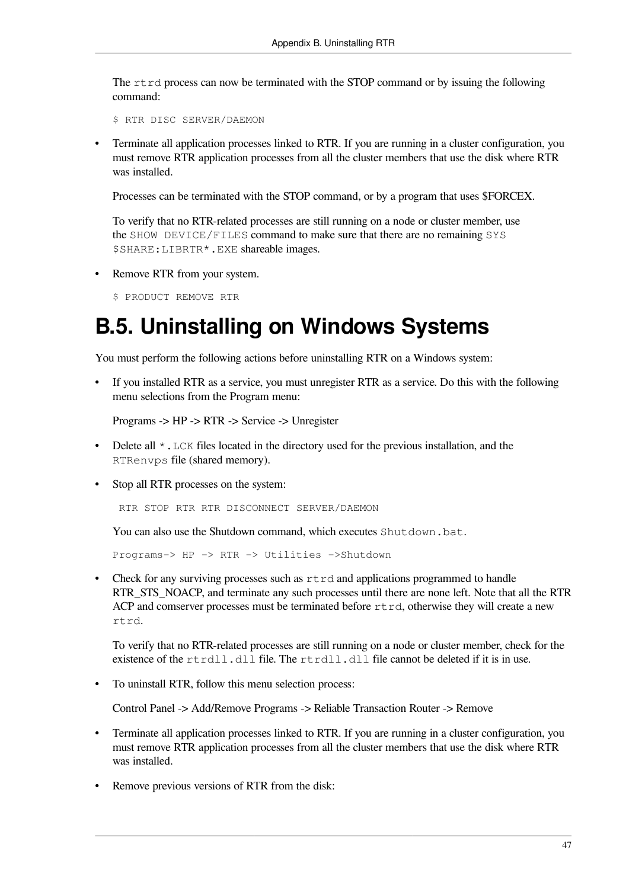The `rtrd` process can now be terminated with the STOP command or by issuing the following command:

```
$ RTR DISC SERVER/DAEMON
```

- Terminate all application processes linked to RTR. If you are running in a cluster configuration, you must remove RTR application processes from all the cluster members that use the disk where RTR was installed.

  Processes can be terminated with the STOP command, or by a program that uses $FORCEX.

  To verify that no RTR-related processes are still running on a node or cluster member, use the `SHOW DEVICE/FILES` command to make sure that there are no remaining `SYS$SHARE:LIBRTR*.EXE` shareable images.

- Remove RTR from your system.

  ```
  $ PRODUCT REMOVE RTR
  ```

# B.5. Uninstalling on Windows Systems

You must perform the following actions before uninstalling RTR on a Windows system:

- If you installed RTR as a service, you must unregister RTR as a service. Do this with the following menu selections from the Program menu:

  Programs -> HP -> RTR -> Service -> Unregister

- Delete all `*.LCK` files located in the directory used for the previous installation, and the `RTRenvps` file (shared memory).

- Stop all RTR processes on the system:

  ```
   RTR STOP RTR RTR DISCONNECT SERVER/DAEMON
  ```

  You can also use the Shutdown command, which executes `Shutdown.bat`.

  ```
  Programs-> HP -> RTR -> Utilities ->Shutdown
  ```

- Check for any surviving processes such as `rtrd` and applications programmed to handle RTR_STS_NOACP, and terminate any such processes until there are none left. Note that all the RTR ACP and comserver processes must be terminated before `rtrd`, otherwise they will create a new `rtrd`.

  To verify that no RTR-related processes are still running on a node or cluster member, check for the existence of the `rtrdll.dll` file. The `rtrdll.dll` file cannot be deleted if it is in use.

- To uninstall RTR, follow this menu selection process:

  Control Panel -> Add/Remove Programs -> Reliable Transaction Router -> Remove

- Terminate all application processes linked to RTR. If you are running in a cluster configuration, you must remove RTR application processes from all the cluster members that use the disk where RTR was installed.

- Remove previous versions of RTR from the disk: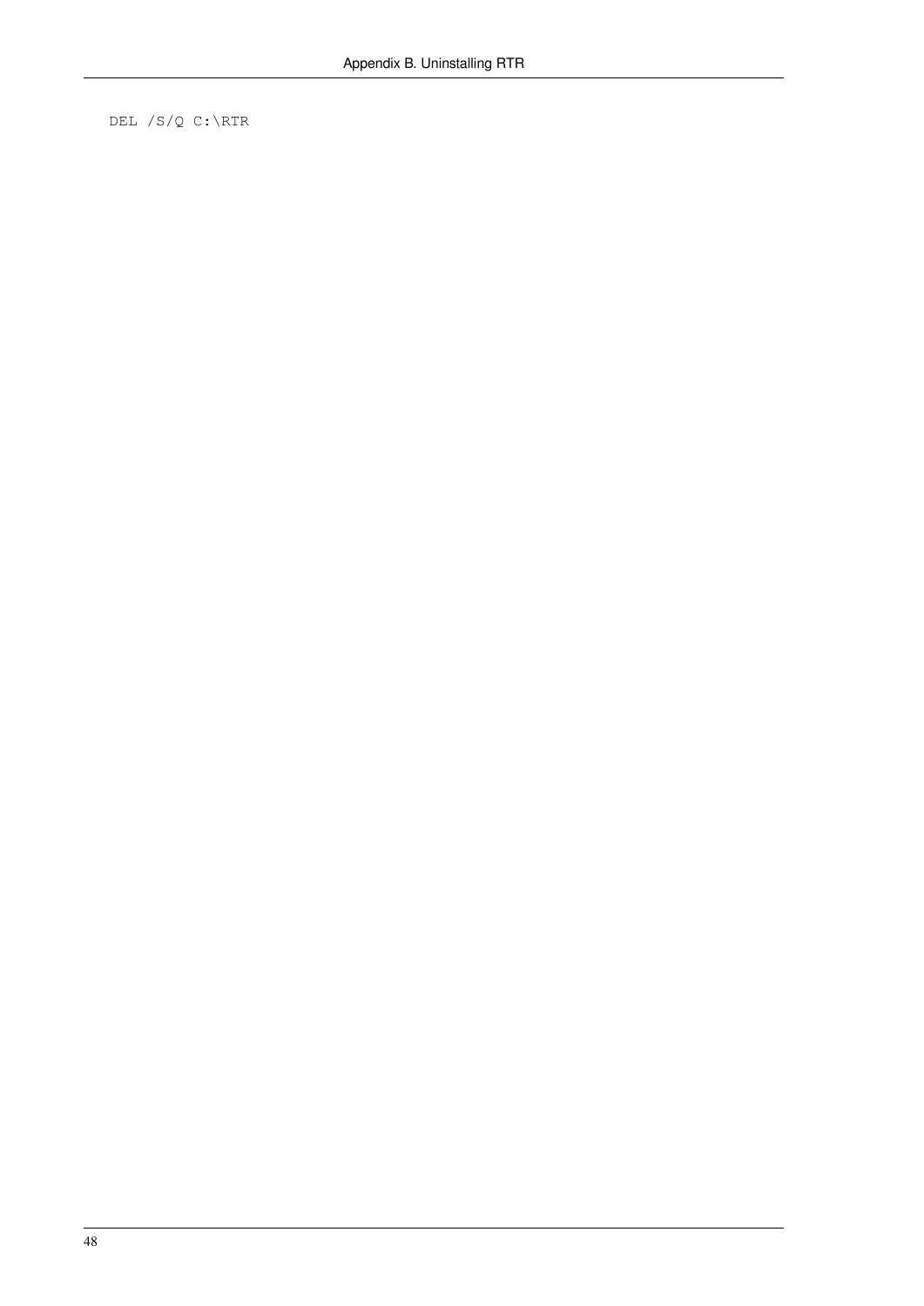```
DEL /S/Q C:\RTR
```